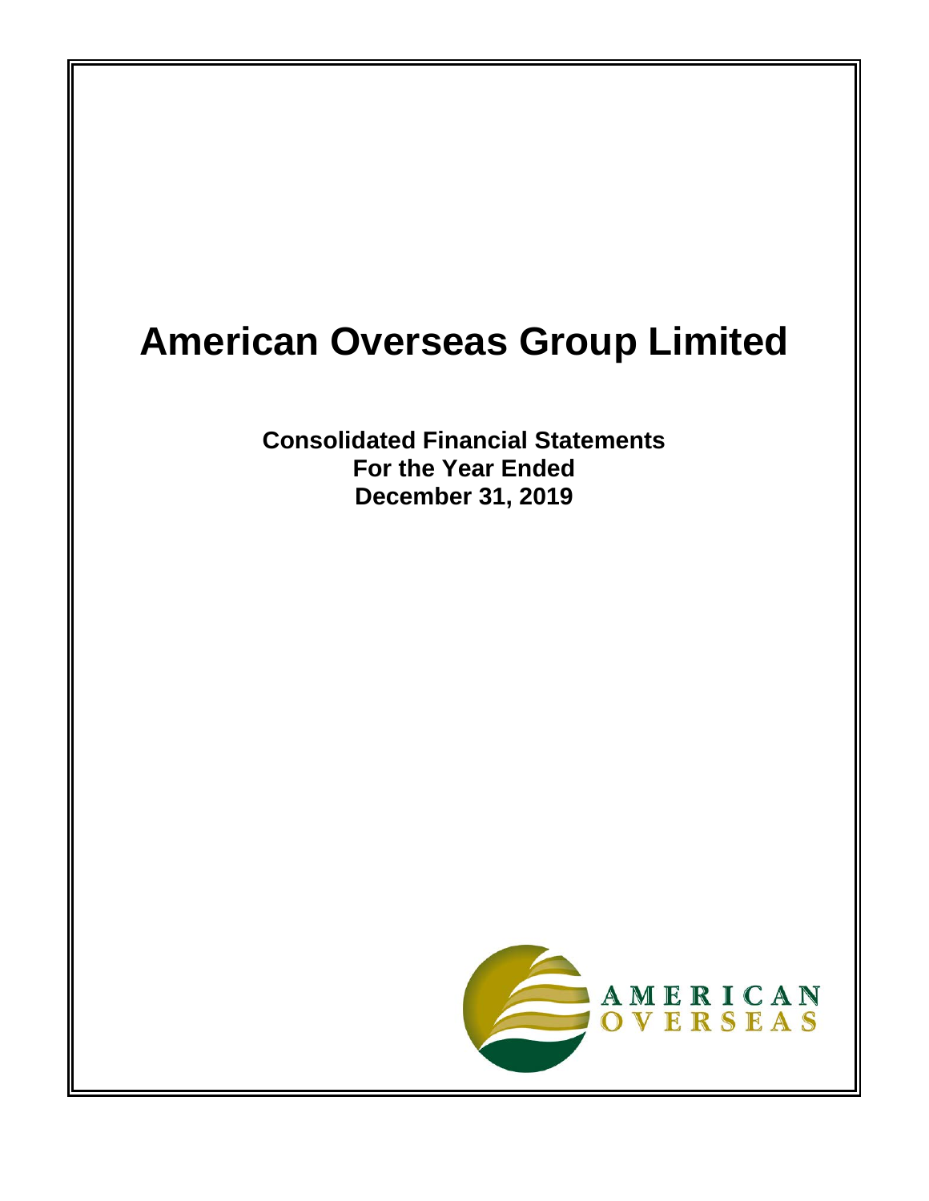# American Overseas Group Limited

**Consolidated Financial Statements**
**For the Year Ended**
**December 31, 2019**

AMERICAN
OVERSEAS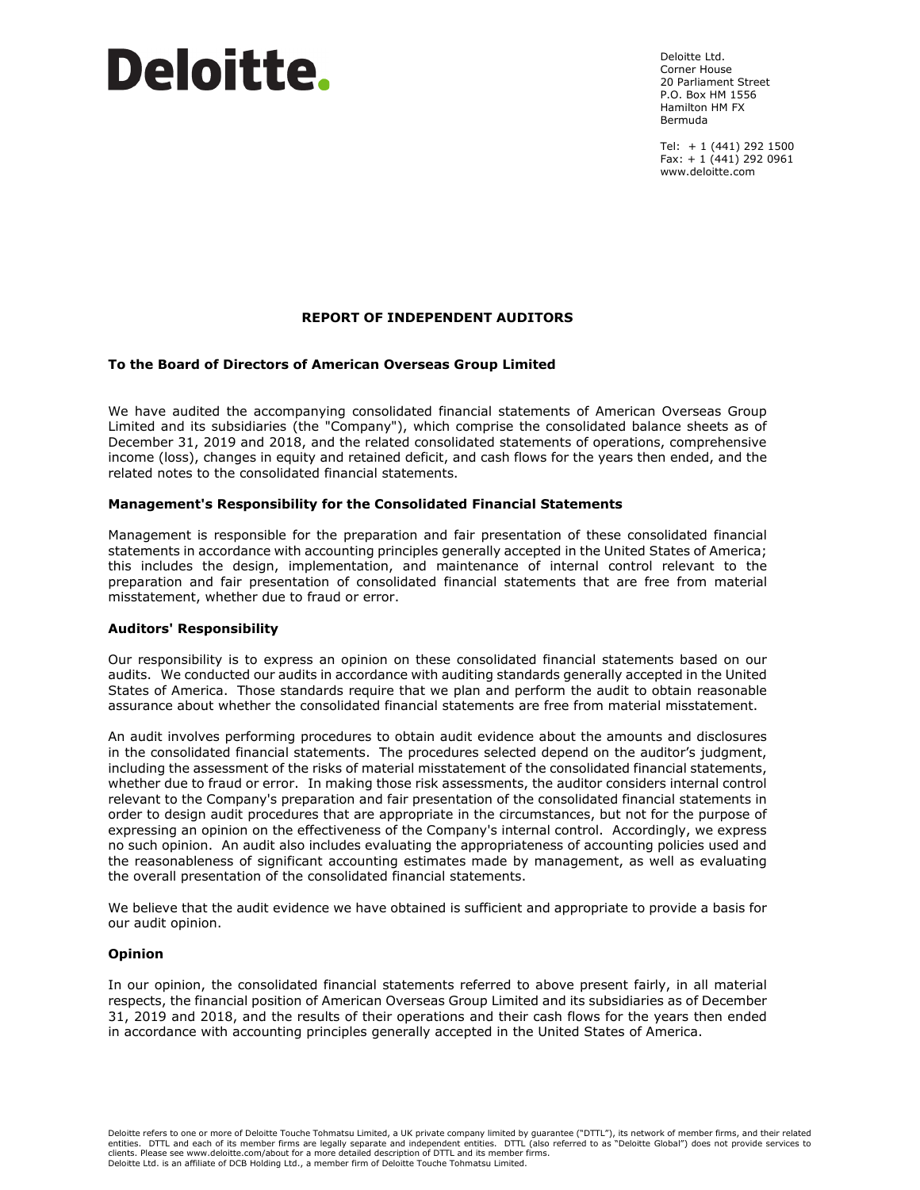Deloitte.

Deloitte Ltd.
Corner House
20 Parliament Street
P.O. Box HM 1556
Hamilton HM FX
Bermuda

Tel: + 1 (441) 292 1500
Fax: + 1 (441) 292 0961
www.deloitte.com

# REPORT OF INDEPENDENT AUDITORS

**To the Board of Directors of American Overseas Group Limited**

We have audited the accompanying consolidated financial statements of American Overseas Group Limited and its subsidiaries (the "Company"), which comprise the consolidated balance sheets as of December 31, 2019 and 2018, and the related consolidated statements of operations, comprehensive income (loss), changes in equity and retained deficit, and cash flows for the years then ended, and the related notes to the consolidated financial statements.

## Management's Responsibility for the Consolidated Financial Statements

Management is responsible for the preparation and fair presentation of these consolidated financial statements in accordance with accounting principles generally accepted in the United States of America; this includes the design, implementation, and maintenance of internal control relevant to the preparation and fair presentation of consolidated financial statements that are free from material misstatement, whether due to fraud or error.

## Auditors' Responsibility

Our responsibility is to express an opinion on these consolidated financial statements based on our audits. We conducted our audits in accordance with auditing standards generally accepted in the United States of America. Those standards require that we plan and perform the audit to obtain reasonable assurance about whether the consolidated financial statements are free from material misstatement.

An audit involves performing procedures to obtain audit evidence about the amounts and disclosures in the consolidated financial statements. The procedures selected depend on the auditor's judgment, including the assessment of the risks of material misstatement of the consolidated financial statements, whether due to fraud or error. In making those risk assessments, the auditor considers internal control relevant to the Company's preparation and fair presentation of the consolidated financial statements in order to design audit procedures that are appropriate in the circumstances, but not for the purpose of expressing an opinion on the effectiveness of the Company's internal control. Accordingly, we express no such opinion. An audit also includes evaluating the appropriateness of accounting policies used and the reasonableness of significant accounting estimates made by management, as well as evaluating the overall presentation of the consolidated financial statements.

We believe that the audit evidence we have obtained is sufficient and appropriate to provide a basis for our audit opinion.

## Opinion

In our opinion, the consolidated financial statements referred to above present fairly, in all material respects, the financial position of American Overseas Group Limited and its subsidiaries as of December 31, 2019 and 2018, and the results of their operations and their cash flows for the years then ended in accordance with accounting principles generally accepted in the United States of America.

Deloitte refers to one or more of Deloitte Touche Tohmatsu Limited, a UK private company limited by guarantee ("DTTL"), its network of member firms, and their related entities. DTTL and each of its member firms are legally separate and independent entities. DTTL (also referred to as "Deloitte Global") does not provide services to clients. Please see www.deloitte.com/about for a more detailed description of DTTL and its member firms.
Deloitte Ltd. is an affiliate of DCB Holding Ltd., a member firm of Deloitte Touche Tohmatsu Limited.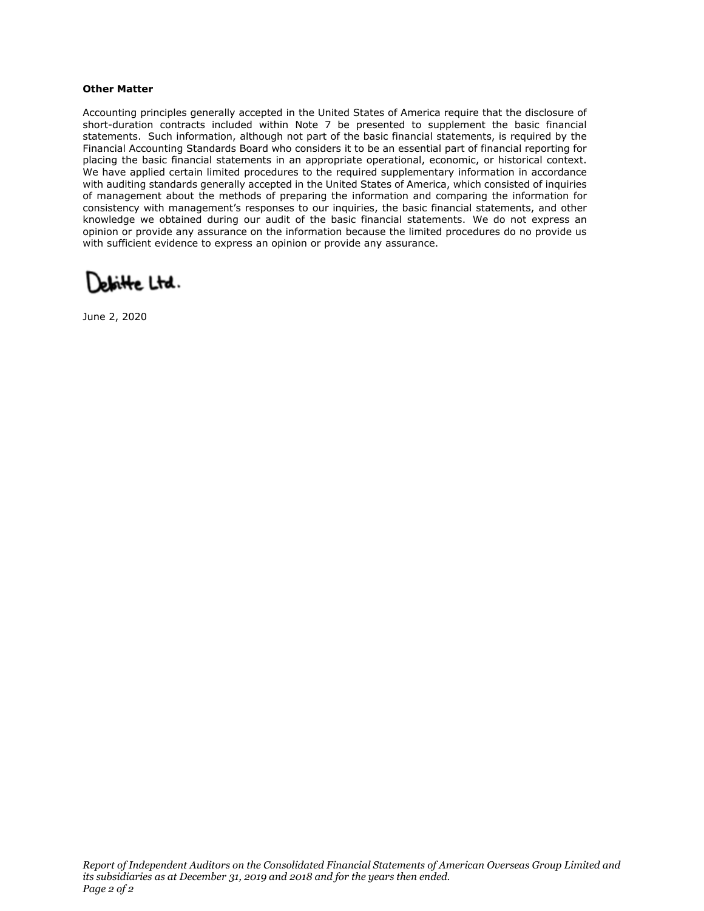**Other Matter**

Accounting principles generally accepted in the United States of America require that the disclosure of short-duration contracts included within Note 7 be presented to supplement the basic financial statements. Such information, although not part of the basic financial statements, is required by the Financial Accounting Standards Board who considers it to be an essential part of financial reporting for placing the basic financial statements in an appropriate operational, economic, or historical context. We have applied certain limited procedures to the required supplementary information in accordance with auditing standards generally accepted in the United States of America, which consisted of inquiries of management about the methods of preparing the information and comparing the information for consistency with management's responses to our inquiries, the basic financial statements, and other knowledge we obtained during our audit of the basic financial statements. We do not express an opinion or provide any assurance on the information because the limited procedures do no provide us with sufficient evidence to express an opinion or provide any assurance.

Deloitte Ltd.

June 2, 2020

*Report of Independent Auditors on the Consolidated Financial Statements of American Overseas Group Limited and its subsidiaries as at December 31, 2019 and 2018 and for the years then ended.*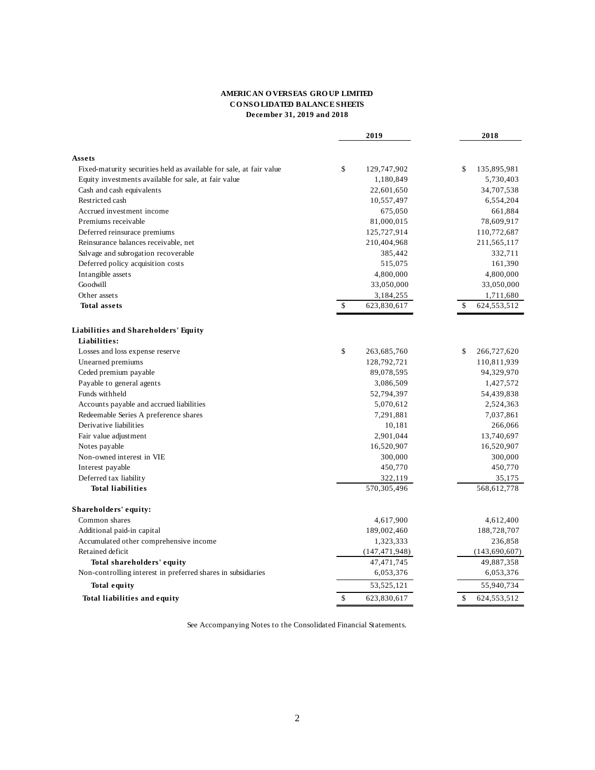# AMERICAN OVERSEAS GROUP LIMITED
## CONSOLIDATED BALANCE SHEETS
### December 31, 2019 and 2018

| | 2019 | 2018 |
|---|---|---|
| **Assets** | | |
| Fixed-maturity securities held as available for sale, at fair value | $ 129,747,902 | $ 135,895,981 |
| Equity investments available for sale, at fair value | 1,180,849 | 5,730,403 |
| Cash and cash equivalents | 22,601,650 | 34,707,538 |
| Restricted cash | 10,557,497 | 6,554,204 |
| Accrued investment income | 675,050 | 661,884 |
| Premiums receivable | 81,000,015 | 78,609,917 |
| Deferred reinsurace premiums | 125,727,914 | 110,772,687 |
| Reinsurance balances receivable, net | 210,404,968 | 211,565,117 |
| Salvage and subrogation recoverable | 385,442 | 332,711 |
| Deferred policy acquisition costs | 515,075 | 161,390 |
| Intangible assets | 4,800,000 | 4,800,000 |
| Goodwill | 33,050,000 | 33,050,000 |
| Other assets | 3,184,255 | 1,711,680 |
| **Total assets** | $ 623,830,617 | $ 624,553,512 |
| | | |
| **Liabilities and Shareholders' Equity** | | |
| **Liabilities:** | | |
| Losses and loss expense reserve | $ 263,685,760 | $ 266,727,620 |
| Unearned premiums | 128,792,721 | 110,811,939 |
| Ceded premium payable | 89,078,595 | 94,329,970 |
| Payable to general agents | 3,086,509 | 1,427,572 |
| Funds withheld | 52,794,397 | 54,439,838 |
| Accounts payable and accrued liabilities | 5,070,612 | 2,524,363 |
| Redeemable Series A preference shares | 7,291,881 | 7,037,861 |
| Derivative liabilities | 10,181 | 266,066 |
| Fair value adjustment | 2,901,044 | 13,740,697 |
| Notes payable | 16,520,907 | 16,520,907 |
| Non-owned interest in VIE | 300,000 | 300,000 |
| Interest payable | 450,770 | 450,770 |
| Deferred tax liability | 322,119 | 35,175 |
| **Total liabilities** | 570,305,496 | 568,612,778 |
| | | |
| **Shareholders' equity:** | | |
| Common shares | 4,617,900 | 4,612,400 |
| Additional paid-in capital | 189,002,460 | 188,728,707 |
| Accumulated other comprehensive income | 1,323,333 | 236,858 |
| Retained deficit | (147,471,948) | (143,690,607) |
| **Total shareholders' equity** | 47,471,745 | 49,887,358 |
| Non-controlling interest in preferred shares in subsidiaries | 6,053,376 | 6,053,376 |
| **Total equity** | 53,525,121 | 55,940,734 |
| **Total liabilities and equity** | $ 623,830,617 | $ 624,553,512 |

See Accompanying Notes to the Consolidated Financial Statements.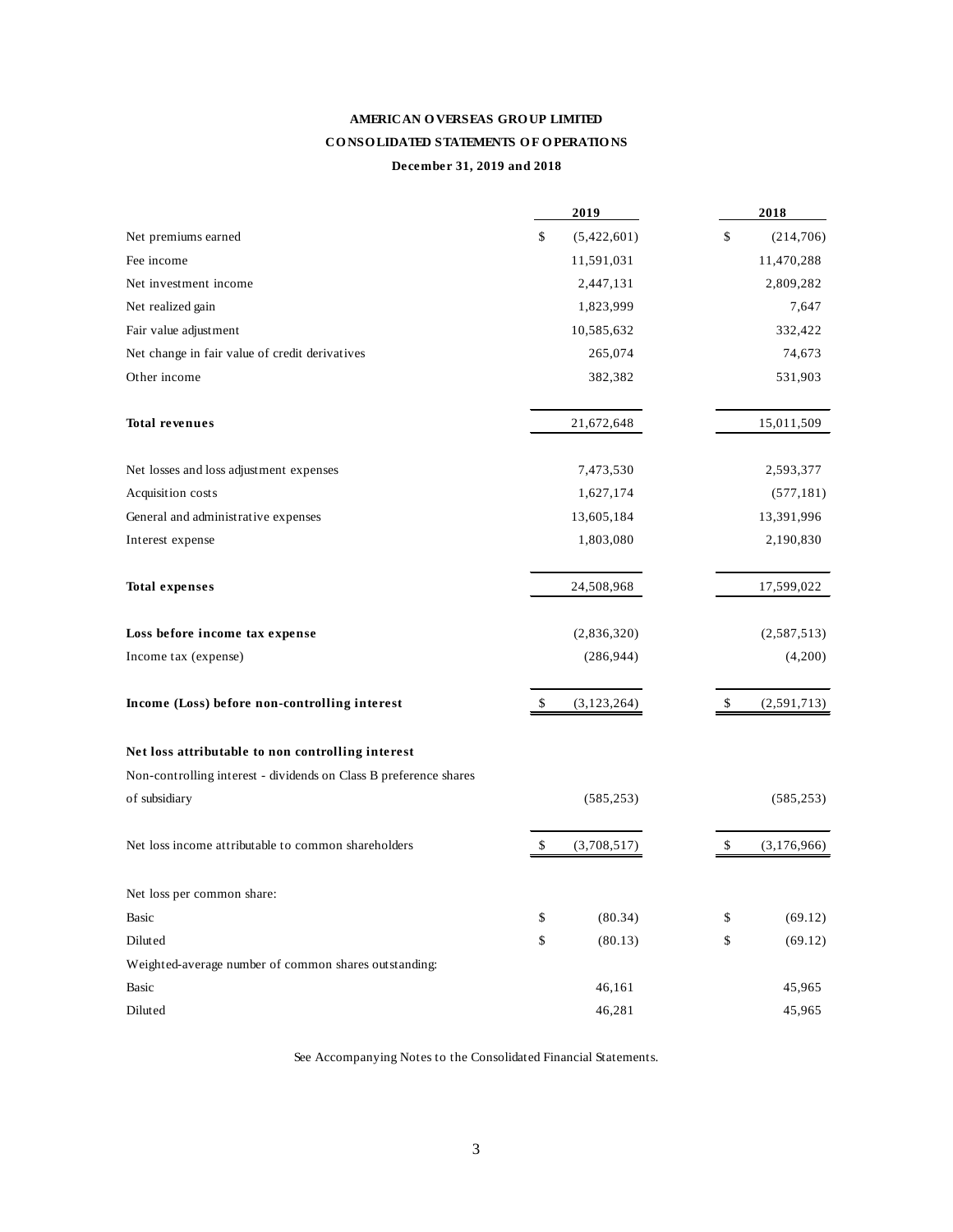**AMERICAN OVERSEAS GROUP LIMITED**

**CONSOLIDATED STATEMENTS OF OPERATIONS**

**December 31, 2019 and 2018**

| | 2019 | 2018 |
|---|---|---|
| Net premiums earned | $ (5,422,601) | $ (214,706) |
| Fee income | 11,591,031 | 11,470,288 |
| Net investment income | 2,447,131 | 2,809,282 |
| Net realized gain | 1,823,999 | 7,647 |
| Fair value adjustment | 10,585,632 | 332,422 |
| Net change in fair value of credit derivatives | 265,074 | 74,673 |
| Other income | 382,382 | 531,903 |
| **Total revenues** | 21,672,648 | 15,011,509 |
| Net losses and loss adjustment expenses | 7,473,530 | 2,593,377 |
| Acquisition costs | 1,627,174 | (577,181) |
| General and administrative expenses | 13,605,184 | 13,391,996 |
| Interest expense | 1,803,080 | 2,190,830 |
| **Total expenses** | 24,508,968 | 17,599,022 |
| **Loss before income tax expense** | (2,836,320) | (2,587,513) |
| Income tax (expense) | (286,944) | (4,200) |
| **Income (Loss) before non-controlling interest** | $ (3,123,264) | $ (2,591,713) |
| **Net loss attributable to non controlling interest** | | |
| Non-controlling interest - dividends on Class B preference shares of subsidiary | (585,253) | (585,253) |
| Net loss income attributable to common shareholders | $ (3,708,517) | $ (3,176,966) |
| Net loss per common share: | | |
| Basic | $ (80.34) | $ (69.12) |
| Diluted | $ (80.13) | $ (69.12) |
| Weighted-average number of common shares outstanding: | | |
| Basic | 46,161 | 45,965 |
| Diluted | 46,281 | 45,965 |

See Accompanying Notes to the Consolidated Financial Statements.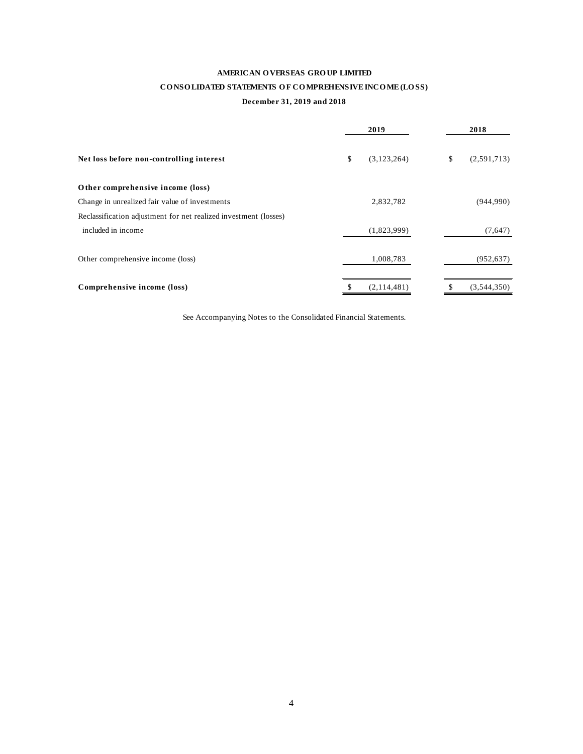**AMERICAN OVERSEAS GROUP LIMITED**

**CONSOLIDATED STATEMENTS OF COMPREHENSIVE INCOME (LOSS)**

**December 31, 2019 and 2018**

| | 2019 | 2018 |
|---|---|---|
| **Net loss before non-controlling interest** | $ (3,123,264) | $ (2,591,713) |
| **Other comprehensive income (loss)** | | |
| Change in unrealized fair value of investments | 2,832,782 | (944,990) |
| Reclassification adjustment for net realized investment (losses) included in income | (1,823,999) | (7,647) |
| Other comprehensive income (loss) | 1,008,783 | (952,637) |
| **Comprehensive income (loss)** | $ (2,114,481) | $ (3,544,350) |

See Accompanying Notes to the Consolidated Financial Statements.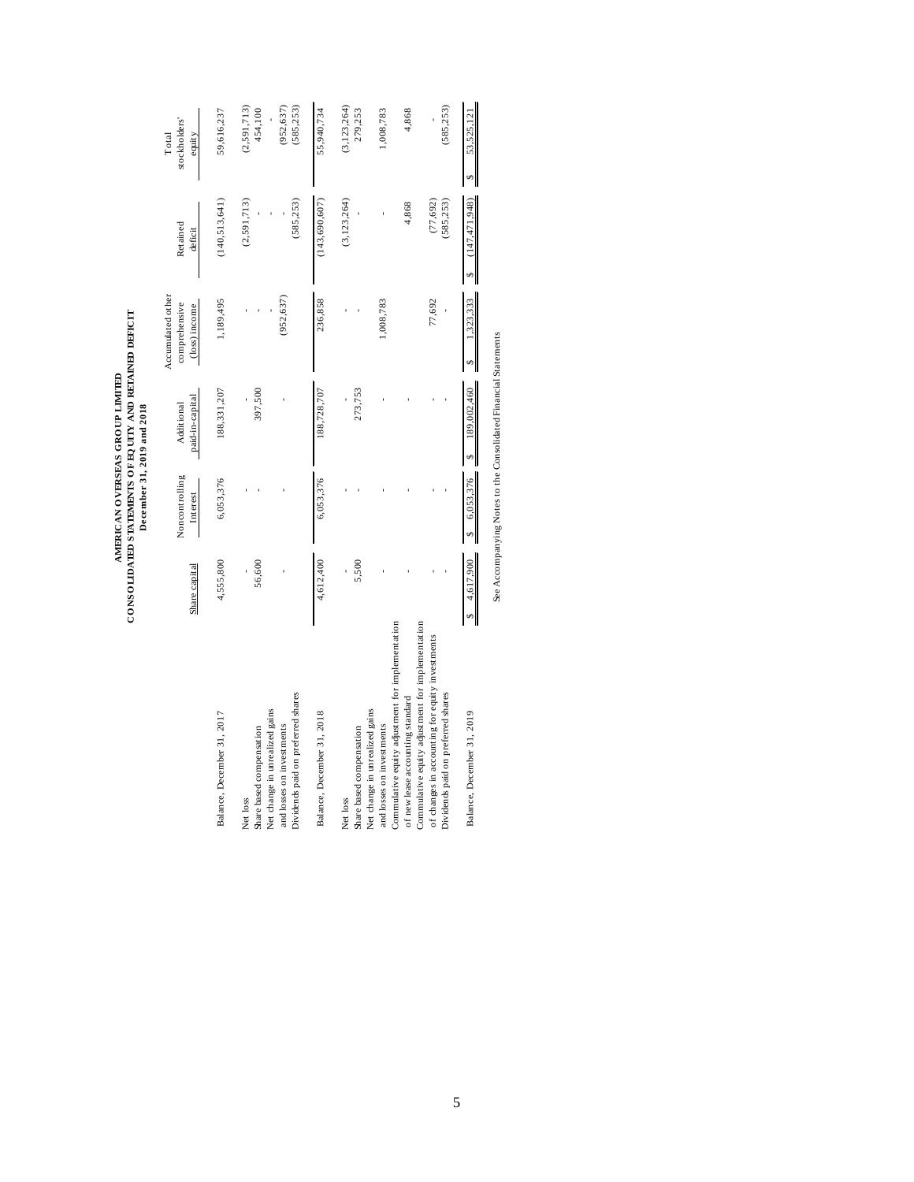# AMERICAN OVERSEAS GROUP LIMITED
## CONSOLIDATED STATEMENTS OF EQUITY AND RETAINED DEFICIT
### December 31, 2019 and 2018

| | Share capital | Noncontrolling Interest | Additional paid-in-capital | Accumulated other comprehensive (loss) income | Retained deficit | Total stockholders' equity |
|---|---|---|---|---|---|---|
| Balance, December 31, 2017 | 4,555,800 | 6,053,376 | 188,331,207 | 1,189,495 | (140,513,641) | 59,616,237 |
| Net loss | - | - | - | - | (2,591,713) | (2,591,713) |
| Share based compensation | 56,600 | - | 397,500 | - | - | 454,100 |
| Net change in unrealized gains and losses on investments | - | - | - | (952,637) | - | (952,637) |
| Dividends paid on preferred shares | | | | | (585,253) | (585,253) |
| Balance, December 31, 2018 | 4,612,400 | 6,053,376 | 188,728,707 | 236,858 | (143,690,607) | 55,940,734 |
| Net loss | - | - | - | - | (3,123,264) | (3,123,264) |
| Share based compensation | 5,500 | - | 273,753 | - | - | 279,253 |
| Net change in unrealized gains and losses on investments | - | - | - | 1,008,783 | - | 1,008,783 |
| Commulative equity adjustment for implementation of new lease accounting standard | - | - | - | | 4,868 | 4,868 |
| Commulative equity adjustment for implementation of changes in accounting for equity investments | - | - | - | 77,692 | (77,692) | - |
| Dividends paid on preferred shares | - | - | - | - | (585,253) | (585,253) |
| Balance, December 31, 2019 | $ 4,617,900 | $ 6,053,376 | $ 189,002,460 | $ 1,323,333 | $ (147,471,948) | $ 53,525,121 |

See Accompanying Notes to the Consolidated Financial Statements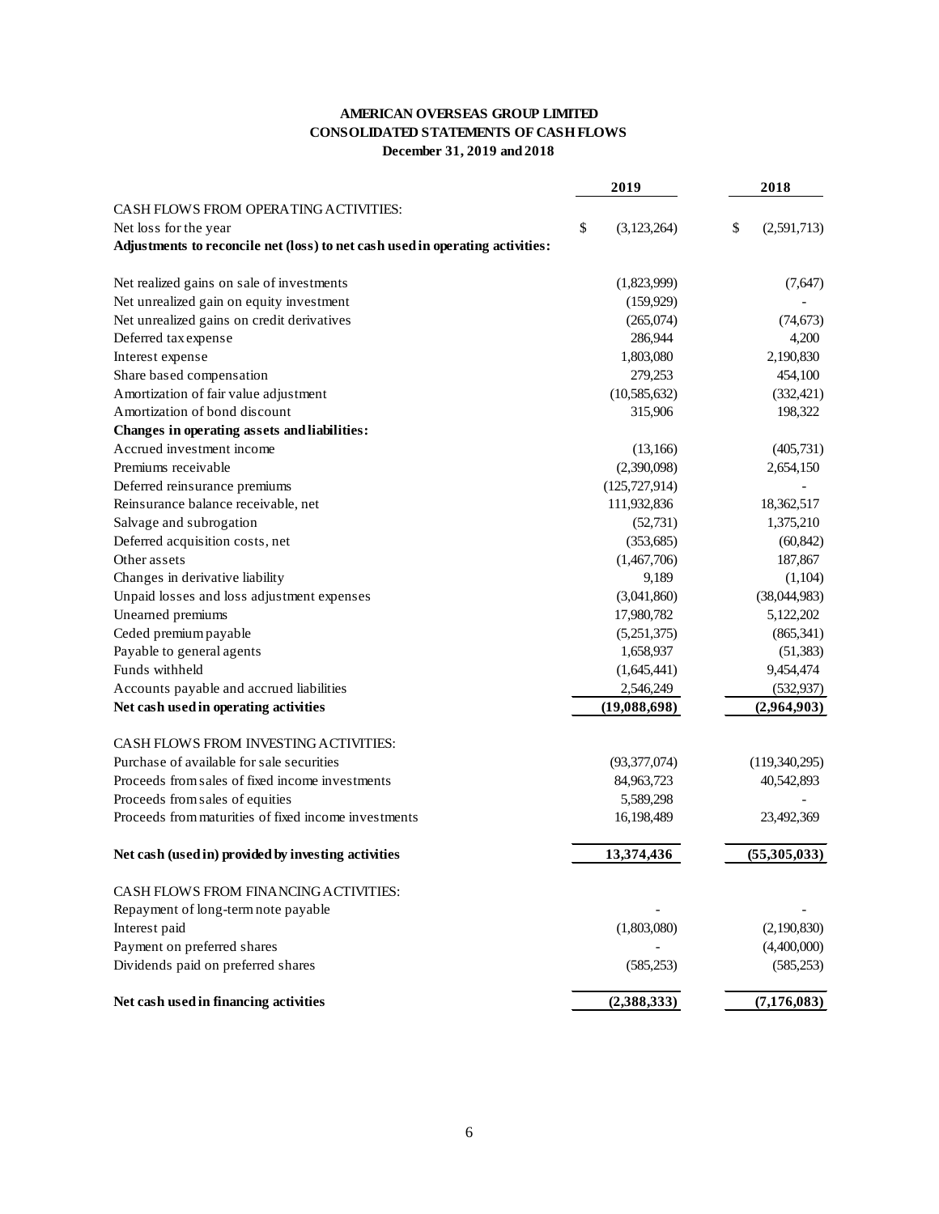**AMERICAN OVERSEAS GROUP LIMITED**
**CONSOLIDATED STATEMENTS OF CASH FLOWS**
**December 31, 2019 and 2018**

| | 2019 | 2018 |
|---|---|---|
| CASH FLOWS FROM OPERATING ACTIVITIES: | | |
| Net loss for the year | $ (3,123,264) | $ (2,591,713) |
| **Adjustments to reconcile net (loss) to net cash used in operating activities:** | | |
| Net realized gains on sale of investments | (1,823,999) | (7,647) |
| Net unrealized gain on equity investment | (159,929) | - |
| Net unrealized gains on credit derivatives | (265,074) | (74,673) |
| Deferred tax expense | 286,944 | 4,200 |
| Interest expense | 1,803,080 | 2,190,830 |
| Share based compensation | 279,253 | 454,100 |
| Amortization of fair value adjustment | (10,585,632) | (332,421) |
| Amortization of bond discount | 315,906 | 198,322 |
| **Changes in operating assets and liabilities:** | | |
| Accrued investment income | (13,166) | (405,731) |
| Premiums receivable | (2,390,098) | 2,654,150 |
| Deferred reinsurance premiums | (125,727,914) | - |
| Reinsurance balance receivable, net | 111,932,836 | 18,362,517 |
| Salvage and subrogation | (52,731) | 1,375,210 |
| Deferred acquisition costs, net | (353,685) | (60,842) |
| Other assets | (1,467,706) | 187,867 |
| Changes in derivative liability | 9,189 | (1,104) |
| Unpaid losses and loss adjustment expenses | (3,041,860) | (38,044,983) |
| Unearned premiums | 17,980,782 | 5,122,202 |
| Ceded premium payable | (5,251,375) | (865,341) |
| Payable to general agents | 1,658,937 | (51,383) |
| Funds withheld | (1,645,441) | 9,454,474 |
| Accounts payable and accrued liabilities | 2,546,249 | (532,937) |
| **Net cash used in operating activities** | **(19,088,698)** | **(2,964,903)** |
| CASH FLOWS FROM INVESTING ACTIVITIES: | | |
| Purchase of available for sale securities | (93,377,074) | (119,340,295) |
| Proceeds from sales of fixed income investments | 84,963,723 | 40,542,893 |
| Proceeds from sales of equities | 5,589,298 | - |
| Proceeds from maturities of fixed income investments | 16,198,489 | 23,492,369 |
| **Net cash (used in) provided by investing activities** | **13,374,436** | **(55,305,033)** |
| CASH FLOWS FROM FINANCING ACTIVITIES: | | |
| Repayment of long-term note payable | - | - |
| Interest paid | (1,803,080) | (2,190,830) |
| Payment on preferred shares | - | (4,400,000) |
| Dividends paid on preferred shares | (585,253) | (585,253) |
| **Net cash used in financing activities** | **(2,388,333)** | **(7,176,083)** |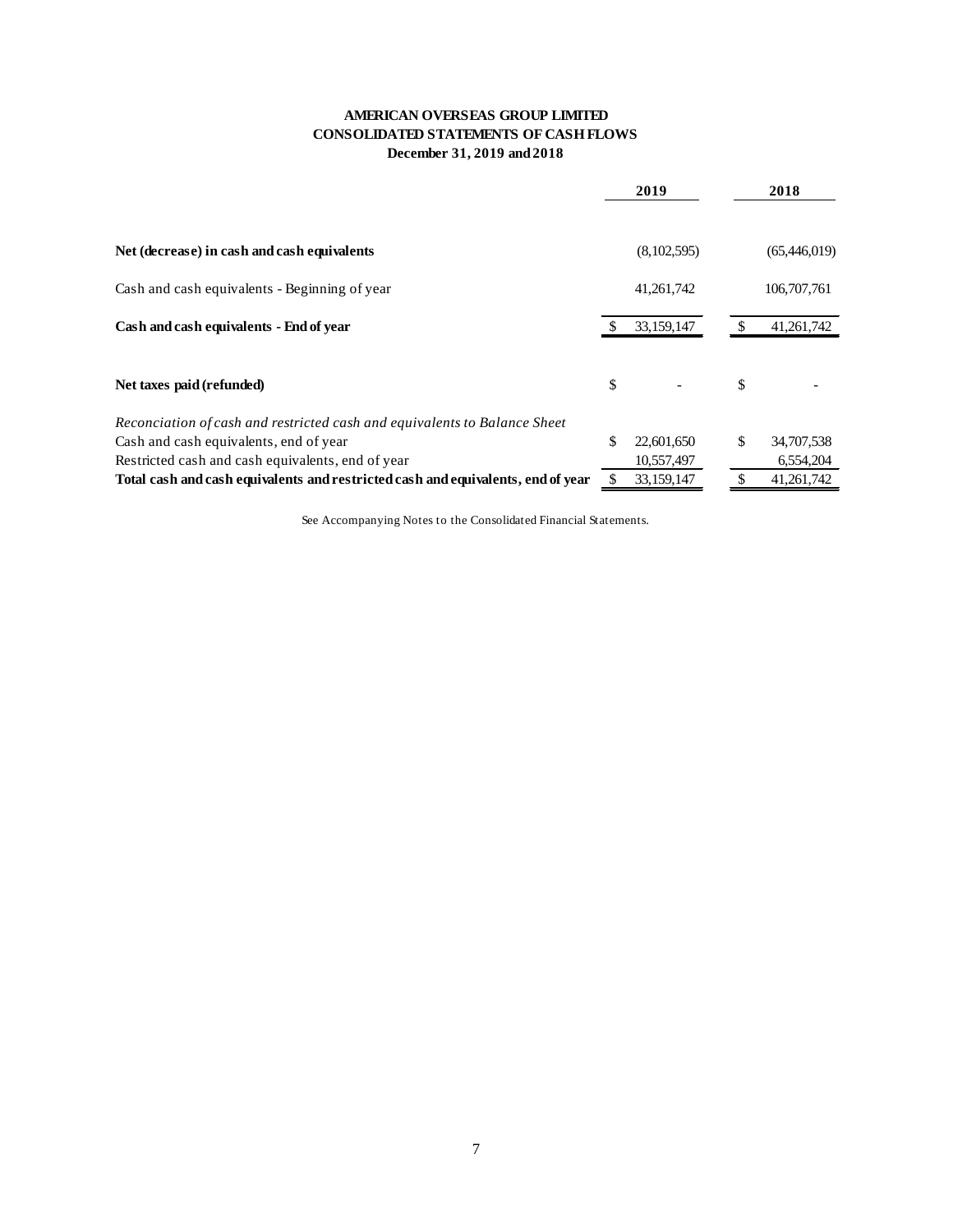**AMERICAN OVERSEAS GROUP LIMITED**
**CONSOLIDATED STATEMENTS OF CASH FLOWS**
**December 31, 2019 and 2018**

| | 2019 | 2018 |
|---|---|---|
| **Net (decrease) in cash and cash equivalents** | (8,102,595) | (65,446,019) |
| Cash and cash equivalents - Beginning of year | 41,261,742 | 106,707,761 |
| **Cash and cash equivalents - End of year** | $ 33,159,147 | $ 41,261,742 |
| **Net taxes paid (refunded)** | $ - | $ - |
| *Reconciliation of cash and restricted cash and equivalents to Balance Sheet* | | |
| Cash and cash equivalents, end of year | $ 22,601,650 | $ 34,707,538 |
| Restricted cash and cash equivalents, end of year | 10,557,497 | 6,554,204 |
| **Total cash and cash equivalents and restricted cash and equivalents, end of year** | $ 33,159,147 | $ 41,261,742 |

See Accompanying Notes to the Consolidated Financial Statements.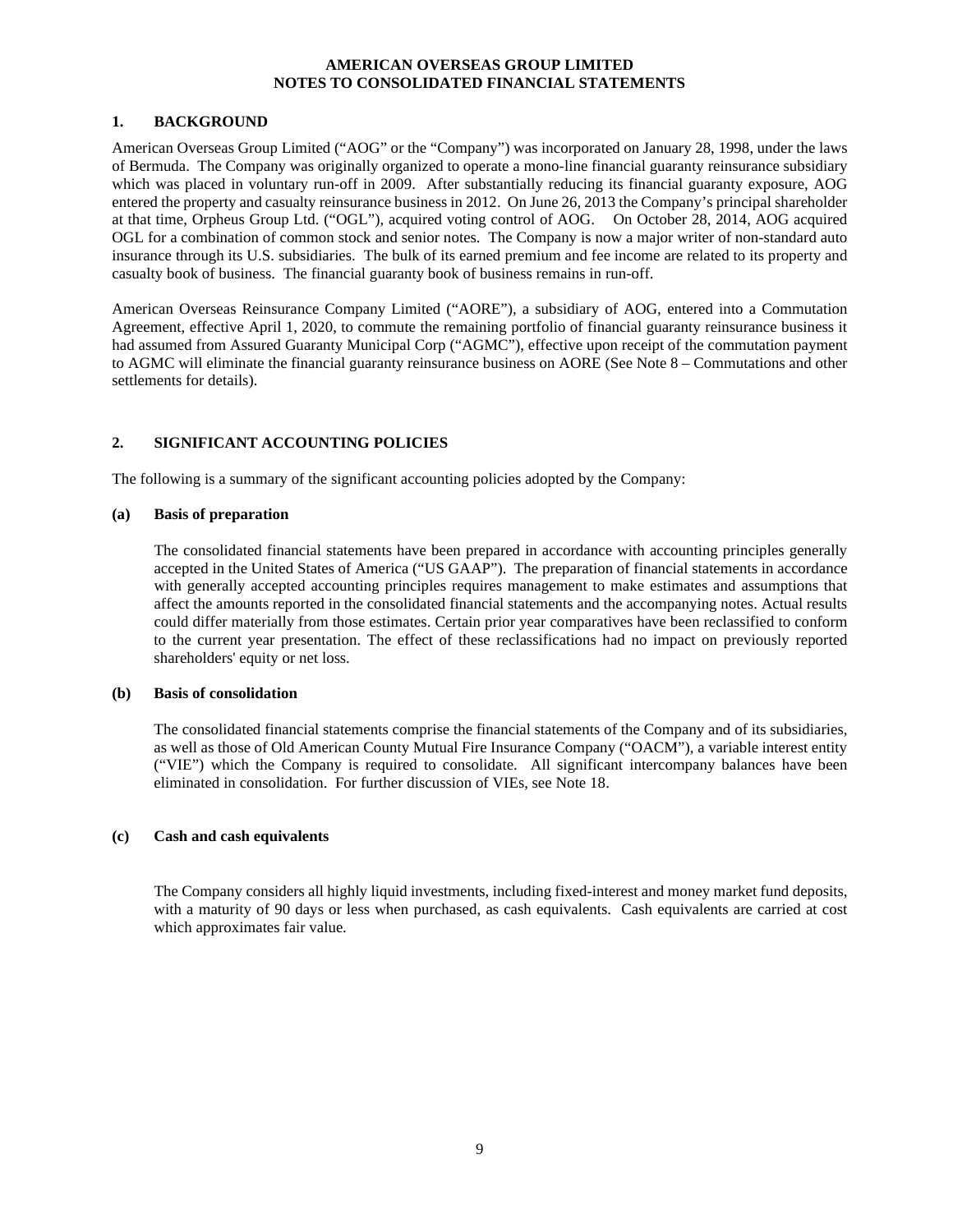**AMERICAN OVERSEAS GROUP LIMITED**
**NOTES TO CONSOLIDATED FINANCIAL STATEMENTS**

## 1. BACKGROUND

American Overseas Group Limited ("AOG" or the "Company") was incorporated on January 28, 1998, under the laws of Bermuda. The Company was originally organized to operate a mono-line financial guaranty reinsurance subsidiary which was placed in voluntary run-off in 2009. After substantially reducing its financial guaranty exposure, AOG entered the property and casualty reinsurance business in 2012. On June 26, 2013 the Company's principal shareholder at that time, Orpheus Group Ltd. ("OGL"), acquired voting control of AOG. On October 28, 2014, AOG acquired OGL for a combination of common stock and senior notes. The Company is now a major writer of non-standard auto insurance through its U.S. subsidiaries. The bulk of its earned premium and fee income are related to its property and casualty book of business. The financial guaranty book of business remains in run-off.

American Overseas Reinsurance Company Limited ("AORE"), a subsidiary of AOG, entered into a Commutation Agreement, effective April 1, 2020, to commute the remaining portfolio of financial guaranty reinsurance business it had assumed from Assured Guaranty Municipal Corp ("AGMC"), effective upon receipt of the commutation payment to AGMC will eliminate the financial guaranty reinsurance business on AORE (See Note 8 – Commutations and other settlements for details).

## 2. SIGNIFICANT ACCOUNTING POLICIES

The following is a summary of the significant accounting policies adopted by the Company:

### (a) Basis of preparation

The consolidated financial statements have been prepared in accordance with accounting principles generally accepted in the United States of America ("US GAAP"). The preparation of financial statements in accordance with generally accepted accounting principles requires management to make estimates and assumptions that affect the amounts reported in the consolidated financial statements and the accompanying notes. Actual results could differ materially from those estimates. Certain prior year comparatives have been reclassified to conform to the current year presentation. The effect of these reclassifications had no impact on previously reported shareholders' equity or net loss.

### (b) Basis of consolidation

The consolidated financial statements comprise the financial statements of the Company and of its subsidiaries, as well as those of Old American County Mutual Fire Insurance Company ("OACM"), a variable interest entity ("VIE") which the Company is required to consolidate. All significant intercompany balances have been eliminated in consolidation. For further discussion of VIEs, see Note 18.

### (c) Cash and cash equivalents

The Company considers all highly liquid investments, including fixed-interest and money market fund deposits, with a maturity of 90 days or less when purchased, as cash equivalents. Cash equivalents are carried at cost which approximates fair value.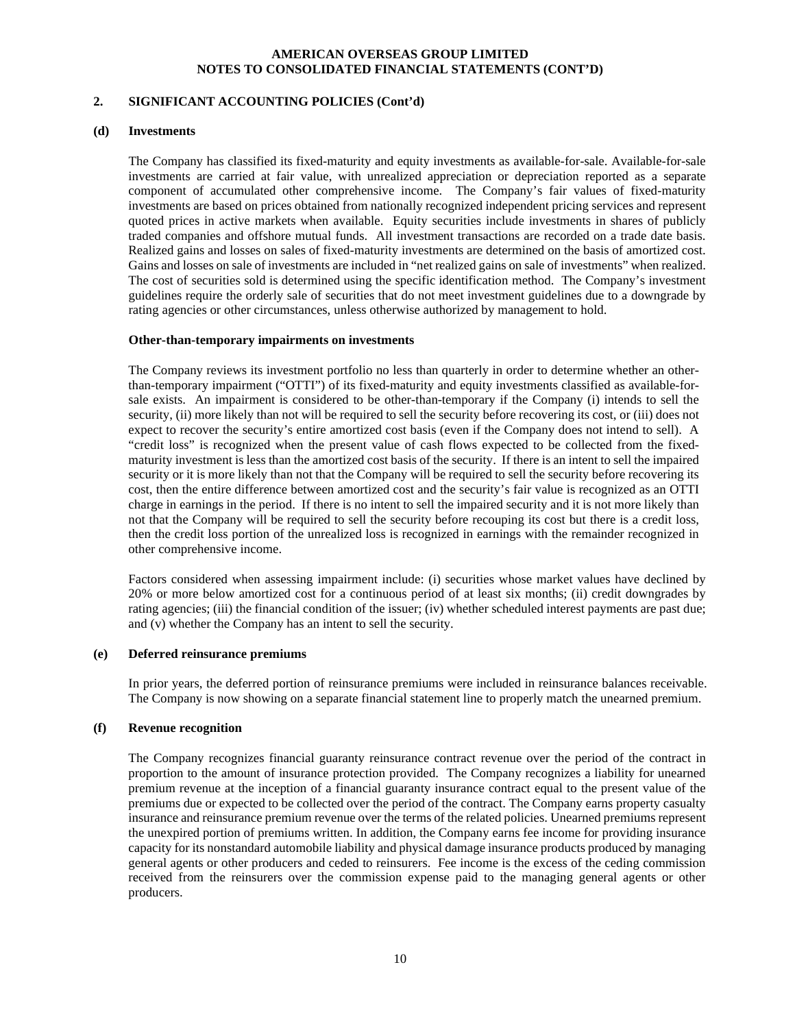## 2. SIGNIFICANT ACCOUNTING POLICIES (Cont'd)

### (d) Investments

The Company has classified its fixed-maturity and equity investments as available-for-sale. Available-for-sale investments are carried at fair value, with unrealized appreciation or depreciation reported as a separate component of accumulated other comprehensive income. The Company's fair values of fixed-maturity investments are based on prices obtained from nationally recognized independent pricing services and represent quoted prices in active markets when available. Equity securities include investments in shares of publicly traded companies and offshore mutual funds. All investment transactions are recorded on a trade date basis. Realized gains and losses on sales of fixed-maturity investments are determined on the basis of amortized cost. Gains and losses on sale of investments are included in "net realized gains on sale of investments" when realized. The cost of securities sold is determined using the specific identification method. The Company's investment guidelines require the orderly sale of securities that do not meet investment guidelines due to a downgrade by rating agencies or other circumstances, unless otherwise authorized by management to hold.

**Other-than-temporary impairments on investments**

The Company reviews its investment portfolio no less than quarterly in order to determine whether an other-than-temporary impairment ("OTTI") of its fixed-maturity and equity investments classified as available-for-sale exists. An impairment is considered to be other-than-temporary if the Company (i) intends to sell the security, (ii) more likely than not will be required to sell the security before recovering its cost, or (iii) does not expect to recover the security's entire amortized cost basis (even if the Company does not intend to sell). A "credit loss" is recognized when the present value of cash flows expected to be collected from the fixed-maturity investment is less than the amortized cost basis of the security. If there is an intent to sell the impaired security or it is more likely than not that the Company will be required to sell the security before recovering its cost, then the entire difference between amortized cost and the security's fair value is recognized as an OTTI charge in earnings in the period. If there is no intent to sell the impaired security and it is not more likely than not that the Company will be required to sell the security before recouping its cost but there is a credit loss, then the credit loss portion of the unrealized loss is recognized in earnings with the remainder recognized in other comprehensive income.

Factors considered when assessing impairment include: (i) securities whose market values have declined by 20% or more below amortized cost for a continuous period of at least six months; (ii) credit downgrades by rating agencies; (iii) the financial condition of the issuer; (iv) whether scheduled interest payments are past due; and (v) whether the Company has an intent to sell the security.

### (e) Deferred reinsurance premiums

In prior years, the deferred portion of reinsurance premiums were included in reinsurance balances receivable. The Company is now showing on a separate financial statement line to properly match the unearned premium.

### (f) Revenue recognition

The Company recognizes financial guaranty reinsurance contract revenue over the period of the contract in proportion to the amount of insurance protection provided. The Company recognizes a liability for unearned premium revenue at the inception of a financial guaranty insurance contract equal to the present value of the premiums due or expected to be collected over the period of the contract. The Company earns property casualty insurance and reinsurance premium revenue over the terms of the related policies. Unearned premiums represent the unexpired portion of premiums written. In addition, the Company earns fee income for providing insurance capacity for its nonstandard automobile liability and physical damage insurance products produced by managing general agents or other producers and ceded to reinsurers. Fee income is the excess of the ceding commission received from the reinsurers over the commission expense paid to the managing general agents or other producers.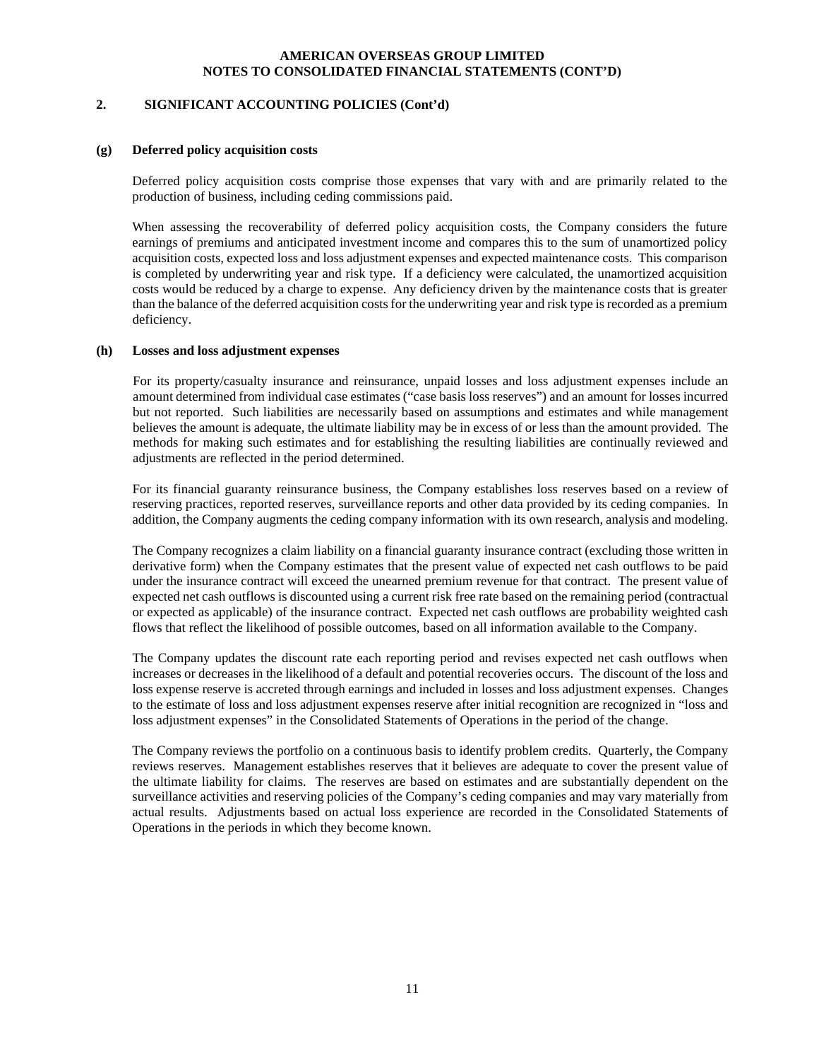## 2. SIGNIFICANT ACCOUNTING POLICIES (Cont'd)

### (g) Deferred policy acquisition costs

Deferred policy acquisition costs comprise those expenses that vary with and are primarily related to the production of business, including ceding commissions paid.

When assessing the recoverability of deferred policy acquisition costs, the Company considers the future earnings of premiums and anticipated investment income and compares this to the sum of unamortized policy acquisition costs, expected loss and loss adjustment expenses and expected maintenance costs. This comparison is completed by underwriting year and risk type. If a deficiency were calculated, the unamortized acquisition costs would be reduced by a charge to expense. Any deficiency driven by the maintenance costs that is greater than the balance of the deferred acquisition costs for the underwriting year and risk type is recorded as a premium deficiency.

### (h) Losses and loss adjustment expenses

For its property/casualty insurance and reinsurance, unpaid losses and loss adjustment expenses include an amount determined from individual case estimates ("case basis loss reserves") and an amount for losses incurred but not reported. Such liabilities are necessarily based on assumptions and estimates and while management believes the amount is adequate, the ultimate liability may be in excess of or less than the amount provided. The methods for making such estimates and for establishing the resulting liabilities are continually reviewed and adjustments are reflected in the period determined.

For its financial guaranty reinsurance business, the Company establishes loss reserves based on a review of reserving practices, reported reserves, surveillance reports and other data provided by its ceding companies. In addition, the Company augments the ceding company information with its own research, analysis and modeling.

The Company recognizes a claim liability on a financial guaranty insurance contract (excluding those written in derivative form) when the Company estimates that the present value of expected net cash outflows to be paid under the insurance contract will exceed the unearned premium revenue for that contract. The present value of expected net cash outflows is discounted using a current risk free rate based on the remaining period (contractual or expected as applicable) of the insurance contract. Expected net cash outflows are probability weighted cash flows that reflect the likelihood of possible outcomes, based on all information available to the Company.

The Company updates the discount rate each reporting period and revises expected net cash outflows when increases or decreases in the likelihood of a default and potential recoveries occurs. The discount of the loss and loss expense reserve is accreted through earnings and included in losses and loss adjustment expenses. Changes to the estimate of loss and loss adjustment expenses reserve after initial recognition are recognized in "loss and loss adjustment expenses" in the Consolidated Statements of Operations in the period of the change.

The Company reviews the portfolio on a continuous basis to identify problem credits. Quarterly, the Company reviews reserves. Management establishes reserves that it believes are adequate to cover the present value of the ultimate liability for claims. The reserves are based on estimates and are substantially dependent on the surveillance activities and reserving policies of the Company's ceding companies and may vary materially from actual results. Adjustments based on actual loss experience are recorded in the Consolidated Statements of Operations in the periods in which they become known.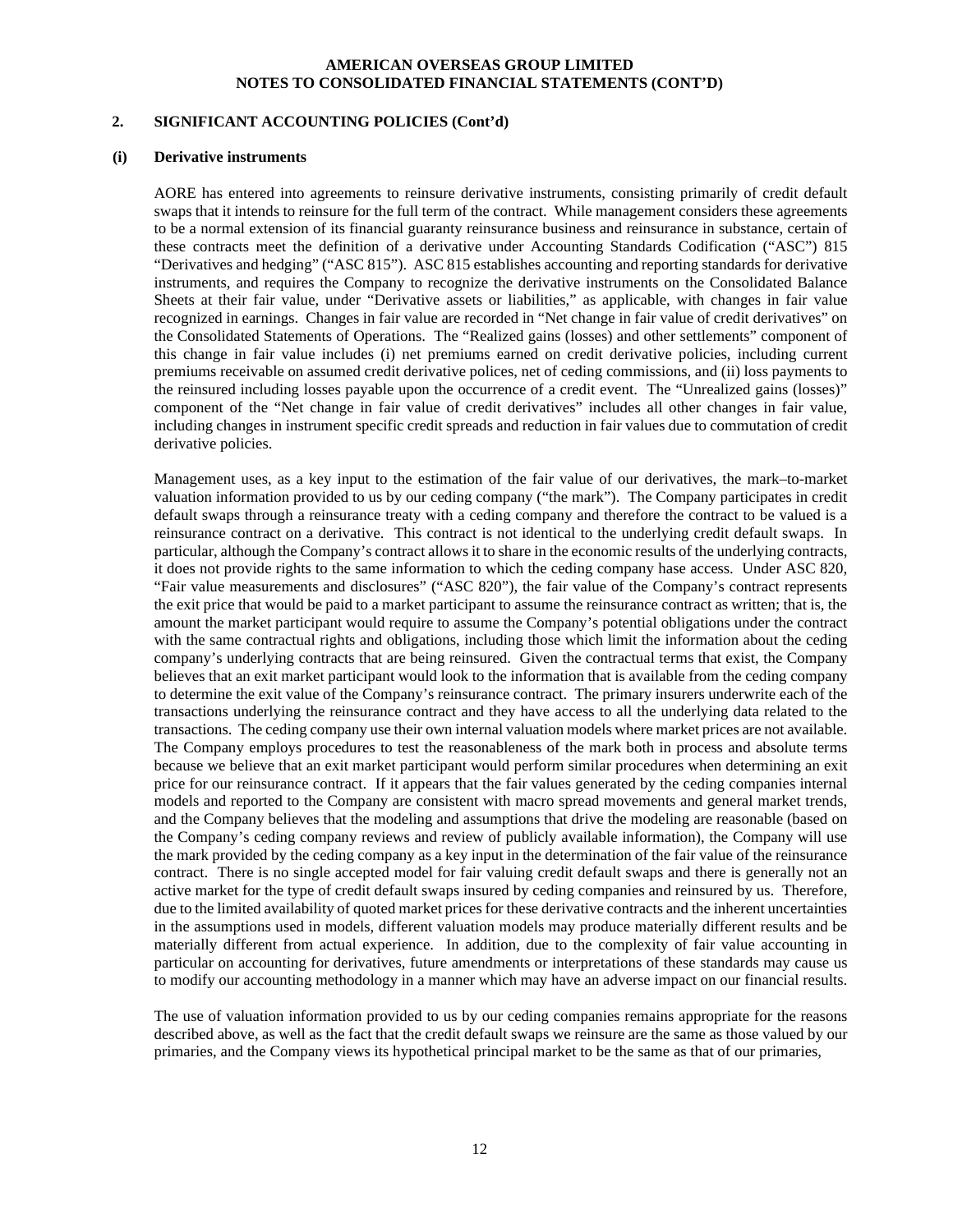## 2. SIGNIFICANT ACCOUNTING POLICIES (Cont'd)

### (i) Derivative instruments

AORE has entered into agreements to reinsure derivative instruments, consisting primarily of credit default swaps that it intends to reinsure for the full term of the contract. While management considers these agreements to be a normal extension of its financial guaranty reinsurance business and reinsurance in substance, certain of these contracts meet the definition of a derivative under Accounting Standards Codification ("ASC") 815 "Derivatives and hedging" ("ASC 815"). ASC 815 establishes accounting and reporting standards for derivative instruments, and requires the Company to recognize the derivative instruments on the Consolidated Balance Sheets at their fair value, under "Derivative assets or liabilities," as applicable, with changes in fair value recognized in earnings. Changes in fair value are recorded in "Net change in fair value of credit derivatives" on the Consolidated Statements of Operations. The "Realized gains (losses) and other settlements" component of this change in fair value includes (i) net premiums earned on credit derivative policies, including current premiums receivable on assumed credit derivative polices, net of ceding commissions, and (ii) loss payments to the reinsured including losses payable upon the occurrence of a credit event. The "Unrealized gains (losses)" component of the "Net change in fair value of credit derivatives" includes all other changes in fair value, including changes in instrument specific credit spreads and reduction in fair values due to commutation of credit derivative policies.

Management uses, as a key input to the estimation of the fair value of our derivatives, the mark–to-market valuation information provided to us by our ceding company ("the mark"). The Company participates in credit default swaps through a reinsurance treaty with a ceding company and therefore the contract to be valued is a reinsurance contract on a derivative. This contract is not identical to the underlying credit default swaps. In particular, although the Company's contract allows it to share in the economic results of the underlying contracts, it does not provide rights to the same information to which the ceding company hase access. Under ASC 820, "Fair value measurements and disclosures" ("ASC 820"), the fair value of the Company's contract represents the exit price that would be paid to a market participant to assume the reinsurance contract as written; that is, the amount the market participant would require to assume the Company's potential obligations under the contract with the same contractual rights and obligations, including those which limit the information about the ceding company's underlying contracts that are being reinsured. Given the contractual terms that exist, the Company believes that an exit market participant would look to the information that is available from the ceding company to determine the exit value of the Company's reinsurance contract. The primary insurers underwrite each of the transactions underlying the reinsurance contract and they have access to all the underlying data related to the transactions. The ceding company use their own internal valuation models where market prices are not available. The Company employs procedures to test the reasonableness of the mark both in process and absolute terms because we believe that an exit market participant would perform similar procedures when determining an exit price for our reinsurance contract. If it appears that the fair values generated by the ceding companies internal models and reported to the Company are consistent with macro spread movements and general market trends, and the Company believes that the modeling and assumptions that drive the modeling are reasonable (based on the Company's ceding company reviews and review of publicly available information), the Company will use the mark provided by the ceding company as a key input in the determination of the fair value of the reinsurance contract. There is no single accepted model for fair valuing credit default swaps and there is generally not an active market for the type of credit default swaps insured by ceding companies and reinsured by us. Therefore, due to the limited availability of quoted market prices for these derivative contracts and the inherent uncertainties in the assumptions used in models, different valuation models may produce materially different results and be materially different from actual experience. In addition, due to the complexity of fair value accounting in particular on accounting for derivatives, future amendments or interpretations of these standards may cause us to modify our accounting methodology in a manner which may have an adverse impact on our financial results.

The use of valuation information provided to us by our ceding companies remains appropriate for the reasons described above, as well as the fact that the credit default swaps we reinsure are the same as those valued by our primaries, and the Company views its hypothetical principal market to be the same as that of our primaries,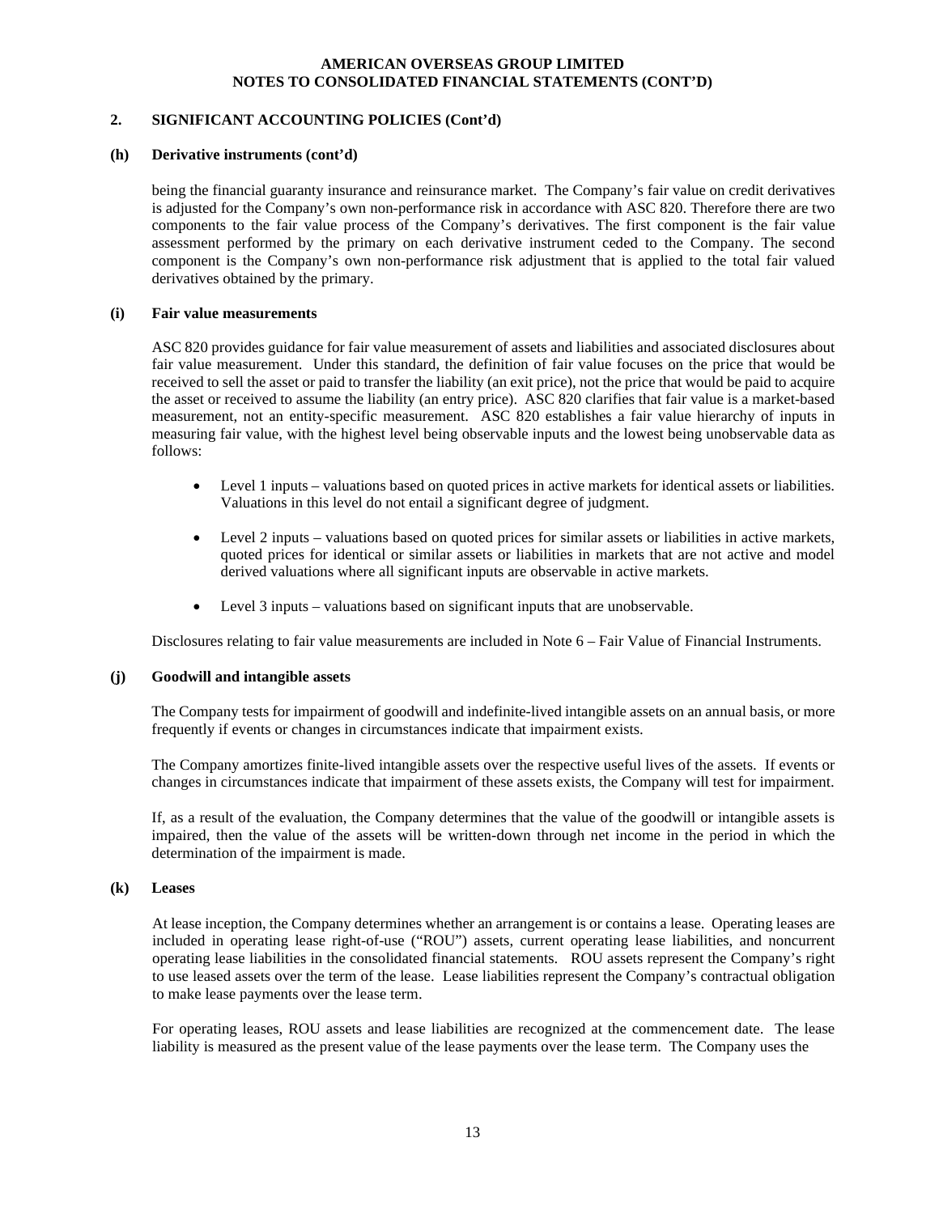## 2. SIGNIFICANT ACCOUNTING POLICIES (Cont'd)

### (h) Derivative instruments (cont'd)

being the financial guaranty insurance and reinsurance market. The Company's fair value on credit derivatives is adjusted for the Company's own non-performance risk in accordance with ASC 820. Therefore there are two components to the fair value process of the Company's derivatives. The first component is the fair value assessment performed by the primary on each derivative instrument ceded to the Company. The second component is the Company's own non-performance risk adjustment that is applied to the total fair valued derivatives obtained by the primary.

### (i) Fair value measurements

ASC 820 provides guidance for fair value measurement of assets and liabilities and associated disclosures about fair value measurement. Under this standard, the definition of fair value focuses on the price that would be received to sell the asset or paid to transfer the liability (an exit price), not the price that would be paid to acquire the asset or received to assume the liability (an entry price). ASC 820 clarifies that fair value is a market-based measurement, not an entity-specific measurement. ASC 820 establishes a fair value hierarchy of inputs in measuring fair value, with the highest level being observable inputs and the lowest being unobservable data as follows:

- Level 1 inputs – valuations based on quoted prices in active markets for identical assets or liabilities. Valuations in this level do not entail a significant degree of judgment.
- Level 2 inputs – valuations based on quoted prices for similar assets or liabilities in active markets, quoted prices for identical or similar assets or liabilities in markets that are not active and model derived valuations where all significant inputs are observable in active markets.
- Level 3 inputs – valuations based on significant inputs that are unobservable.

Disclosures relating to fair value measurements are included in Note 6 – Fair Value of Financial Instruments.

### (j) Goodwill and intangible assets

The Company tests for impairment of goodwill and indefinite-lived intangible assets on an annual basis, or more frequently if events or changes in circumstances indicate that impairment exists.

The Company amortizes finite-lived intangible assets over the respective useful lives of the assets. If events or changes in circumstances indicate that impairment of these assets exists, the Company will test for impairment.

If, as a result of the evaluation, the Company determines that the value of the goodwill or intangible assets is impaired, then the value of the assets will be written-down through net income in the period in which the determination of the impairment is made.

### (k) Leases

At lease inception, the Company determines whether an arrangement is or contains a lease. Operating leases are included in operating lease right-of-use ("ROU") assets, current operating lease liabilities, and noncurrent operating lease liabilities in the consolidated financial statements. ROU assets represent the Company's right to use leased assets over the term of the lease. Lease liabilities represent the Company's contractual obligation to make lease payments over the lease term.

For operating leases, ROU assets and lease liabilities are recognized at the commencement date. The lease liability is measured as the present value of the lease payments over the lease term. The Company uses the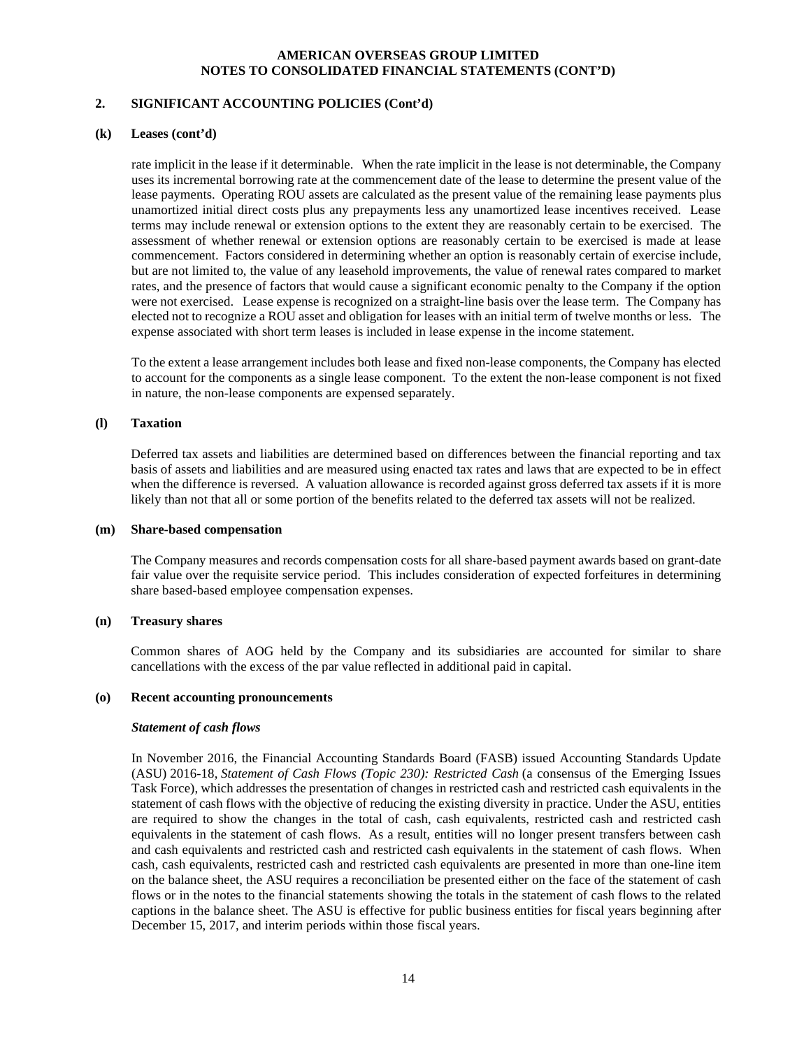## 2. SIGNIFICANT ACCOUNTING POLICIES (Cont'd)

### (k) Leases (cont'd)

rate implicit in the lease if it determinable. When the rate implicit in the lease is not determinable, the Company uses its incremental borrowing rate at the commencement date of the lease to determine the present value of the lease payments. Operating ROU assets are calculated as the present value of the remaining lease payments plus unamortized initial direct costs plus any prepayments less any unamortized lease incentives received. Lease terms may include renewal or extension options to the extent they are reasonably certain to be exercised. The assessment of whether renewal or extension options are reasonably certain to be exercised is made at lease commencement. Factors considered in determining whether an option is reasonably certain of exercise include, but are not limited to, the value of any leasehold improvements, the value of renewal rates compared to market rates, and the presence of factors that would cause a significant economic penalty to the Company if the option were not exercised. Lease expense is recognized on a straight-line basis over the lease term. The Company has elected not to recognize a ROU asset and obligation for leases with an initial term of twelve months or less. The expense associated with short term leases is included in lease expense in the income statement.

To the extent a lease arrangement includes both lease and fixed non-lease components, the Company has elected to account for the components as a single lease component. To the extent the non-lease component is not fixed in nature, the non-lease components are expensed separately.

### (l) Taxation

Deferred tax assets and liabilities are determined based on differences between the financial reporting and tax basis of assets and liabilities and are measured using enacted tax rates and laws that are expected to be in effect when the difference is reversed. A valuation allowance is recorded against gross deferred tax assets if it is more likely than not that all or some portion of the benefits related to the deferred tax assets will not be realized.

### (m) Share-based compensation

The Company measures and records compensation costs for all share-based payment awards based on grant-date fair value over the requisite service period. This includes consideration of expected forfeitures in determining share based-based employee compensation expenses.

### (n) Treasury shares

Common shares of AOG held by the Company and its subsidiaries are accounted for similar to share cancellations with the excess of the par value reflected in additional paid in capital.

### (o) Recent accounting pronouncements

***Statement of cash flows***

In November 2016, the Financial Accounting Standards Board (FASB) issued Accounting Standards Update (ASU) 2016-18, *Statement of Cash Flows (Topic 230): Restricted Cash* (a consensus of the Emerging Issues Task Force), which addresses the presentation of changes in restricted cash and restricted cash equivalents in the statement of cash flows with the objective of reducing the existing diversity in practice. Under the ASU, entities are required to show the changes in the total of cash, cash equivalents, restricted cash and restricted cash equivalents in the statement of cash flows. As a result, entities will no longer present transfers between cash and cash equivalents and restricted cash and restricted cash equivalents in the statement of cash flows. When cash, cash equivalents, restricted cash and restricted cash equivalents are presented in more than one-line item on the balance sheet, the ASU requires a reconciliation be presented either on the face of the statement of cash flows or in the notes to the financial statements showing the totals in the statement of cash flows to the related captions in the balance sheet. The ASU is effective for public business entities for fiscal years beginning after December 15, 2017, and interim periods within those fiscal years.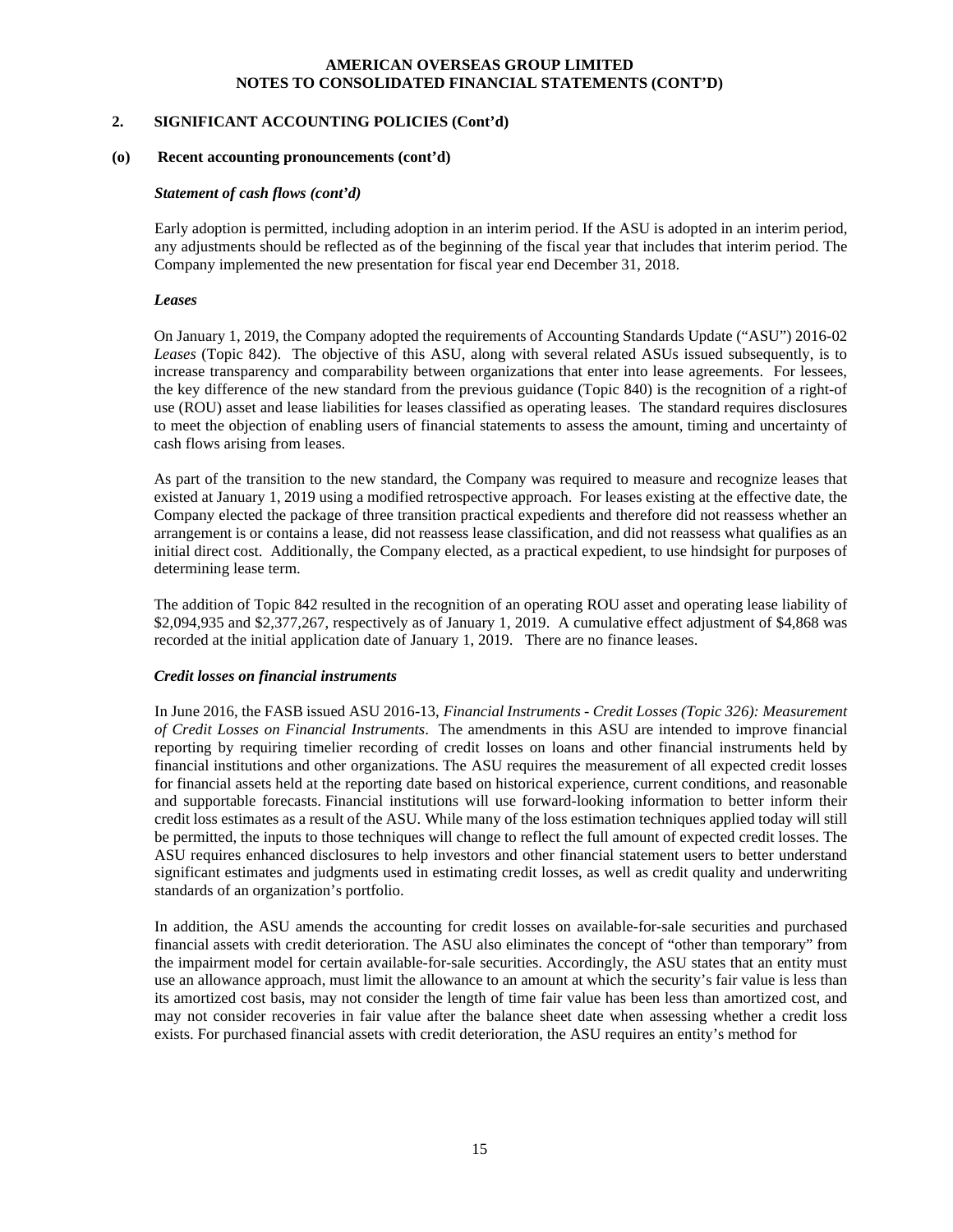## 2. SIGNIFICANT ACCOUNTING POLICIES (Cont'd)

### (o) Recent accounting pronouncements (cont'd)

***Statement of cash flows (cont'd)***

Early adoption is permitted, including adoption in an interim period. If the ASU is adopted in an interim period, any adjustments should be reflected as of the beginning of the fiscal year that includes that interim period. The Company implemented the new presentation for fiscal year end December 31, 2018.

***Leases***

On January 1, 2019, the Company adopted the requirements of Accounting Standards Update ("ASU") 2016-02 *Leases* (Topic 842). The objective of this ASU, along with several related ASUs issued subsequently, is to increase transparency and comparability between organizations that enter into lease agreements. For lessees, the key difference of the new standard from the previous guidance (Topic 840) is the recognition of a right-of use (ROU) asset and lease liabilities for leases classified as operating leases. The standard requires disclosures to meet the objection of enabling users of financial statements to assess the amount, timing and uncertainty of cash flows arising from leases.

As part of the transition to the new standard, the Company was required to measure and recognize leases that existed at January 1, 2019 using a modified retrospective approach. For leases existing at the effective date, the Company elected the package of three transition practical expedients and therefore did not reassess whether an arrangement is or contains a lease, did not reassess lease classification, and did not reassess what qualifies as an initial direct cost. Additionally, the Company elected, as a practical expedient, to use hindsight for purposes of determining lease term.

The addition of Topic 842 resulted in the recognition of an operating ROU asset and operating lease liability of $2,094,935 and $2,377,267, respectively as of January 1, 2019. A cumulative effect adjustment of $4,868 was recorded at the initial application date of January 1, 2019. There are no finance leases.

***Credit losses on financial instruments***

In June 2016, the FASB issued ASU 2016-13, *Financial Instruments - Credit Losses (Topic 326): Measurement of Credit Losses on Financial Instruments*. The amendments in this ASU are intended to improve financial reporting by requiring timelier recording of credit losses on loans and other financial instruments held by financial institutions and other organizations. The ASU requires the measurement of all expected credit losses for financial assets held at the reporting date based on historical experience, current conditions, and reasonable and supportable forecasts. Financial institutions will use forward-looking information to better inform their credit loss estimates as a result of the ASU. While many of the loss estimation techniques applied today will still be permitted, the inputs to those techniques will change to reflect the full amount of expected credit losses. The ASU requires enhanced disclosures to help investors and other financial statement users to better understand significant estimates and judgments used in estimating credit losses, as well as credit quality and underwriting standards of an organization's portfolio.

In addition, the ASU amends the accounting for credit losses on available-for-sale securities and purchased financial assets with credit deterioration. The ASU also eliminates the concept of "other than temporary" from the impairment model for certain available-for-sale securities. Accordingly, the ASU states that an entity must use an allowance approach, must limit the allowance to an amount at which the security's fair value is less than its amortized cost basis, may not consider the length of time fair value has been less than amortized cost, and may not consider recoveries in fair value after the balance sheet date when assessing whether a credit loss exists. For purchased financial assets with credit deterioration, the ASU requires an entity's method for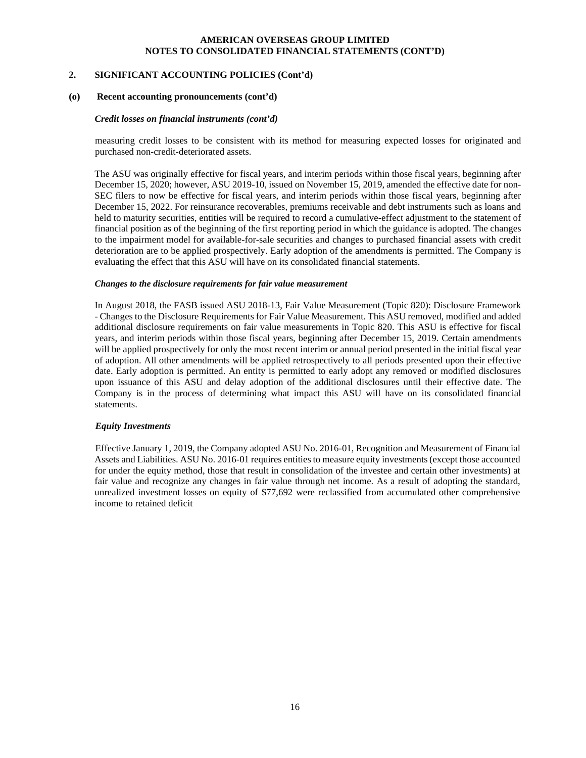## 2. SIGNIFICANT ACCOUNTING POLICIES (Cont'd)

### (o) Recent accounting pronouncements (cont'd)

***Credit losses on financial instruments (cont'd)***

measuring credit losses to be consistent with its method for measuring expected losses for originated and purchased non-credit-deteriorated assets.

The ASU was originally effective for fiscal years, and interim periods within those fiscal years, beginning after December 15, 2020; however, ASU 2019-10, issued on November 15, 2019, amended the effective date for non-SEC filers to now be effective for fiscal years, and interim periods within those fiscal years, beginning after December 15, 2022. For reinsurance recoverables, premiums receivable and debt instruments such as loans and held to maturity securities, entities will be required to record a cumulative-effect adjustment to the statement of financial position as of the beginning of the first reporting period in which the guidance is adopted. The changes to the impairment model for available-for-sale securities and changes to purchased financial assets with credit deterioration are to be applied prospectively. Early adoption of the amendments is permitted. The Company is evaluating the effect that this ASU will have on its consolidated financial statements.

***Changes to the disclosure requirements for fair value measurement***

In August 2018, the FASB issued ASU 2018-13, Fair Value Measurement (Topic 820): Disclosure Framework - Changes to the Disclosure Requirements for Fair Value Measurement. This ASU removed, modified and added additional disclosure requirements on fair value measurements in Topic 820. This ASU is effective for fiscal years, and interim periods within those fiscal years, beginning after December 15, 2019. Certain amendments will be applied prospectively for only the most recent interim or annual period presented in the initial fiscal year of adoption. All other amendments will be applied retrospectively to all periods presented upon their effective date. Early adoption is permitted. An entity is permitted to early adopt any removed or modified disclosures upon issuance of this ASU and delay adoption of the additional disclosures until their effective date. The Company is in the process of determining what impact this ASU will have on its consolidated financial statements.

***Equity Investments***

Effective January 1, 2019, the Company adopted ASU No. 2016-01, Recognition and Measurement of Financial Assets and Liabilities. ASU No. 2016-01 requires entities to measure equity investments (except those accounted for under the equity method, those that result in consolidation of the investee and certain other investments) at fair value and recognize any changes in fair value through net income. As a result of adopting the standard, unrealized investment losses on equity of $77,692 were reclassified from accumulated other comprehensive income to retained deficit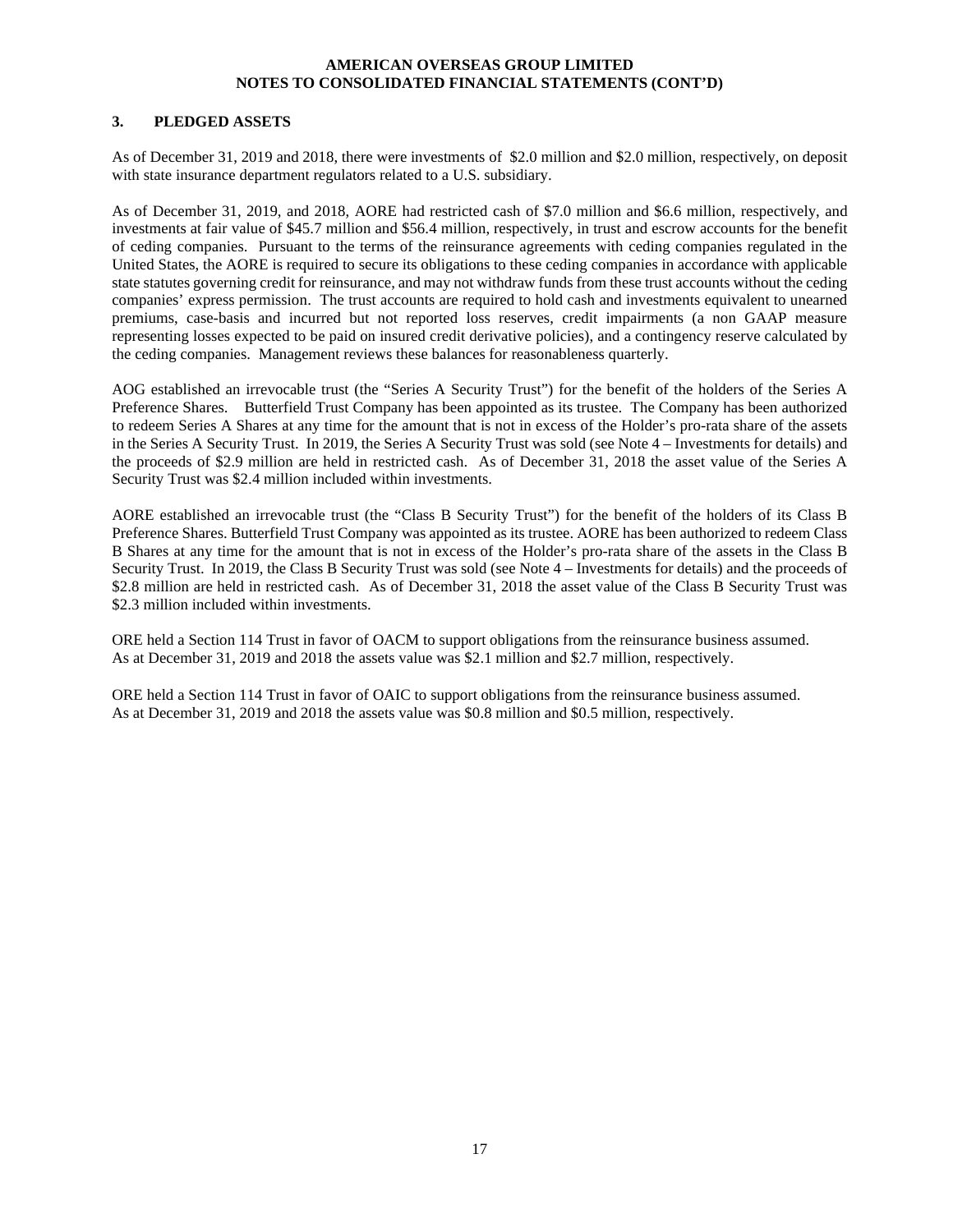**AMERICAN OVERSEAS GROUP LIMITED**
**NOTES TO CONSOLIDATED FINANCIAL STATEMENTS (CONT'D)**

## 3. PLEDGED ASSETS

As of December 31, 2019 and 2018, there were investments of $2.0 million and $2.0 million, respectively, on deposit with state insurance department regulators related to a U.S. subsidiary.

As of December 31, 2019, and 2018, AORE had restricted cash of $7.0 million and $6.6 million, respectively, and investments at fair value of $45.7 million and $56.4 million, respectively, in trust and escrow accounts for the benefit of ceding companies. Pursuant to the terms of the reinsurance agreements with ceding companies regulated in the United States, the AORE is required to secure its obligations to these ceding companies in accordance with applicable state statutes governing credit for reinsurance, and may not withdraw funds from these trust accounts without the ceding companies' express permission. The trust accounts are required to hold cash and investments equivalent to unearned premiums, case-basis and incurred but not reported loss reserves, credit impairments (a non GAAP measure representing losses expected to be paid on insured credit derivative policies), and a contingency reserve calculated by the ceding companies. Management reviews these balances for reasonableness quarterly.

AOG established an irrevocable trust (the "Series A Security Trust") for the benefit of the holders of the Series A Preference Shares. Butterfield Trust Company has been appointed as its trustee. The Company has been authorized to redeem Series A Shares at any time for the amount that is not in excess of the Holder's pro-rata share of the assets in the Series A Security Trust. In 2019, the Series A Security Trust was sold (see Note 4 – Investments for details) and the proceeds of $2.9 million are held in restricted cash. As of December 31, 2018 the asset value of the Series A Security Trust was $2.4 million included within investments.

AORE established an irrevocable trust (the "Class B Security Trust") for the benefit of the holders of its Class B Preference Shares. Butterfield Trust Company was appointed as its trustee. AORE has been authorized to redeem Class B Shares at any time for the amount that is not in excess of the Holder's pro-rata share of the assets in the Class B Security Trust. In 2019, the Class B Security Trust was sold (see Note 4 – Investments for details) and the proceeds of $2.8 million are held in restricted cash. As of December 31, 2018 the asset value of the Class B Security Trust was $2.3 million included within investments.

ORE held a Section 114 Trust in favor of OACM to support obligations from the reinsurance business assumed. As at December 31, 2019 and 2018 the assets value was $2.1 million and $2.7 million, respectively.

ORE held a Section 114 Trust in favor of OAIC to support obligations from the reinsurance business assumed. As at December 31, 2019 and 2018 the assets value was $0.8 million and $0.5 million, respectively.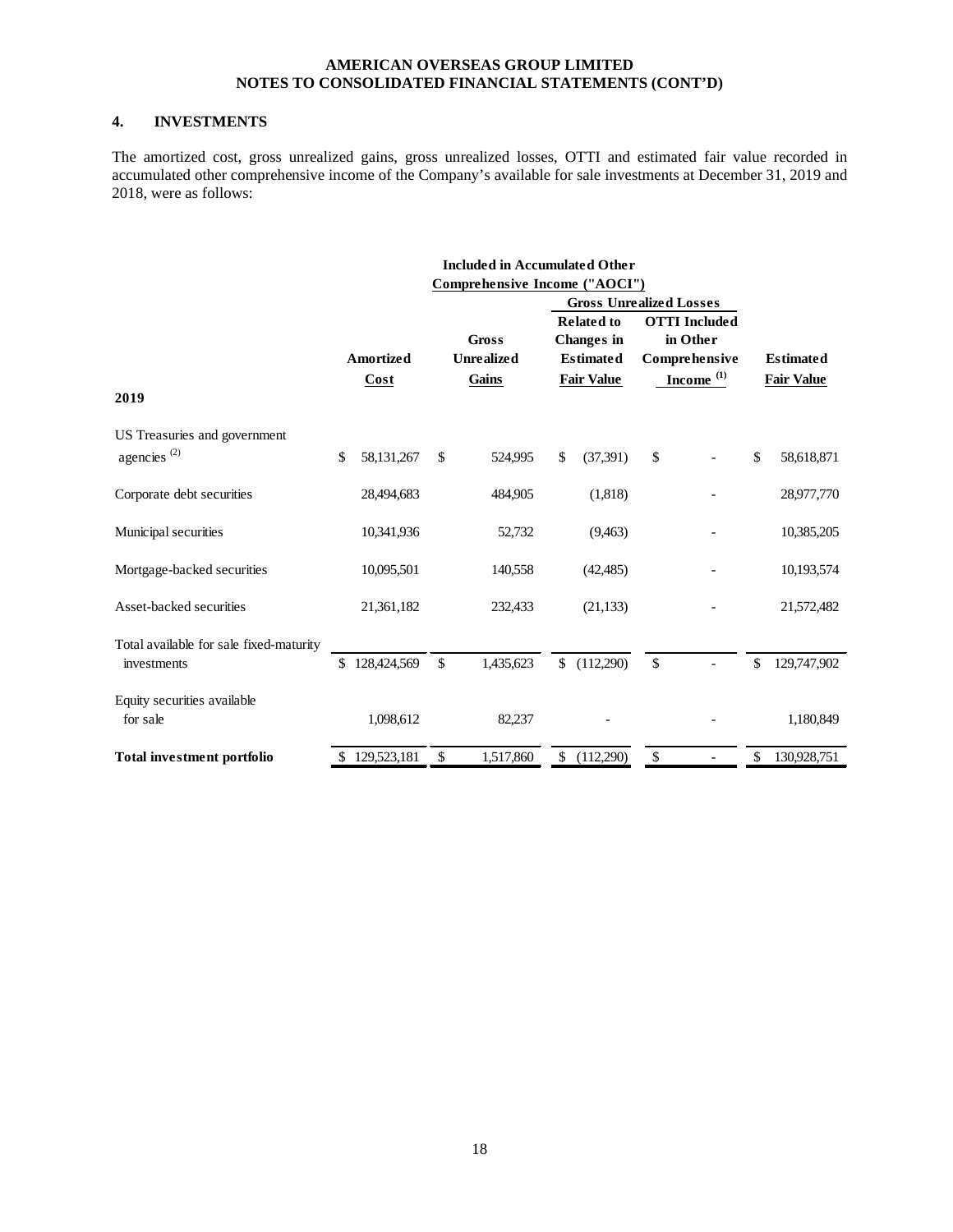## 4. INVESTMENTS

The amortized cost, gross unrealized gains, gross unrealized losses, OTTI and estimated fair value recorded in accumulated other comprehensive income of the Company's available for sale investments at December 31, 2019 and 2018, were as follows:

| | | Included in Accumulated Other Comprehensive Income ("AOCI") | | | |
|---|---|---|---|---|---|
| | | | Gross Unrealized Losses | | |
| | Amortized Cost | Gross Unrealized Gains | Related to Changes in Estimated Fair Value | OTTI Included in Other Comprehensive Income [(1)] | Estimated Fair Value |
| **2019** | | | | | |
| US Treasuries and government agencies [(2)] | $ 58,131,267 | $ 524,995 | $ (37,391) | $ - | $ 58,618,871 |
| Corporate debt securities | 28,494,683 | 484,905 | (1,818) | - | 28,977,770 |
| Municipal securities | 10,341,936 | 52,732 | (9,463) | - | 10,385,205 |
| Mortgage-backed securities | 10,095,501 | 140,558 | (42,485) | - | 10,193,574 |
| Asset-backed securities | 21,361,182 | 232,433 | (21,133) | - | 21,572,482 |
| Total available for sale fixed-maturity investments | $ 128,424,569 | $ 1,435,623 | $ (112,290) | $ - | $ 129,747,902 |
| Equity securities available for sale | 1,098,612 | 82,237 | - | - | 1,180,849 |
| **Total investment portfolio** | $ 129,523,181 | $ 1,517,860 | $ (112,290) | $ - | $ 130,928,751 |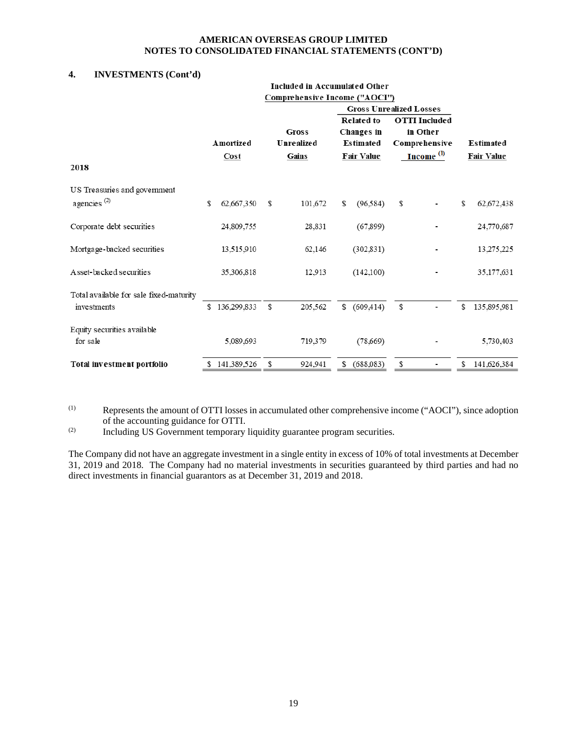## 4. INVESTMENTS (Cont'd)

| 2018 | Amortized Cost | Included in Accumulated Other Comprehensive Income ("AOCI") Gross Unrealized Gains | Gross Unrealized Losses Related to Changes in Estimated Fair Value | Gross Unrealized Losses OTTI Included in Other Comprehensive Income [(1)] | Estimated Fair Value |
|---|---|---|---|---|---|
| US Treasuries and government agencies [(2)] | $ 62,667,350 | $ 101,672 | $ (96,584) | $ - | $ 62,672,438 |
| Corporate debt securities | 24,809,755 | 28,831 | (67,899) | - | 24,770,687 |
| Mortgage-backed securities | 13,515,910 | 62,146 | (302,831) | - | 13,275,225 |
| Asset-backed securities | 35,306,818 | 12,913 | (142,100) | - | 35,177,631 |
| Total available for sale fixed-maturity investments | $ 136,299,833 | $ 205,562 | $ (609,414) | $ - | $ 135,895,981 |
| Equity securities available for sale | 5,089,693 | 719,379 | (78,669) | - | 5,730,403 |
| **Total investment portfolio** | $ 141,389,526 | $ 924,941 | $ (688,083) | $ - | $ 141,626,384 |

(1) Represents the amount of OTTI losses in accumulated other comprehensive income ("AOCI"), since adoption of the accounting guidance for OTTI.

(2) Including US Government temporary liquidity guarantee program securities.

The Company did not have an aggregate investment in a single entity in excess of 10% of total investments at December 31, 2019 and 2018. The Company had no material investments in securities guaranteed by third parties and had no direct investments in financial guarantors as at December 31, 2019 and 2018.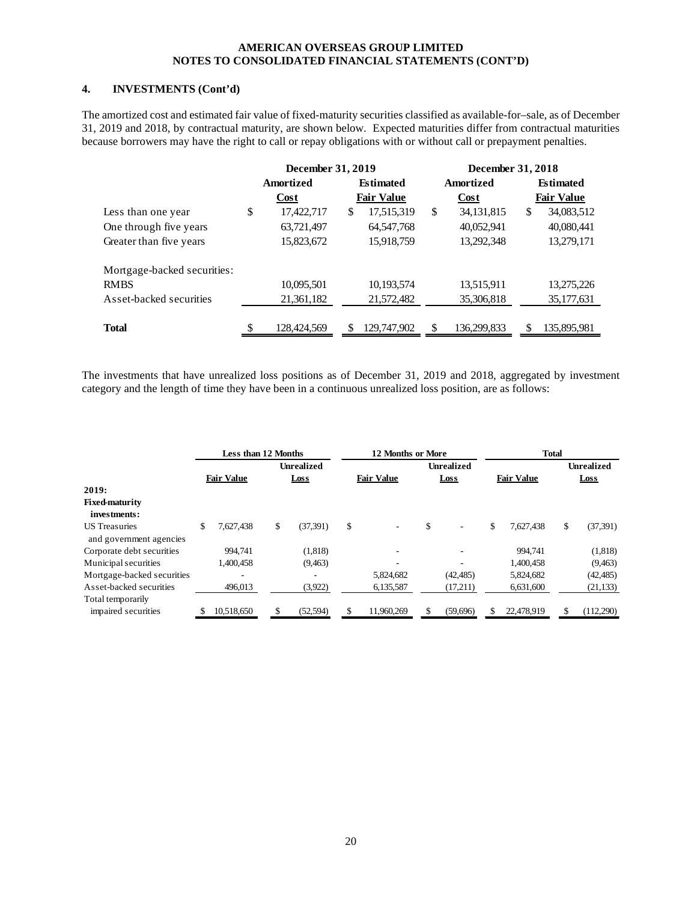## 4. INVESTMENTS (Cont'd)

The amortized cost and estimated fair value of fixed-maturity securities classified as available-for–sale, as of December 31, 2019 and 2018, by contractual maturity, are shown below. Expected maturities differ from contractual maturities because borrowers may have the right to call or repay obligations with or without call or prepayment penalties.

| | December 31, 2019 | | December 31, 2018 | |
|---|---|---|---|---|
| | Amortized Cost | Estimated Fair Value | Amortized Cost | Estimated Fair Value |
| Less than one year | $ 17,422,717 | $ 17,515,319 | $ 34,131,815 | $ 34,083,512 |
| One through five years | 63,721,497 | 64,547,768 | 40,052,941 | 40,080,441 |
| Greater than five years | 15,823,672 | 15,918,759 | 13,292,348 | 13,279,171 |
| Mortgage-backed securities: | | | | |
| RMBS | 10,095,501 | 10,193,574 | 13,515,911 | 13,275,226 |
| Asset-backed securities | 21,361,182 | 21,572,482 | 35,306,818 | 35,177,631 |
| **Total** | $ 128,424,569 | $ 129,747,902 | $ 136,299,833 | $ 135,895,981 |

The investments that have unrealized loss positions as of December 31, 2019 and 2018, aggregated by investment category and the length of time they have been in a continuous unrealized loss position, are as follows:

| | Less than 12 Months | | 12 Months or More | | Total | |
|---|---|---|---|---|---|---|
| | Fair Value | Unrealized Loss | Fair Value | Unrealized Loss | Fair Value | Unrealized Loss |
| **2019:** | | | | | | |
| **Fixed-maturity investments:** | | | | | | |
| US Treasuries and government agencies | $ 7,627,438 | $ (37,391) | $ - | $ - | $ 7,627,438 | $ (37,391) |
| Corporate debt securities | 994,741 | (1,818) | - | - | 994,741 | (1,818) |
| Municipal securities | 1,400,458 | (9,463) | - | - | 1,400,458 | (9,463) |
| Mortgage-backed securities | - | - | 5,824,682 | (42,485) | 5,824,682 | (42,485) |
| Asset-backed securities | 496,013 | (3,922) | 6,135,587 | (17,211) | 6,631,600 | (21,133) |
| Total temporarily impaired securities | $ 10,518,650 | $ (52,594) | $ 11,960,269 | $ (59,696) | $ 22,478,919 | $ (112,290) |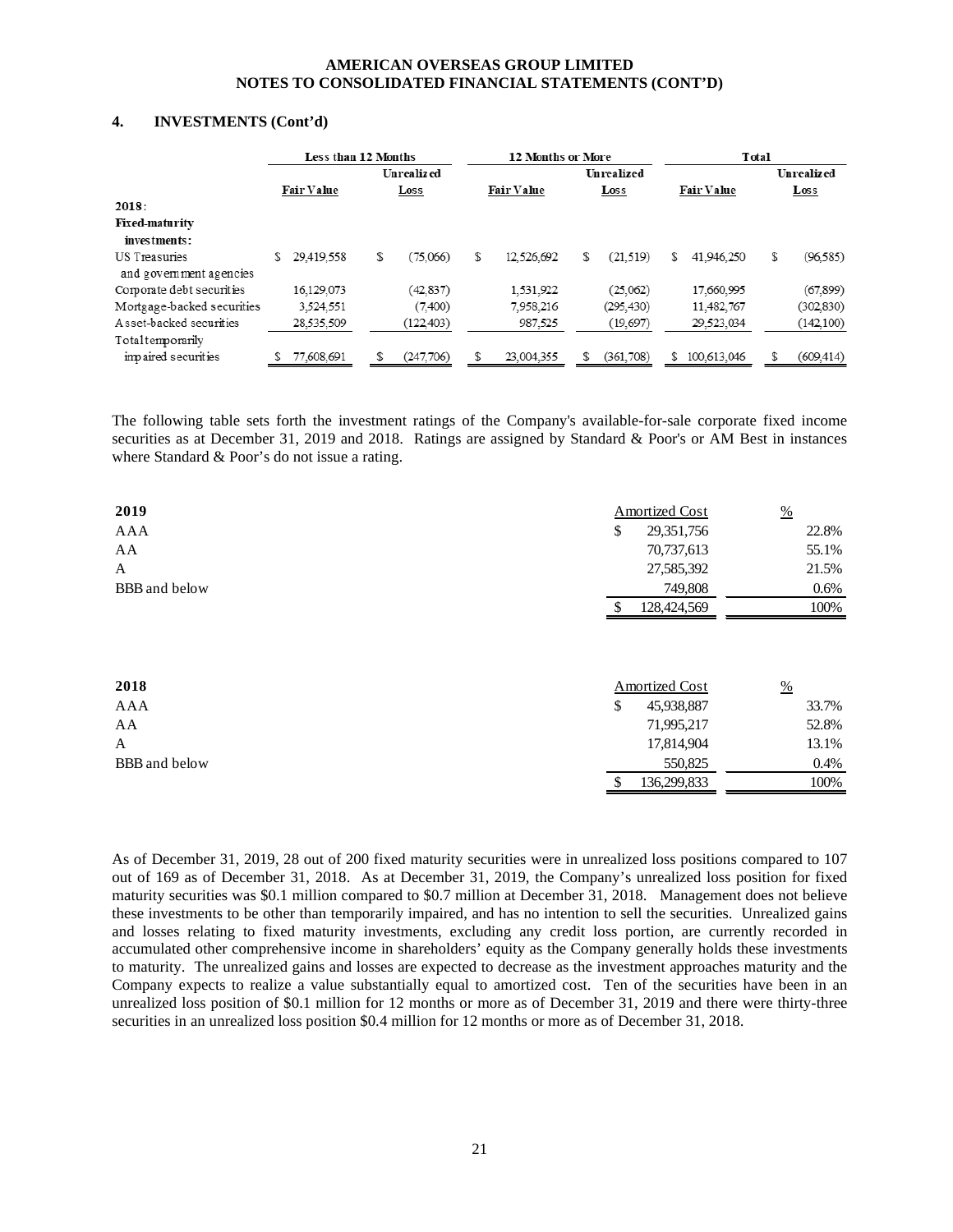**AMERICAN OVERSEAS GROUP LIMITED**
**NOTES TO CONSOLIDATED FINANCIAL STATEMENTS (CONT'D)**

## 4. INVESTMENTS (Cont'd)

| | Less than 12 Months | | 12 Months or More | | Total | |
|---|---|---|---|---|---|---|
| | Fair Value | Unrealized Loss | Fair Value | Unrealized Loss | Fair Value | Unrealized Loss |
| **2018**: | | | | | | |
| **Fixed-maturity investments:** | | | | | | |
| US Treasuries and government agencies | $ 29,419,558 | $ (75,066) | $ 12,526,692 | $ (21,519) | $ 41,946,250 | $ (96,585) |
| Corporate debt securities | 16,129,073 | (42,837) | 1,531,922 | (25,062) | 17,660,995 | (67,899) |
| Mortgage-backed securities | 3,524,551 | (7,400) | 7,958,216 | (295,430) | 11,482,767 | (302,830) |
| Asset-backed securities | 28,535,509 | (122,403) | 987,525 | (19,697) | 29,523,034 | (142,100) |
| Total temporarily impaired securities | $ 77,608,691 | $ (247,706) | $ 23,004,355 | $ (361,708) | $ 100,613,046 | $ (609,414) |

The following table sets forth the investment ratings of the Company's available-for-sale corporate fixed income securities as at December 31, 2019 and 2018. Ratings are assigned by Standard & Poor's or AM Best in instances where Standard & Poor's do not issue a rating.

| **2019** | Amortized Cost | % |
|---|---|---|
| AAA | $ 29,351,756 | 22.8% |
| AA | 70,737,613 | 55.1% |
| A | 27,585,392 | 21.5% |
| BBB and below | 749,808 | 0.6% |
| | $ 128,424,569 | 100% |

| **2018** | Amortized Cost | % |
|---|---|---|
| AAA | $ 45,938,887 | 33.7% |
| AA | 71,995,217 | 52.8% |
| A | 17,814,904 | 13.1% |
| BBB and below | 550,825 | 0.4% |
| | $ 136,299,833 | 100% |

As of December 31, 2019, 28 out of 200 fixed maturity securities were in unrealized loss positions compared to 107 out of 169 as of December 31, 2018. As at December 31, 2019, the Company's unrealized loss position for fixed maturity securities was $0.1 million compared to $0.7 million at December 31, 2018. Management does not believe these investments to be other than temporarily impaired, and has no intention to sell the securities. Unrealized gains and losses relating to fixed maturity investments, excluding any credit loss portion, are currently recorded in accumulated other comprehensive income in shareholders' equity as the Company generally holds these investments to maturity. The unrealized gains and losses are expected to decrease as the investment approaches maturity and the Company expects to realize a value substantially equal to amortized cost. Ten of the securities have been in an unrealized loss position of $0.1 million for 12 months or more as of December 31, 2019 and there were thirty-three securities in an unrealized loss position $0.4 million for 12 months or more as of December 31, 2018.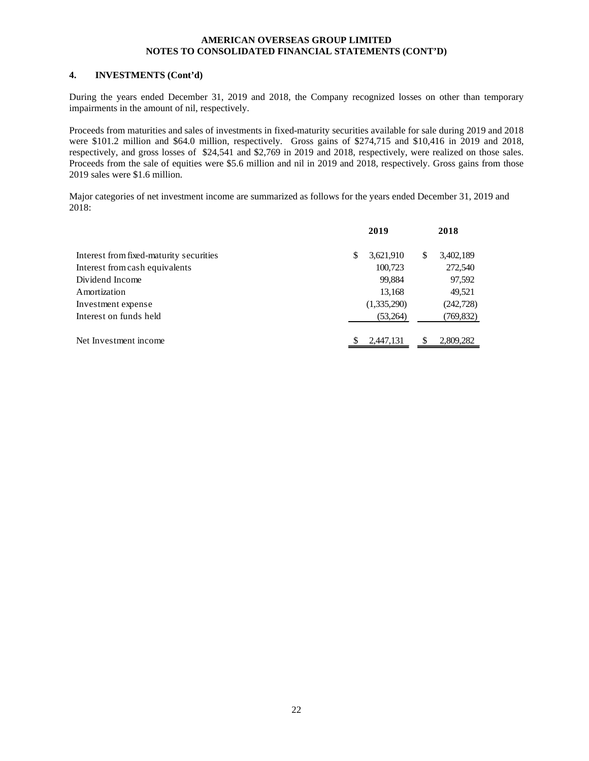### 4. INVESTMENTS (Cont'd)

During the years ended December 31, 2019 and 2018, the Company recognized losses on other than temporary impairments in the amount of nil, respectively.

Proceeds from maturities and sales of investments in fixed-maturity securities available for sale during 2019 and 2018 were $101.2 million and $64.0 million, respectively. Gross gains of $274,715 and $10,416 in 2019 and 2018, respectively, and gross losses of $24,541 and $2,769 in 2019 and 2018, respectively, were realized on those sales. Proceeds from the sale of equities were $5.6 million and nil in 2019 and 2018, respectively. Gross gains from those 2019 sales were $1.6 million.

Major categories of net investment income are summarized as follows for the years ended December 31, 2019 and 2018:

| | 2019 | 2018 |
|---|---|---|
| Interest from fixed-maturity securities | $ 3,621,910 | $ 3,402,189 |
| Interest from cash equivalents | 100,723 | 272,540 |
| Dividend Income | 99,884 | 97,592 |
| Amortization | 13,168 | 49,521 |
| Investment expense | (1,335,290) | (242,728) |
| Interest on funds held | (53,264) | (769,832) |
| Net Investment income | $ 2,447,131 | $ 2,809,282 |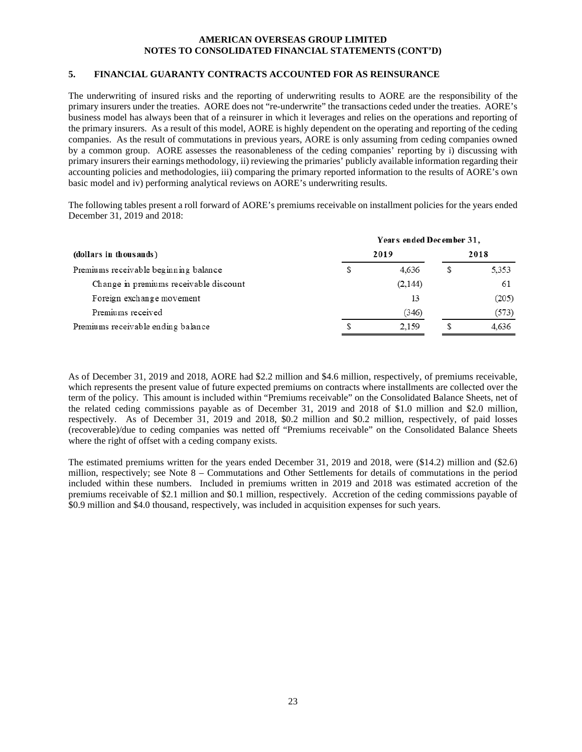## 5. FINANCIAL GUARANTY CONTRACTS ACCOUNTED FOR AS REINSURANCE

The underwriting of insured risks and the reporting of underwriting results to AORE are the responsibility of the primary insurers under the treaties. AORE does not "re-underwrite" the transactions ceded under the treaties. AORE's business model has always been that of a reinsurer in which it leverages and relies on the operations and reporting of the primary insurers. As a result of this model, AORE is highly dependent on the operating and reporting of the ceding companies. As the result of commutations in previous years, AORE is only assuming from ceding companies owned by a common group. AORE assesses the reasonableness of the ceding companies' reporting by i) discussing with primary insurers their earnings methodology, ii) reviewing the primaries' publicly available information regarding their accounting policies and methodologies, iii) comparing the primary reported information to the results of AORE's own basic model and iv) performing analytical reviews on AORE's underwriting results.

The following tables present a roll forward of AORE's premiums receivable on installment policies for the years ended December 31, 2019 and 2018:

| (dollars in thousands) | Years ended December 31, 2019 | 2018 |
|---|---|---|
| Premiums receivable beginning balance | $ 4,636 | $ 5,353 |
| Change in premiums receivable discount | (2,144) | 61 |
| Foreign exchange movement | 13 | (205) |
| Premiums received | (346) | (573) |
| Premiums receivable ending balance | $ 2,159 | $ 4,636 |

As of December 31, 2019 and 2018, AORE had $2.2 million and $4.6 million, respectively, of premiums receivable, which represents the present value of future expected premiums on contracts where installments are collected over the term of the policy. This amount is included within "Premiums receivable" on the Consolidated Balance Sheets, net of the related ceding commissions payable as of December 31, 2019 and 2018 of $1.0 million and $2.0 million, respectively. As of December 31, 2019 and 2018, $0.2 million and $0.2 million, respectively, of paid losses (recoverable)/due to ceding companies was netted off "Premiums receivable" on the Consolidated Balance Sheets where the right of offset with a ceding company exists.

The estimated premiums written for the years ended December 31, 2019 and 2018, were ($14.2) million and ($2.6) million, respectively; see Note 8 – Commutations and Other Settlements for details of commutations in the period included within these numbers. Included in premiums written in 2019 and 2018 was estimated accretion of the premiums receivable of $2.1 million and $0.1 million, respectively. Accretion of the ceding commissions payable of $0.9 million and $4.0 thousand, respectively, was included in acquisition expenses for such years.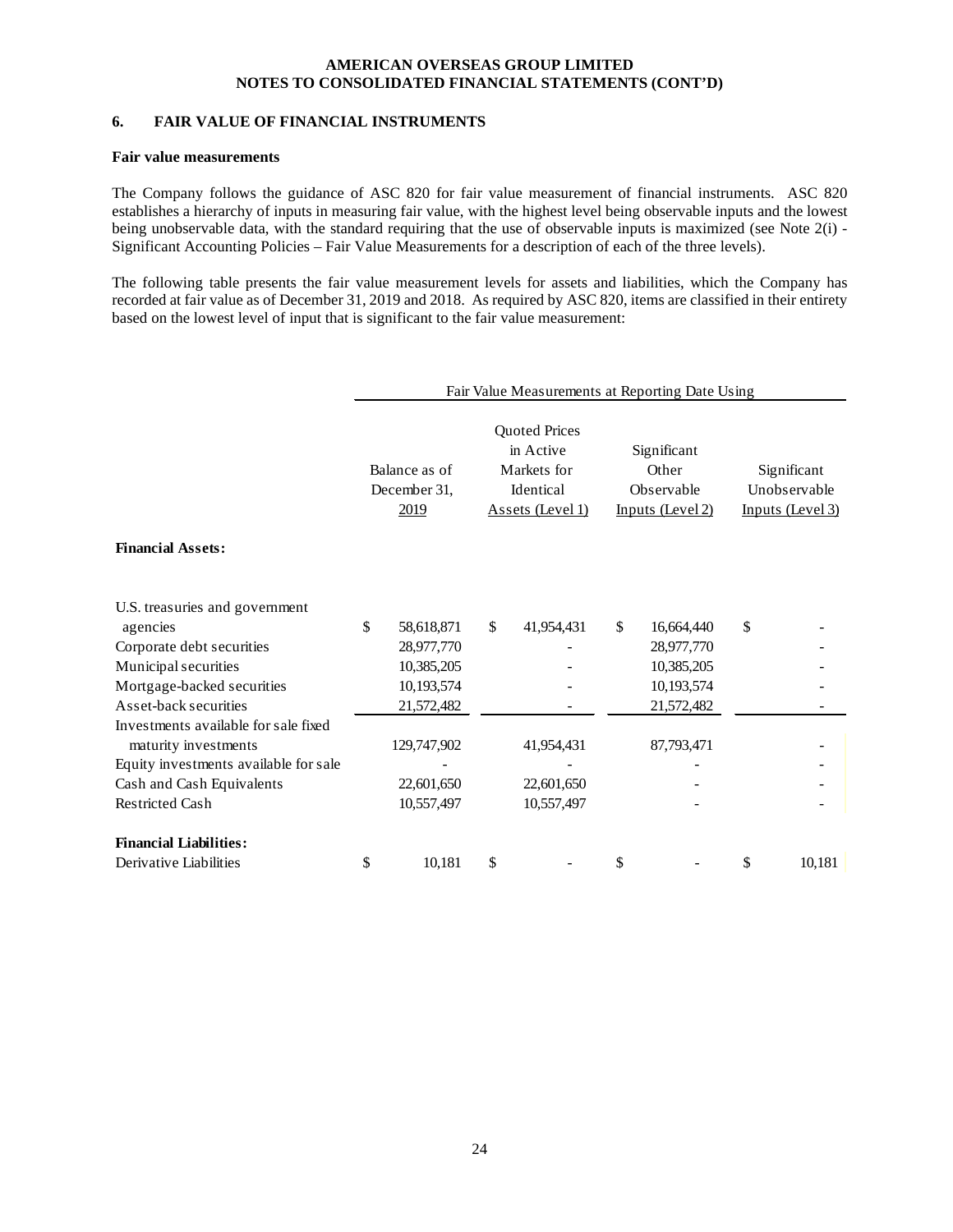## 6. FAIR VALUE OF FINANCIAL INSTRUMENTS

### Fair value measurements

The Company follows the guidance of ASC 820 for fair value measurement of financial instruments. ASC 820 establishes a hierarchy of inputs in measuring fair value, with the highest level being observable inputs and the lowest being unobservable data, with the standard requiring that the use of observable inputs is maximized (see Note 2(i) - Significant Accounting Policies – Fair Value Measurements for a description of each of the three levels).

The following table presents the fair value measurement levels for assets and liabilities, which the Company has recorded at fair value as of December 31, 2019 and 2018. As required by ASC 820, items are classified in their entirety based on the lowest level of input that is significant to the fair value measurement:

| | Fair Value Measurements at Reporting Date Using | | | |
|---|---|---|---|---|
| | Balance as of December 31, 2019 | Quoted Prices in Active Markets for Identical Assets (Level 1) | Significant Other Observable Inputs (Level 2) | Significant Unobservable Inputs (Level 3) |
| **Financial Assets:** | | | | |
| U.S. treasuries and government agencies | $ 58,618,871 | $ 41,954,431 | $ 16,664,440 | $ - |
| Corporate debt securities | 28,977,770 | - | 28,977,770 | - |
| Municipal securities | 10,385,205 | - | 10,385,205 | - |
| Mortgage-backed securities | 10,193,574 | - | 10,193,574 | - |
| Asset-back securities | 21,572,482 | - | 21,572,482 | - |
| Investments available for sale fixed maturity investments | 129,747,902 | 41,954,431 | 87,793,471 | - |
| Equity investments available for sale | - | - | - | - |
| Cash and Cash Equivalents | 22,601,650 | 22,601,650 | - | - |
| Restricted Cash | 10,557,497 | 10,557,497 | - | - |
| **Financial Liabilities:** | | | | |
| Derivative Liabilities | $ 10,181 | $ - | $ - | $ 10,181 |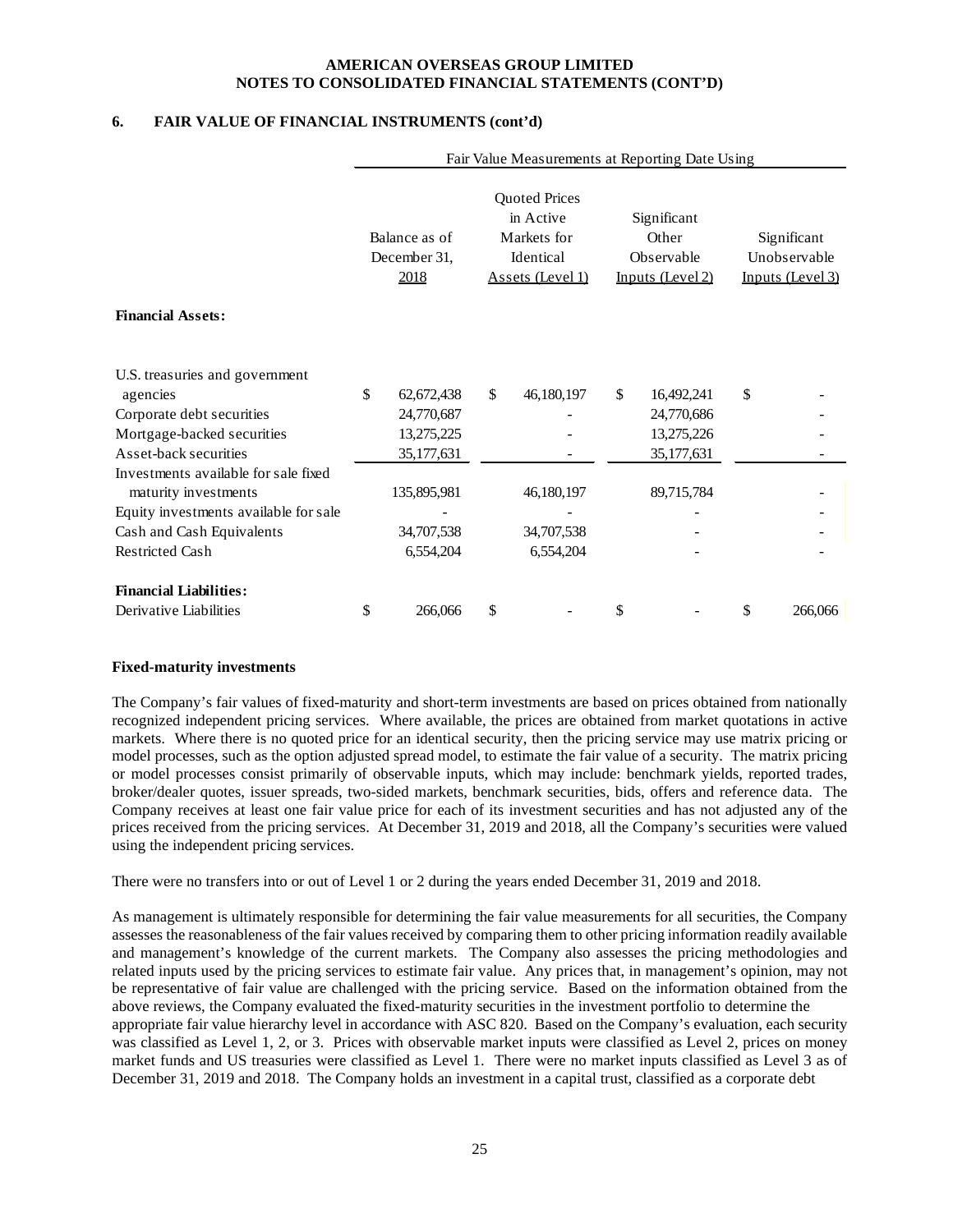## 6. FAIR VALUE OF FINANCIAL INSTRUMENTS (cont'd)

| | Fair Value Measurements at Reporting Date Using | | | |
|---|---|---|---|---|
| | Balance as of December 31, 2018 | Quoted Prices in Active Markets for Identical Assets (Level 1) | Significant Other Observable Inputs (Level 2) | Significant Unobservable Inputs (Level 3) |
| **Financial Assets:** | | | | |
| U.S. treasuries and government agencies | $ 62,672,438 | $ 46,180,197 | $ 16,492,241 | $ - |
| Corporate debt securities | 24,770,687 | - | 24,770,686 | - |
| Mortgage-backed securities | 13,275,225 | - | 13,275,226 | - |
| Asset-back securities | 35,177,631 | - | 35,177,631 | - |
| Investments available for sale fixed maturity investments | 135,895,981 | 46,180,197 | 89,715,784 | - |
| Equity investments available for sale | - | - | - | - |
| Cash and Cash Equivalents | 34,707,538 | 34,707,538 | - | - |
| Restricted Cash | 6,554,204 | 6,554,204 | - | - |
| **Financial Liabilities:** | | | | |
| Derivative Liabilities | $ 266,066 | $ - | $ - | $ 266,066 |

**Fixed-maturity investments**

The Company's fair values of fixed-maturity and short-term investments are based on prices obtained from nationally recognized independent pricing services. Where available, the prices are obtained from market quotations in active markets. Where there is no quoted price for an identical security, then the pricing service may use matrix pricing or model processes, such as the option adjusted spread model, to estimate the fair value of a security. The matrix pricing or model processes consist primarily of observable inputs, which may include: benchmark yields, reported trades, broker/dealer quotes, issuer spreads, two-sided markets, benchmark securities, bids, offers and reference data. The Company receives at least one fair value price for each of its investment securities and has not adjusted any of the prices received from the pricing services. At December 31, 2019 and 2018, all the Company's securities were valued using the independent pricing services.

There were no transfers into or out of Level 1 or 2 during the years ended December 31, 2019 and 2018.

As management is ultimately responsible for determining the fair value measurements for all securities, the Company assesses the reasonableness of the fair values received by comparing them to other pricing information readily available and management's knowledge of the current markets. The Company also assesses the pricing methodologies and related inputs used by the pricing services to estimate fair value. Any prices that, in management's opinion, may not be representative of fair value are challenged with the pricing service. Based on the information obtained from the above reviews, the Company evaluated the fixed-maturity securities in the investment portfolio to determine the appropriate fair value hierarchy level in accordance with ASC 820. Based on the Company's evaluation, each security was classified as Level 1, 2, or 3. Prices with observable market inputs were classified as Level 2, prices on money market funds and US treasuries were classified as Level 1. There were no market inputs classified as Level 3 as of December 31, 2019 and 2018. The Company holds an investment in a capital trust, classified as a corporate debt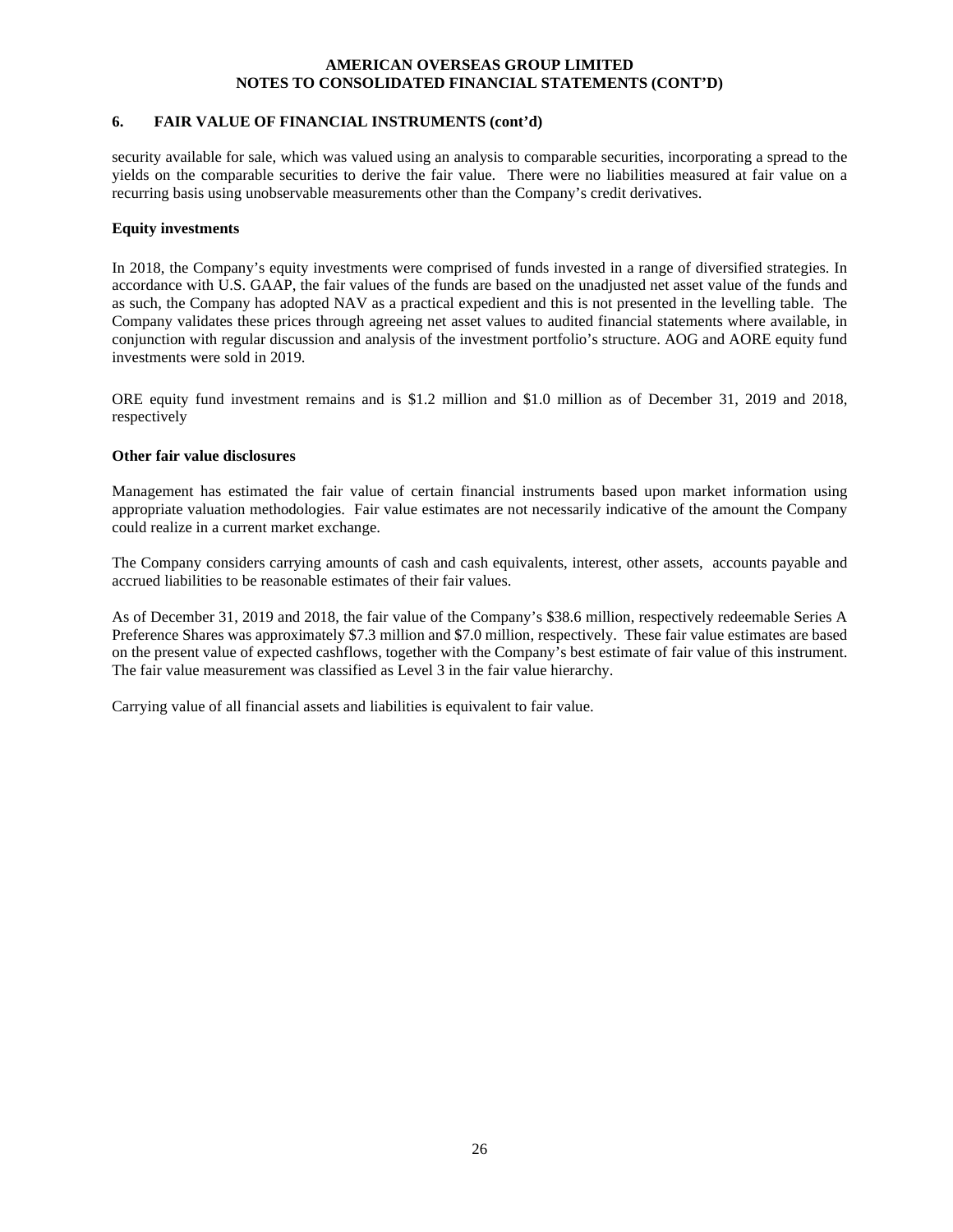## 6. FAIR VALUE OF FINANCIAL INSTRUMENTS (cont'd)

security available for sale, which was valued using an analysis to comparable securities, incorporating a spread to the yields on the comparable securities to derive the fair value. There were no liabilities measured at fair value on a recurring basis using unobservable measurements other than the Company's credit derivatives.

**Equity investments**

In 2018, the Company's equity investments were comprised of funds invested in a range of diversified strategies. In accordance with U.S. GAAP, the fair values of the funds are based on the unadjusted net asset value of the funds and as such, the Company has adopted NAV as a practical expedient and this is not presented in the levelling table. The Company validates these prices through agreeing net asset values to audited financial statements where available, in conjunction with regular discussion and analysis of the investment portfolio's structure. AOG and AORE equity fund investments were sold in 2019.

ORE equity fund investment remains and is $1.2 million and $1.0 million as of December 31, 2019 and 2018, respectively

**Other fair value disclosures**

Management has estimated the fair value of certain financial instruments based upon market information using appropriate valuation methodologies. Fair value estimates are not necessarily indicative of the amount the Company could realize in a current market exchange.

The Company considers carrying amounts of cash and cash equivalents, interest, other assets, accounts payable and accrued liabilities to be reasonable estimates of their fair values.

As of December 31, 2019 and 2018, the fair value of the Company's $38.6 million, respectively redeemable Series A Preference Shares was approximately $7.3 million and $7.0 million, respectively. These fair value estimates are based on the present value of expected cashflows, together with the Company's best estimate of fair value of this instrument. The fair value measurement was classified as Level 3 in the fair value hierarchy.

Carrying value of all financial assets and liabilities is equivalent to fair value.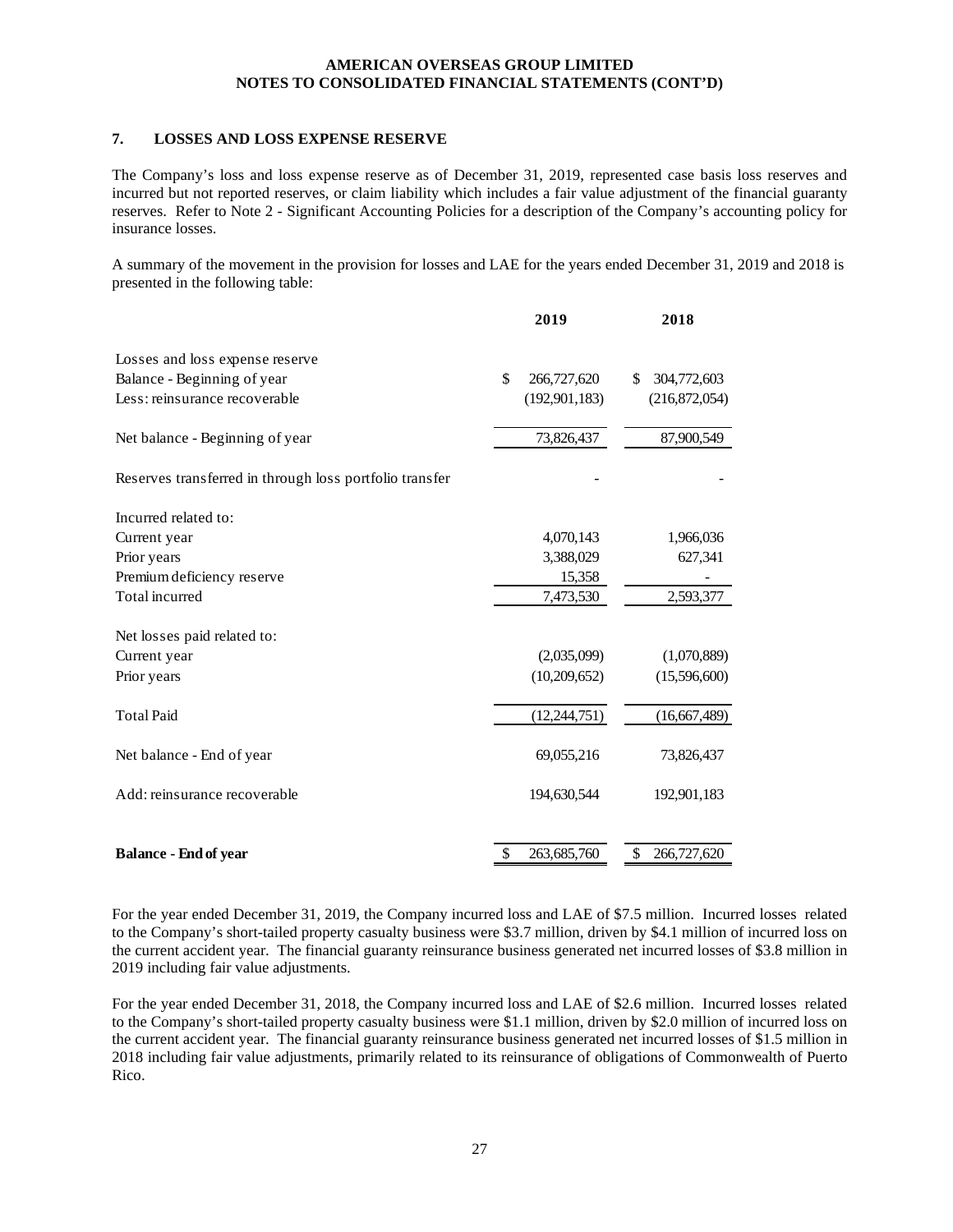## 7. LOSSES AND LOSS EXPENSE RESERVE

The Company's loss and loss expense reserve as of December 31, 2019, represented case basis loss reserves and incurred but not reported reserves, or claim liability which includes a fair value adjustment of the financial guaranty reserves. Refer to Note 2 - Significant Accounting Policies for a description of the Company's accounting policy for insurance losses.

A summary of the movement in the provision for losses and LAE for the years ended December 31, 2019 and 2018 is presented in the following table:

| | 2019 | 2018 |
|---|---|---|
| Losses and loss expense reserve | | |
| Balance - Beginning of year | $ 266,727,620 | $ 304,772,603 |
| Less: reinsurance recoverable | (192,901,183) | (216,872,054) |
| Net balance - Beginning of year | 73,826,437 | 87,900,549 |
| Reserves transferred in through loss portfolio transfer | - | - |
| Incurred related to: | | |
| Current year | 4,070,143 | 1,966,036 |
| Prior years | 3,388,029 | 627,341 |
| Premium deficiency reserve | 15,358 | - |
| Total incurred | 7,473,530 | 2,593,377 |
| Net losses paid related to: | | |
| Current year | (2,035,099) | (1,070,889) |
| Prior years | (10,209,652) | (15,596,600) |
| Total Paid | (12,244,751) | (16,667,489) |
| Net balance - End of year | 69,055,216 | 73,826,437 |
| Add: reinsurance recoverable | 194,630,544 | 192,901,183 |
| **Balance - End of year** | $ 263,685,760 | $ 266,727,620 |

For the year ended December 31, 2019, the Company incurred loss and LAE of $7.5 million. Incurred losses related to the Company's short-tailed property casualty business were $3.7 million, driven by $4.1 million of incurred loss on the current accident year. The financial guaranty reinsurance business generated net incurred losses of $3.8 million in 2019 including fair value adjustments.

For the year ended December 31, 2018, the Company incurred loss and LAE of $2.6 million. Incurred losses related to the Company's short-tailed property casualty business were $1.1 million, driven by $2.0 million of incurred loss on the current accident year. The financial guaranty reinsurance business generated net incurred losses of $1.5 million in 2018 including fair value adjustments, primarily related to its reinsurance of obligations of Commonwealth of Puerto Rico.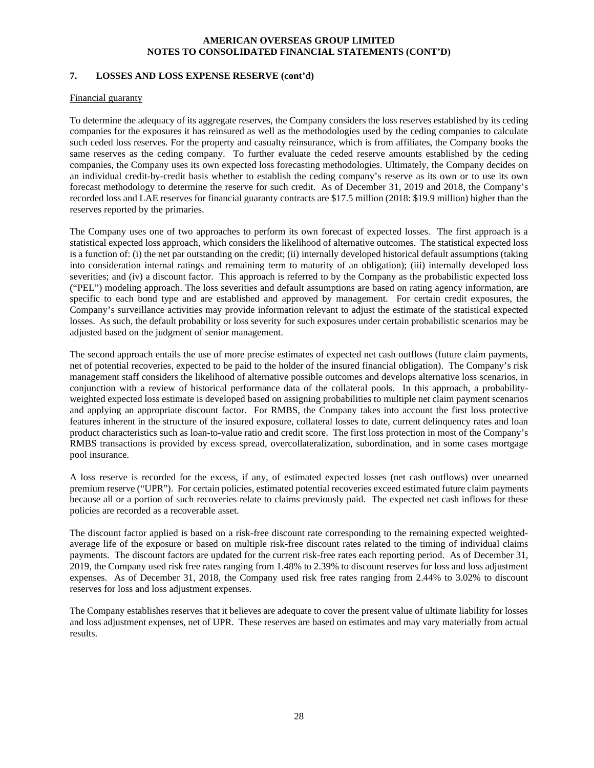## 7. LOSSES AND LOSS EXPENSE RESERVE (cont'd)

Financial guaranty

To determine the adequacy of its aggregate reserves, the Company considers the loss reserves established by its ceding companies for the exposures it has reinsured as well as the methodologies used by the ceding companies to calculate such ceded loss reserves. For the property and casualty reinsurance, which is from affiliates, the Company books the same reserves as the ceding company. To further evaluate the ceded reserve amounts established by the ceding companies, the Company uses its own expected loss forecasting methodologies. Ultimately, the Company decides on an individual credit-by-credit basis whether to establish the ceding company's reserve as its own or to use its own forecast methodology to determine the reserve for such credit. As of December 31, 2019 and 2018, the Company's recorded loss and LAE reserves for financial guaranty contracts are $17.5 million (2018: $19.9 million) higher than the reserves reported by the primaries.

The Company uses one of two approaches to perform its own forecast of expected losses. The first approach is a statistical expected loss approach, which considers the likelihood of alternative outcomes. The statistical expected loss is a function of: (i) the net par outstanding on the credit; (ii) internally developed historical default assumptions (taking into consideration internal ratings and remaining term to maturity of an obligation); (iii) internally developed loss severities; and (iv) a discount factor. This approach is referred to by the Company as the probabilistic expected loss ("PEL") modeling approach. The loss severities and default assumptions are based on rating agency information, are specific to each bond type and are established and approved by management. For certain credit exposures, the Company's surveillance activities may provide information relevant to adjust the estimate of the statistical expected losses. As such, the default probability or loss severity for such exposures under certain probabilistic scenarios may be adjusted based on the judgment of senior management.

The second approach entails the use of more precise estimates of expected net cash outflows (future claim payments, net of potential recoveries, expected to be paid to the holder of the insured financial obligation). The Company's risk management staff considers the likelihood of alternative possible outcomes and develops alternative loss scenarios, in conjunction with a review of historical performance data of the collateral pools. In this approach, a probability-weighted expected loss estimate is developed based on assigning probabilities to multiple net claim payment scenarios and applying an appropriate discount factor. For RMBS, the Company takes into account the first loss protective features inherent in the structure of the insured exposure, collateral losses to date, current delinquency rates and loan product characteristics such as loan-to-value ratio and credit score. The first loss protection in most of the Company's RMBS transactions is provided by excess spread, overcollateralization, subordination, and in some cases mortgage pool insurance.

A loss reserve is recorded for the excess, if any, of estimated expected losses (net cash outflows) over unearned premium reserve ("UPR"). For certain policies, estimated potential recoveries exceed estimated future claim payments because all or a portion of such recoveries relate to claims previously paid. The expected net cash inflows for these policies are recorded as a recoverable asset.

The discount factor applied is based on a risk-free discount rate corresponding to the remaining expected weighted-average life of the exposure or based on multiple risk-free discount rates related to the timing of individual claims payments. The discount factors are updated for the current risk-free rates each reporting period. As of December 31, 2019, the Company used risk free rates ranging from 1.48% to 2.39% to discount reserves for loss and loss adjustment expenses. As of December 31, 2018, the Company used risk free rates ranging from 2.44% to 3.02% to discount reserves for loss and loss adjustment expenses.

The Company establishes reserves that it believes are adequate to cover the present value of ultimate liability for losses and loss adjustment expenses, net of UPR. These reserves are based on estimates and may vary materially from actual results.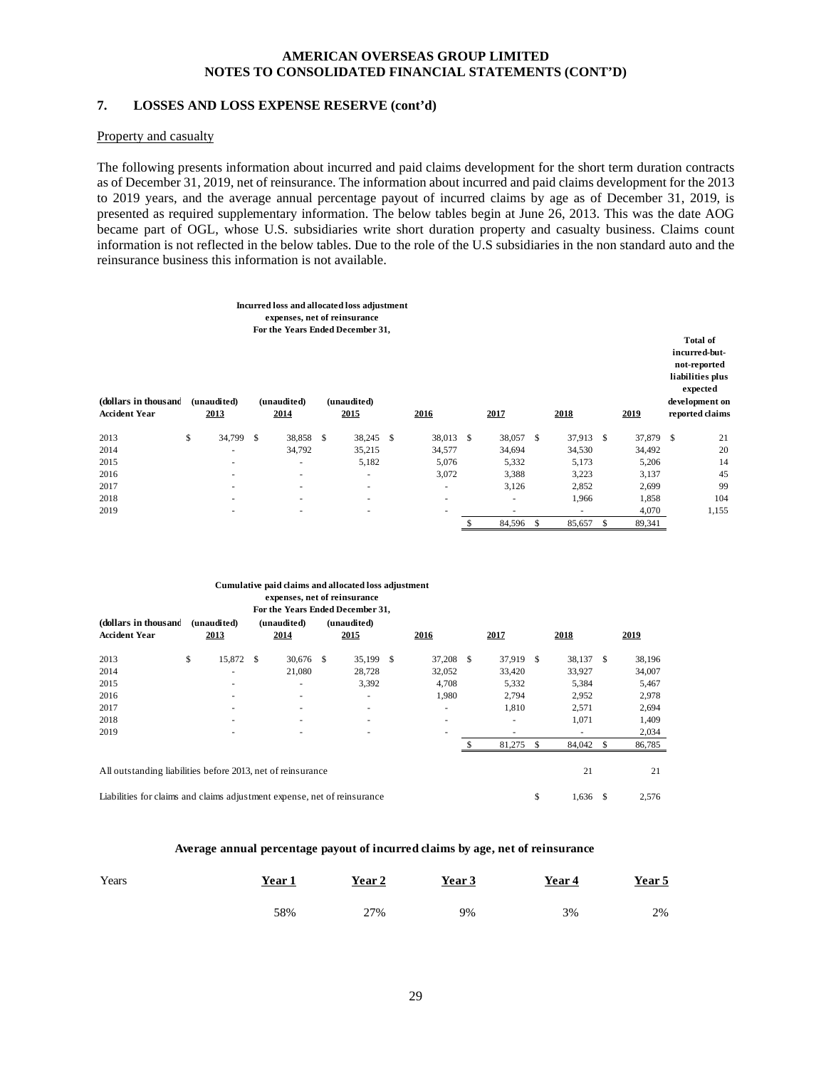**AMERICAN OVERSEAS GROUP LIMITED**
**NOTES TO CONSOLIDATED FINANCIAL STATEMENTS (CONT'D)**

## 7. LOSSES AND LOSS EXPENSE RESERVE (cont'd)

Property and casualty

The following presents information about incurred and paid claims development for the short term duration contracts as of December 31, 2019, net of reinsurance. The information about incurred and paid claims development for the 2013 to 2019 years, and the average annual percentage payout of incurred claims by age as of December 31, 2019, is presented as required supplementary information. The below tables begin at June 26, 2013. This was the date AOG became part of OGL, whose U.S. subsidiaries write short duration property and casualty business. Claims count information is not reflected in the below tables. Due to the role of the U.S subsidiaries in the non standard auto and the reinsurance business this information is not available.

**Incurred loss and allocated loss adjustment expenses, net of reinsurance For the Years Ended December 31,**

| (dollars in thousand) Accident Year | (unaudited) 2013 | (unaudited) 2014 | (unaudited) 2015 | 2016 | 2017 | 2018 | 2019 | Total of incurred-but-not-reported liabilities plus expected development on reported claims |
|---|---|---|---|---|---|---|---|---|
| 2013 | $ 34,799 | $ 38,858 | $ 38,245 | $ 38,013 | $ 38,057 | $ 37,913 | $ 37,879 | $ 21 |
| 2014 | - | 34,792 | 35,215 | 34,577 | 34,694 | 34,530 | 34,492 | 20 |
| 2015 | - | - | 5,182 | 5,076 | 5,332 | 5,173 | 5,206 | 14 |
| 2016 | - | - | - | 3,072 | 3,388 | 3,223 | 3,137 | 45 |
| 2017 | - | - | - | - | 3,126 | 2,852 | 2,699 | 99 |
| 2018 | - | - | - | - | - | 1,966 | 1,858 | 104 |
| 2019 | - | - | - | - | - | - | 4,070 | 1,155 |
| | | | | | $ 84,596 | $ 85,657 | $ 89,341 | |

**Cumulative paid claims and allocated loss adjustment expenses, net of reinsurance For the Years Ended December 31,**

| (dollars in thousand) Accident Year | (unaudited) 2013 | (unaudited) 2014 | (unaudited) 2015 | 2016 | 2017 | 2018 | 2019 |
|---|---|---|---|---|---|---|---|
| 2013 | $ 15,872 | $ 30,676 | $ 35,199 | $ 37,208 | $ 37,919 | $ 38,137 | $ 38,196 |
| 2014 | - | 21,080 | 28,728 | 32,052 | 33,420 | 33,927 | 34,007 |
| 2015 | - | - | 3,392 | 4,708 | 5,332 | 5,384 | 5,467 |
| 2016 | - | - | - | 1,980 | 2,794 | 2,952 | 2,978 |
| 2017 | - | - | - | - | 1,810 | 2,571 | 2,694 |
| 2018 | - | - | - | - | - | 1,071 | 1,409 |
| 2019 | - | - | - | - | - | - | 2,034 |
| | | | | | $ 81,275 | $ 84,042 | $ 86,785 |
| All outstanding liabilities before 2013, net of reinsurance | | | | | | 21 | 21 |
| Liabilities for claims and claims adjustment expense, net of reinsurance | | | | | | $ 1,636 | $ 2,576 |

**Average annual percentage payout of incurred claims by age, net of reinsurance**

| Years | Year 1 | Year 2 | Year 3 | Year 4 | Year 5 |
|---|---|---|---|---|---|
| | 58% | 27% | 9% | 3% | 2% |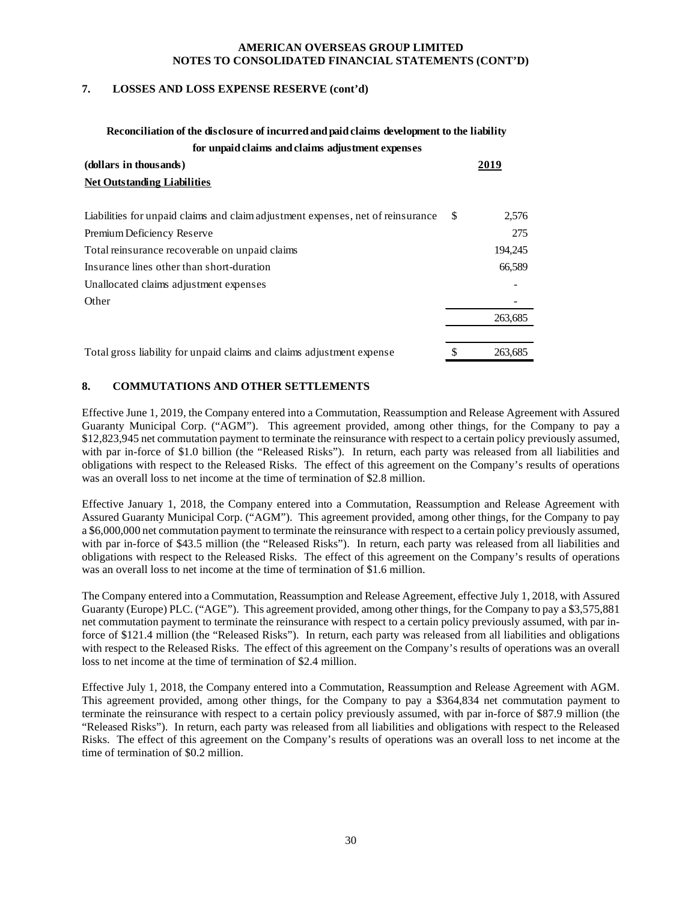## 7. LOSSES AND LOSS EXPENSE RESERVE (cont'd)

**Reconciliation of the disclosure of incurred and paid claims development to the liability for unpaid claims and claims adjustment expenses**

| (dollars in thousands) | 2019 |
|---|---|
| **Net Outstanding Liabilities** | |
| Liabilities for unpaid claims and claim adjustment expenses, net of reinsurance | $ 2,576 |
| Premium Deficiency Reserve | 275 |
| Total reinsurance recoverable on unpaid claims | 194,245 |
| Insurance lines other than short-duration | 66,589 |
| Unallocated claims adjustment expenses | - |
| Other | - |
| | 263,685 |
| Total gross liability for unpaid claims and claims adjustment expense | $ 263,685 |

## 8. COMMUTATIONS AND OTHER SETTLEMENTS

Effective June 1, 2019, the Company entered into a Commutation, Reassumption and Release Agreement with Assured Guaranty Municipal Corp. ("AGM"). This agreement provided, among other things, for the Company to pay a $12,823,945 net commutation payment to terminate the reinsurance with respect to a certain policy previously assumed, with par in-force of $1.0 billion (the "Released Risks"). In return, each party was released from all liabilities and obligations with respect to the Released Risks. The effect of this agreement on the Company's results of operations was an overall loss to net income at the time of termination of $2.8 million.

Effective January 1, 2018, the Company entered into a Commutation, Reassumption and Release Agreement with Assured Guaranty Municipal Corp. ("AGM"). This agreement provided, among other things, for the Company to pay a $6,000,000 net commutation payment to terminate the reinsurance with respect to a certain policy previously assumed, with par in-force of $43.5 million (the "Released Risks"). In return, each party was released from all liabilities and obligations with respect to the Released Risks. The effect of this agreement on the Company's results of operations was an overall loss to net income at the time of termination of $1.6 million.

The Company entered into a Commutation, Reassumption and Release Agreement, effective July 1, 2018, with Assured Guaranty (Europe) PLC. ("AGE"). This agreement provided, among other things, for the Company to pay a $3,575,881 net commutation payment to terminate the reinsurance with respect to a certain policy previously assumed, with par in-force of $121.4 million (the "Released Risks"). In return, each party was released from all liabilities and obligations with respect to the Released Risks. The effect of this agreement on the Company's results of operations was an overall loss to net income at the time of termination of $2.4 million.

Effective July 1, 2018, the Company entered into a Commutation, Reassumption and Release Agreement with AGM. This agreement provided, among other things, for the Company to pay a $364,834 net commutation payment to terminate the reinsurance with respect to a certain policy previously assumed, with par in-force of $87.9 million (the "Released Risks"). In return, each party was released from all liabilities and obligations with respect to the Released Risks. The effect of this agreement on the Company's results of operations was an overall loss to net income at the time of termination of $0.2 million.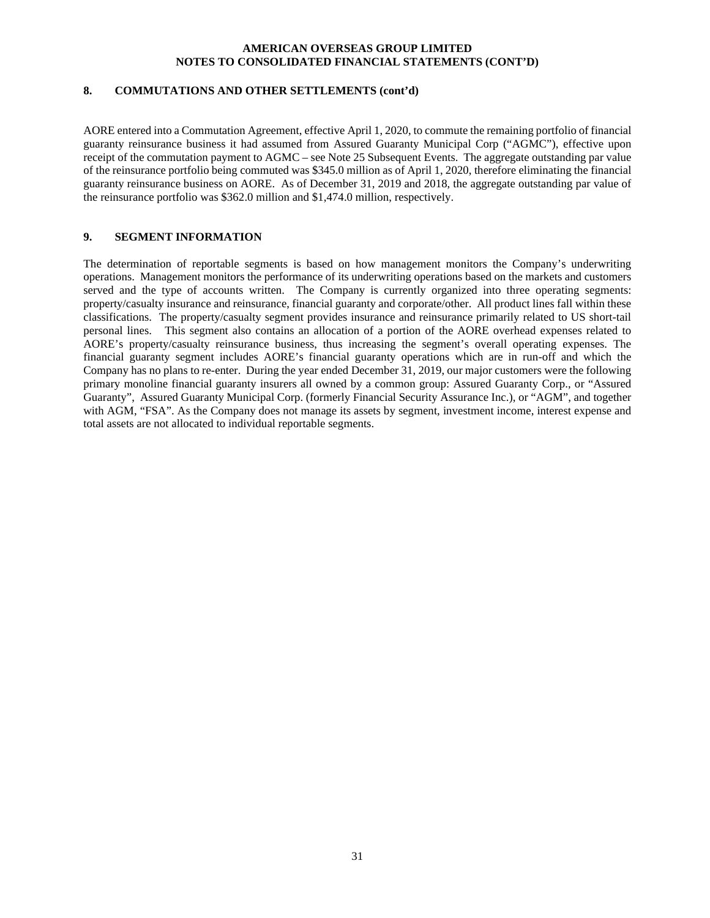## 8. COMMUTATIONS AND OTHER SETTLEMENTS (cont'd)

AORE entered into a Commutation Agreement, effective April 1, 2020, to commute the remaining portfolio of financial guaranty reinsurance business it had assumed from Assured Guaranty Municipal Corp ("AGMC"), effective upon receipt of the commutation payment to AGMC – see Note 25 Subsequent Events. The aggregate outstanding par value of the reinsurance portfolio being commuted was $345.0 million as of April 1, 2020, therefore eliminating the financial guaranty reinsurance business on AORE. As of December 31, 2019 and 2018, the aggregate outstanding par value of the reinsurance portfolio was $362.0 million and $1,474.0 million, respectively.

## 9. SEGMENT INFORMATION

The determination of reportable segments is based on how management monitors the Company's underwriting operations. Management monitors the performance of its underwriting operations based on the markets and customers served and the type of accounts written. The Company is currently organized into three operating segments: property/casualty insurance and reinsurance, financial guaranty and corporate/other. All product lines fall within these classifications. The property/casualty segment provides insurance and reinsurance primarily related to US short-tail personal lines. This segment also contains an allocation of a portion of the AORE overhead expenses related to AORE's property/casualty reinsurance business, thus increasing the segment's overall operating expenses. The financial guaranty segment includes AORE's financial guaranty operations which are in run-off and which the Company has no plans to re-enter. During the year ended December 31, 2019, our major customers were the following primary monoline financial guaranty insurers all owned by a common group: Assured Guaranty Corp., or "Assured Guaranty", Assured Guaranty Municipal Corp. (formerly Financial Security Assurance Inc.), or "AGM", and together with AGM, "FSA". As the Company does not manage its assets by segment, investment income, interest expense and total assets are not allocated to individual reportable segments.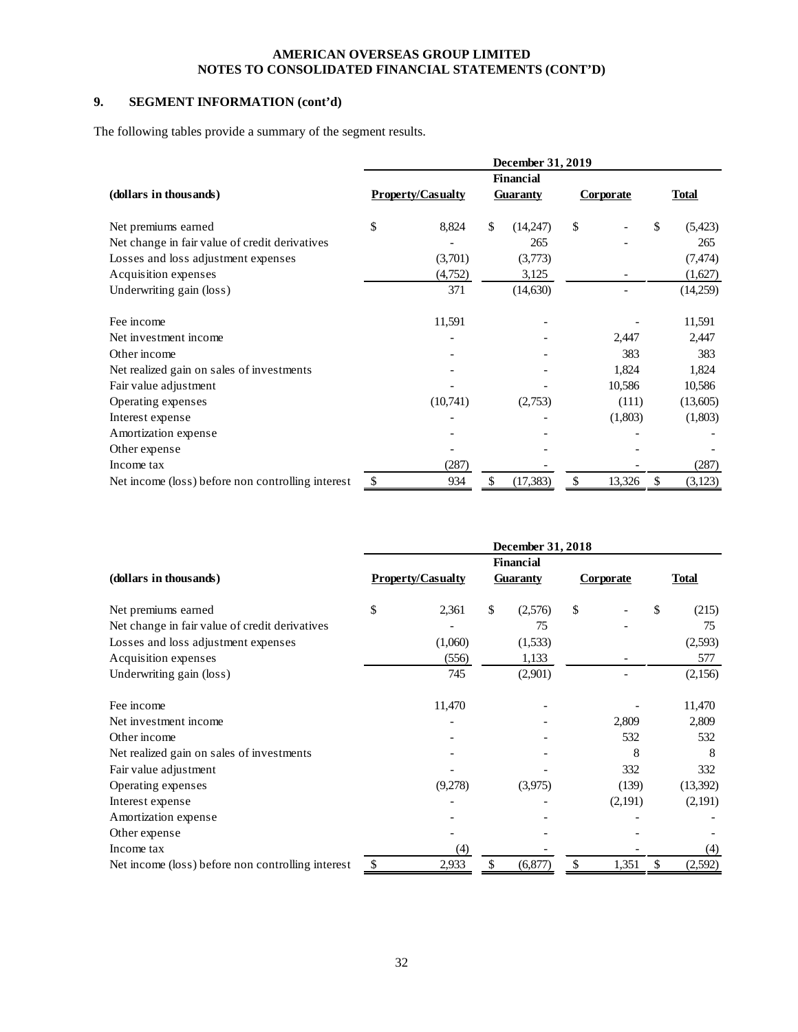**AMERICAN OVERSEAS GROUP LIMITED**
**NOTES TO CONSOLIDATED FINANCIAL STATEMENTS (CONT'D)**

## 9. SEGMENT INFORMATION (cont'd)

The following tables provide a summary of the segment results.

| (dollars in thousands) | December 31, 2019 | | | |
|---|---|---|---|---|
| | Property/Casualty | Financial Guaranty | Corporate | Total |
| Net premiums earned | $ 8,824 | $ (14,247) | $ - | $ (5,423) |
| Net change in fair value of credit derivatives | - | 265 | - | 265 |
| Losses and loss adjustment expenses | (3,701) | (3,773) | | (7,474) |
| Acquisition expenses | (4,752) | 3,125 | - | (1,627) |
| Underwriting gain (loss) | 371 | (14,630) | - | (14,259) |
| Fee income | 11,591 | - | - | 11,591 |
| Net investment income | - | - | 2,447 | 2,447 |
| Other income | - | - | 383 | 383 |
| Net realized gain on sales of investments | - | - | 1,824 | 1,824 |
| Fair value adjustment | - | - | 10,586 | 10,586 |
| Operating expenses | (10,741) | (2,753) | (111) | (13,605) |
| Interest expense | - | - | (1,803) | (1,803) |
| Amortization expense | - | - | - | - |
| Other expense | - | - | - | - |
| Income tax | (287) | - | - | (287) |
| Net income (loss) before non controlling interest | $ 934 | $ (17,383) | $ 13,326 | $ (3,123) |

| (dollars in thousands) | December 31, 2018 | | | |
|---|---|---|---|---|
| | Property/Casualty | Financial Guaranty | Corporate | Total |
| Net premiums earned | $ 2,361 | $ (2,576) | $ - | $ (215) |
| Net change in fair value of credit derivatives | - | 75 | - | 75 |
| Losses and loss adjustment expenses | (1,060) | (1,533) | | (2,593) |
| Acquisition expenses | (556) | 1,133 | - | 577 |
| Underwriting gain (loss) | 745 | (2,901) | - | (2,156) |
| Fee income | 11,470 | - | - | 11,470 |
| Net investment income | - | - | 2,809 | 2,809 |
| Other income | - | - | 532 | 532 |
| Net realized gain on sales of investments | - | - | 8 | 8 |
| Fair value adjustment | - | - | 332 | 332 |
| Operating expenses | (9,278) | (3,975) | (139) | (13,392) |
| Interest expense | - | - | (2,191) | (2,191) |
| Amortization expense | - | - | - | - |
| Other expense | - | - | - | - |
| Income tax | (4) | - | - | (4) |
| Net income (loss) before non controlling interest | $ 2,933 | $ (6,877) | $ 1,351 | $ (2,592) |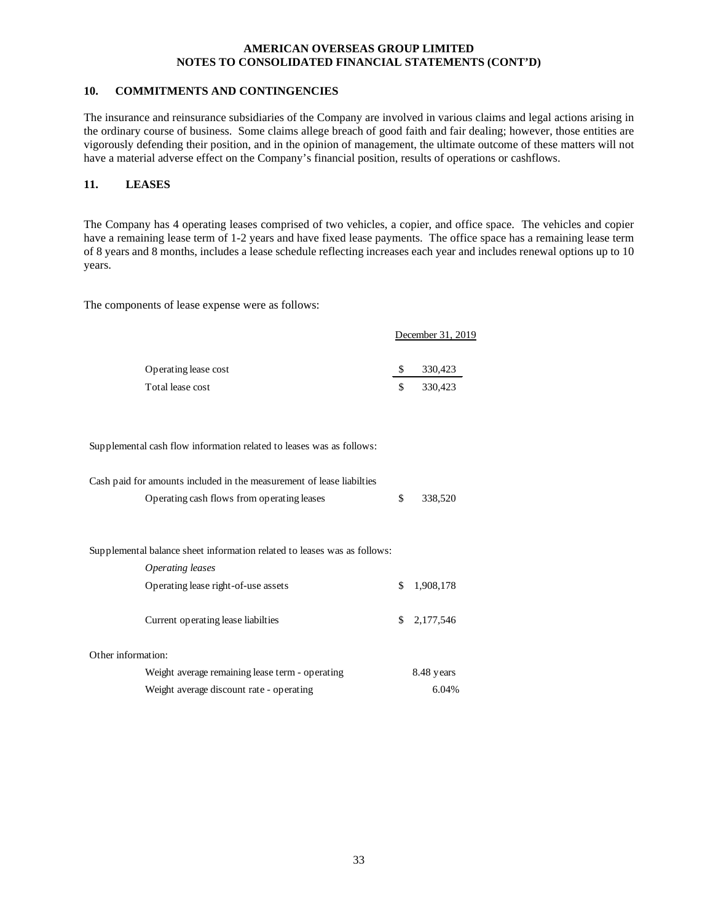**AMERICAN OVERSEAS GROUP LIMITED**
**NOTES TO CONSOLIDATED FINANCIAL STATEMENTS (CONT'D)**

## 10. COMMITMENTS AND CONTINGENCIES

The insurance and reinsurance subsidiaries of the Company are involved in various claims and legal actions arising in the ordinary course of business. Some claims allege breach of good faith and fair dealing; however, those entities are vigorously defending their position, and in the opinion of management, the ultimate outcome of these matters will not have a material adverse effect on the Company's financial position, results of operations or cashflows.

## 11. LEASES

The Company has 4 operating leases comprised of two vehicles, a copier, and office space. The vehicles and copier have a remaining lease term of 1-2 years and have fixed lease payments. The office space has a remaining lease term of 8 years and 8 months, includes a lease schedule reflecting increases each year and includes renewal options up to 10 years.

The components of lease expense were as follows:

| | December 31, 2019 |
|---|---|
| Operating lease cost | $ 330,423 |
| Total lease cost | $ 330,423 |

Supplemental cash flow information related to leases was as follows:

| | |
|---|---|
| Cash paid for amounts included in the measurement of lease liabilties | |
| Operating cash flows from operating leases | $ 338,520 |

Supplemental balance sheet information related to leases was as follows:

| | |
|---|---|
| *Operating leases* | |
| Operating lease right-of-use assets | $ 1,908,178 |
| Current operating lease liabilties | $ 2,177,546 |

Other information:

| | |
|---|---|
| Weight average remaining lease term - operating | 8.48 years |
| Weight average discount rate - operating | 6.04% |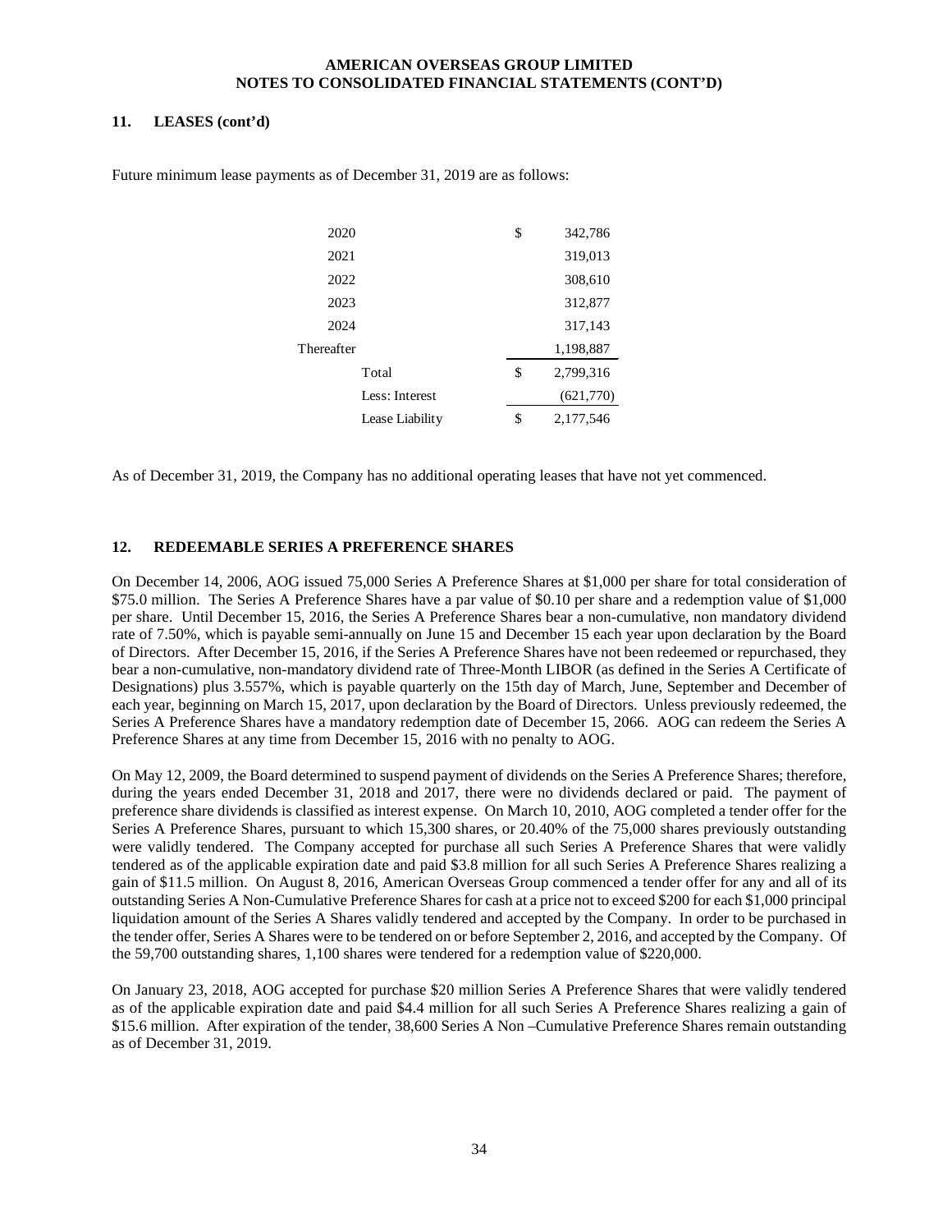### 11. LEASES (cont'd)

Future minimum lease payments as of December 31, 2019 are as follows:

| | | | |
|---|---|---|---|
| 2020 | | $ | 342,786 |
| 2021 | | | 319,013 |
| 2022 | | | 308,610 |
| 2023 | | | 312,877 |
| 2024 | | | 317,143 |
| Thereafter | | | 1,198,887 |
| | Total | $ | 2,799,316 |
| | Less: Interest | | (621,770) |
| | Lease Liability | $ | 2,177,546 |

As of December 31, 2019, the Company has no additional operating leases that have not yet commenced.

### 12. REDEEMABLE SERIES A PREFERENCE SHARES

On December 14, 2006, AOG issued 75,000 Series A Preference Shares at $1,000 per share for total consideration of $75.0 million. The Series A Preference Shares have a par value of $0.10 per share and a redemption value of $1,000 per share. Until December 15, 2016, the Series A Preference Shares bear a non-cumulative, non mandatory dividend rate of 7.50%, which is payable semi-annually on June 15 and December 15 each year upon declaration by the Board of Directors. After December 15, 2016, if the Series A Preference Shares have not been redeemed or repurchased, they bear a non-cumulative, non-mandatory dividend rate of Three-Month LIBOR (as defined in the Series A Certificate of Designations) plus 3.557%, which is payable quarterly on the 15th day of March, June, September and December of each year, beginning on March 15, 2017, upon declaration by the Board of Directors. Unless previously redeemed, the Series A Preference Shares have a mandatory redemption date of December 15, 2066. AOG can redeem the Series A Preference Shares at any time from December 15, 2016 with no penalty to AOG.

On May 12, 2009, the Board determined to suspend payment of dividends on the Series A Preference Shares; therefore, during the years ended December 31, 2018 and 2017, there were no dividends declared or paid. The payment of preference share dividends is classified as interest expense. On March 10, 2010, AOG completed a tender offer for the Series A Preference Shares, pursuant to which 15,300 shares, or 20.40% of the 75,000 shares previously outstanding were validly tendered. The Company accepted for purchase all such Series A Preference Shares that were validly tendered as of the applicable expiration date and paid $3.8 million for all such Series A Preference Shares realizing a gain of $11.5 million. On August 8, 2016, American Overseas Group commenced a tender offer for any and all of its outstanding Series A Non-Cumulative Preference Shares for cash at a price not to exceed $200 for each $1,000 principal liquidation amount of the Series A Shares validly tendered and accepted by the Company. In order to be purchased in the tender offer, Series A Shares were to be tendered on or before September 2, 2016, and accepted by the Company. Of the 59,700 outstanding shares, 1,100 shares were tendered for a redemption value of $220,000.

On January 23, 2018, AOG accepted for purchase $20 million Series A Preference Shares that were validly tendered as of the applicable expiration date and paid $4.4 million for all such Series A Preference Shares realizing a gain of $15.6 million. After expiration of the tender, 38,600 Series A Non –Cumulative Preference Shares remain outstanding as of December 31, 2019.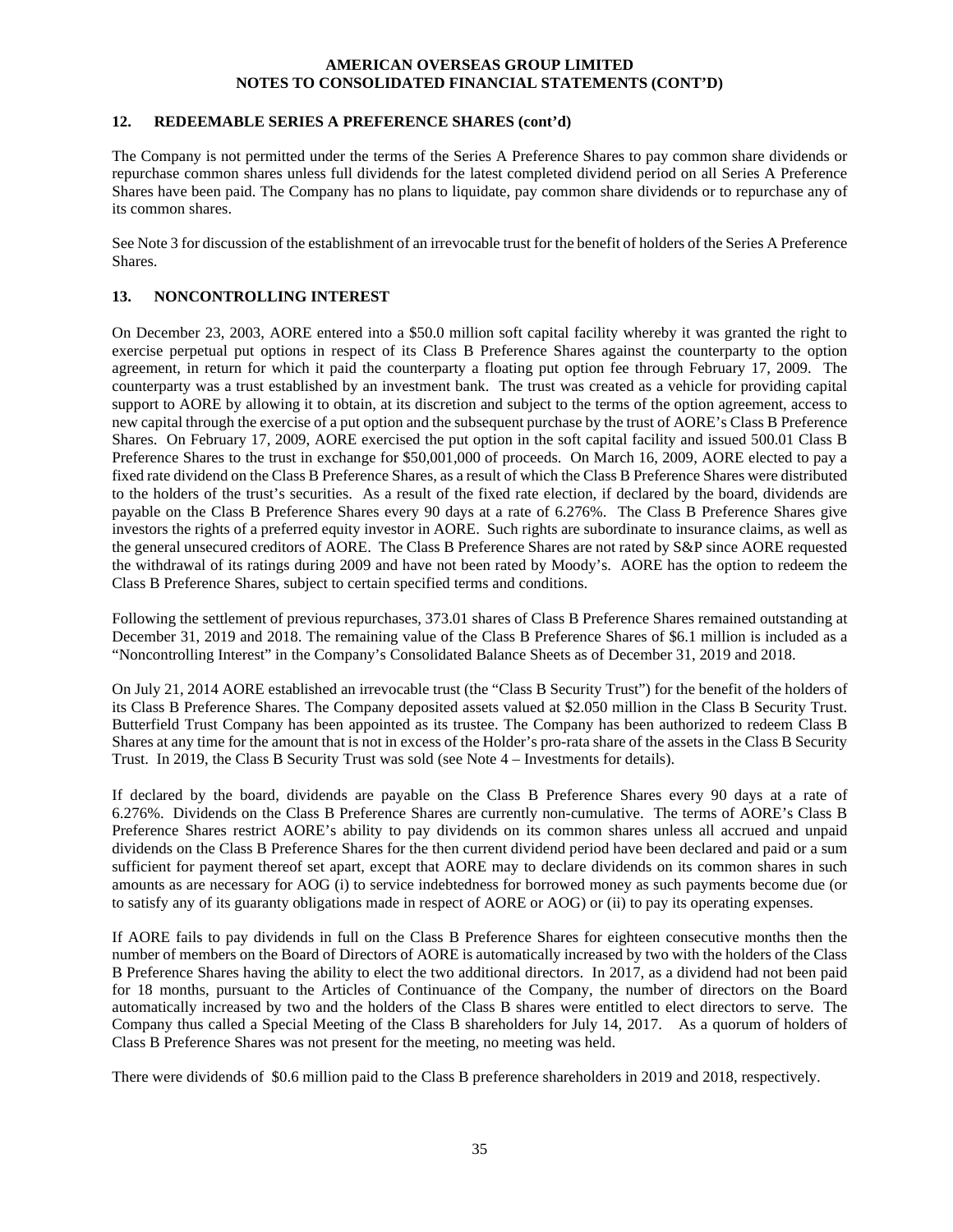## 12. REDEEMABLE SERIES A PREFERENCE SHARES (cont'd)

The Company is not permitted under the terms of the Series A Preference Shares to pay common share dividends or repurchase common shares unless full dividends for the latest completed dividend period on all Series A Preference Shares have been paid. The Company has no plans to liquidate, pay common share dividends or to repurchase any of its common shares.

See Note 3 for discussion of the establishment of an irrevocable trust for the benefit of holders of the Series A Preference Shares.

## 13. NONCONTROLLING INTEREST

On December 23, 2003, AORE entered into a $50.0 million soft capital facility whereby it was granted the right to exercise perpetual put options in respect of its Class B Preference Shares against the counterparty to the option agreement, in return for which it paid the counterparty a floating put option fee through February 17, 2009. The counterparty was a trust established by an investment bank. The trust was created as a vehicle for providing capital support to AORE by allowing it to obtain, at its discretion and subject to the terms of the option agreement, access to new capital through the exercise of a put option and the subsequent purchase by the trust of AORE's Class B Preference Shares. On February 17, 2009, AORE exercised the put option in the soft capital facility and issued 500.01 Class B Preference Shares to the trust in exchange for $50,001,000 of proceeds. On March 16, 2009, AORE elected to pay a fixed rate dividend on the Class B Preference Shares, as a result of which the Class B Preference Shares were distributed to the holders of the trust's securities. As a result of the fixed rate election, if declared by the board, dividends are payable on the Class B Preference Shares every 90 days at a rate of 6.276%. The Class B Preference Shares give investors the rights of a preferred equity investor in AORE. Such rights are subordinate to insurance claims, as well as the general unsecured creditors of AORE. The Class B Preference Shares are not rated by S&P since AORE requested the withdrawal of its ratings during 2009 and have not been rated by Moody's. AORE has the option to redeem the Class B Preference Shares, subject to certain specified terms and conditions.

Following the settlement of previous repurchases, 373.01 shares of Class B Preference Shares remained outstanding at December 31, 2019 and 2018. The remaining value of the Class B Preference Shares of $6.1 million is included as a "Noncontrolling Interest" in the Company's Consolidated Balance Sheets as of December 31, 2019 and 2018.

On July 21, 2014 AORE established an irrevocable trust (the "Class B Security Trust") for the benefit of the holders of its Class B Preference Shares. The Company deposited assets valued at $2.050 million in the Class B Security Trust. Butterfield Trust Company has been appointed as its trustee. The Company has been authorized to redeem Class B Shares at any time for the amount that is not in excess of the Holder's pro-rata share of the assets in the Class B Security Trust. In 2019, the Class B Security Trust was sold (see Note 4 – Investments for details).

If declared by the board, dividends are payable on the Class B Preference Shares every 90 days at a rate of 6.276%. Dividends on the Class B Preference Shares are currently non-cumulative. The terms of AORE's Class B Preference Shares restrict AORE's ability to pay dividends on its common shares unless all accrued and unpaid dividends on the Class B Preference Shares for the then current dividend period have been declared and paid or a sum sufficient for payment thereof set apart, except that AORE may to declare dividends on its common shares in such amounts as are necessary for AOG (i) to service indebtedness for borrowed money as such payments become due (or to satisfy any of its guaranty obligations made in respect of AORE or AOG) or (ii) to pay its operating expenses.

If AORE fails to pay dividends in full on the Class B Preference Shares for eighteen consecutive months then the number of members on the Board of Directors of AORE is automatically increased by two with the holders of the Class B Preference Shares having the ability to elect the two additional directors. In 2017, as a dividend had not been paid for 18 months, pursuant to the Articles of Continuance of the Company, the number of directors on the Board automatically increased by two and the holders of the Class B shares were entitled to elect directors to serve. The Company thus called a Special Meeting of the Class B shareholders for July 14, 2017. As a quorum of holders of Class B Preference Shares was not present for the meeting, no meeting was held.

There were dividends of $0.6 million paid to the Class B preference shareholders in 2019 and 2018, respectively.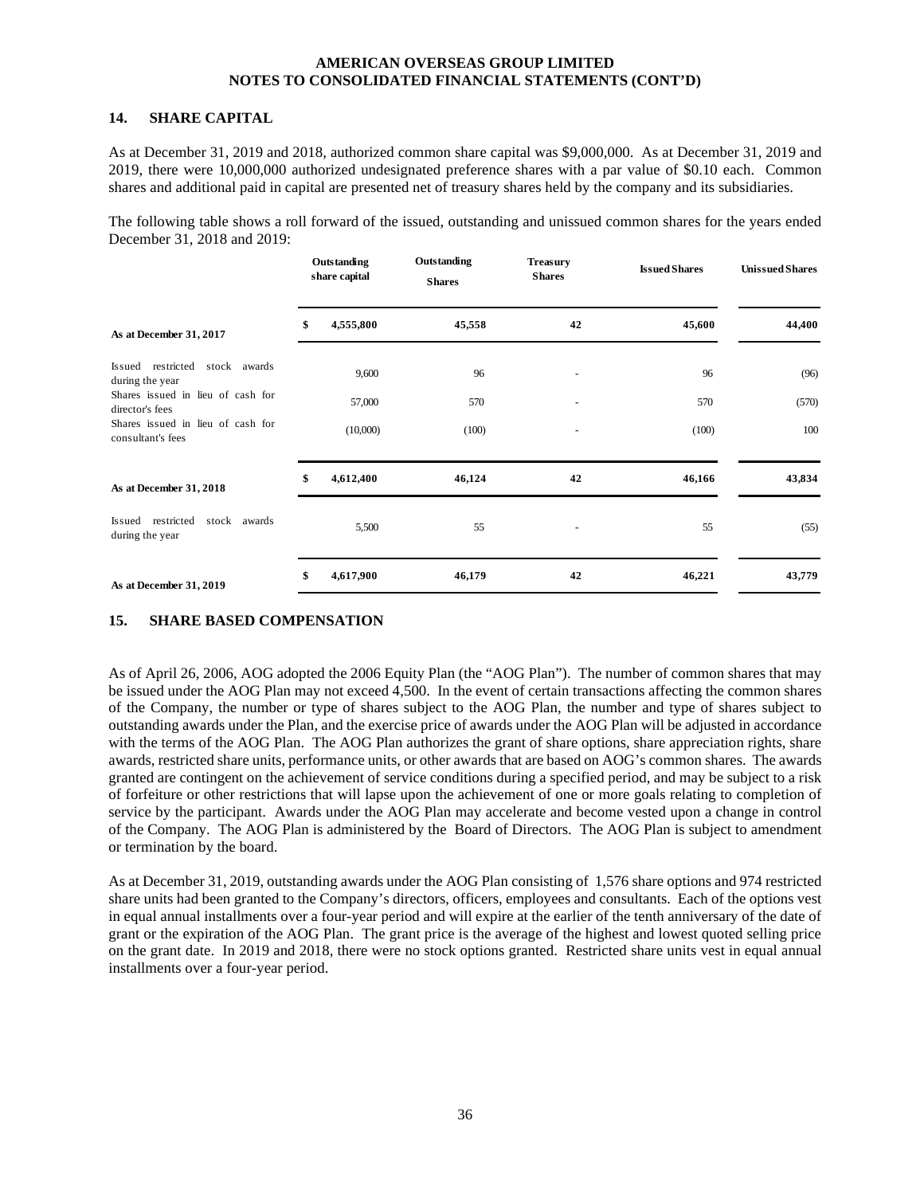## 14. SHARE CAPITAL

As at December 31, 2019 and 2018, authorized common share capital was $9,000,000. As at December 31, 2019 and 2019, there were 10,000,000 authorized undesignated preference shares with a par value of $0.10 each. Common shares and additional paid in capital are presented net of treasury shares held by the company and its subsidiaries.

The following table shows a roll forward of the issued, outstanding and unissued common shares for the years ended December 31, 2018 and 2019:

| | Outstanding share capital | Outstanding Shares | Treasury Shares | Issued Shares | Unissued Shares |
|---|---|---|---|---|---|
| **As at December 31, 2017** | **$ 4,555,800** | **45,558** | **42** | **45,600** | **44,400** |
| Issued restricted stock awards during the year | 9,600 | 96 | - | 96 | (96) |
| Shares issued in lieu of cash for director's fees | 57,000 | 570 | - | 570 | (570) |
| Shares issued in lieu of cash for consultant's fees | (10,000) | (100) | - | (100) | 100 |
| **As at December 31, 2018** | **$ 4,612,400** | **46,124** | **42** | **46,166** | **43,834** |
| Issued restricted stock awards during the year | 5,500 | 55 | - | 55 | (55) |
| **As at December 31, 2019** | **$ 4,617,900** | **46,179** | **42** | **46,221** | **43,779** |

## 15. SHARE BASED COMPENSATION

As of April 26, 2006, AOG adopted the 2006 Equity Plan (the "AOG Plan"). The number of common shares that may be issued under the AOG Plan may not exceed 4,500. In the event of certain transactions affecting the common shares of the Company, the number or type of shares subject to the AOG Plan, the number and type of shares subject to outstanding awards under the Plan, and the exercise price of awards under the AOG Plan will be adjusted in accordance with the terms of the AOG Plan. The AOG Plan authorizes the grant of share options, share appreciation rights, share awards, restricted share units, performance units, or other awards that are based on AOG's common shares. The awards granted are contingent on the achievement of service conditions during a specified period, and may be subject to a risk of forfeiture or other restrictions that will lapse upon the achievement of one or more goals relating to completion of service by the participant. Awards under the AOG Plan may accelerate and become vested upon a change in control of the Company. The AOG Plan is administered by the Board of Directors. The AOG Plan is subject to amendment or termination by the board.

As at December 31, 2019, outstanding awards under the AOG Plan consisting of 1,576 share options and 974 restricted share units had been granted to the Company's directors, officers, employees and consultants. Each of the options vest in equal annual installments over a four-year period and will expire at the earlier of the tenth anniversary of the date of grant or the expiration of the AOG Plan. The grant price is the average of the highest and lowest quoted selling price on the grant date. In 2019 and 2018, there were no stock options granted. Restricted share units vest in equal annual installments over a four-year period.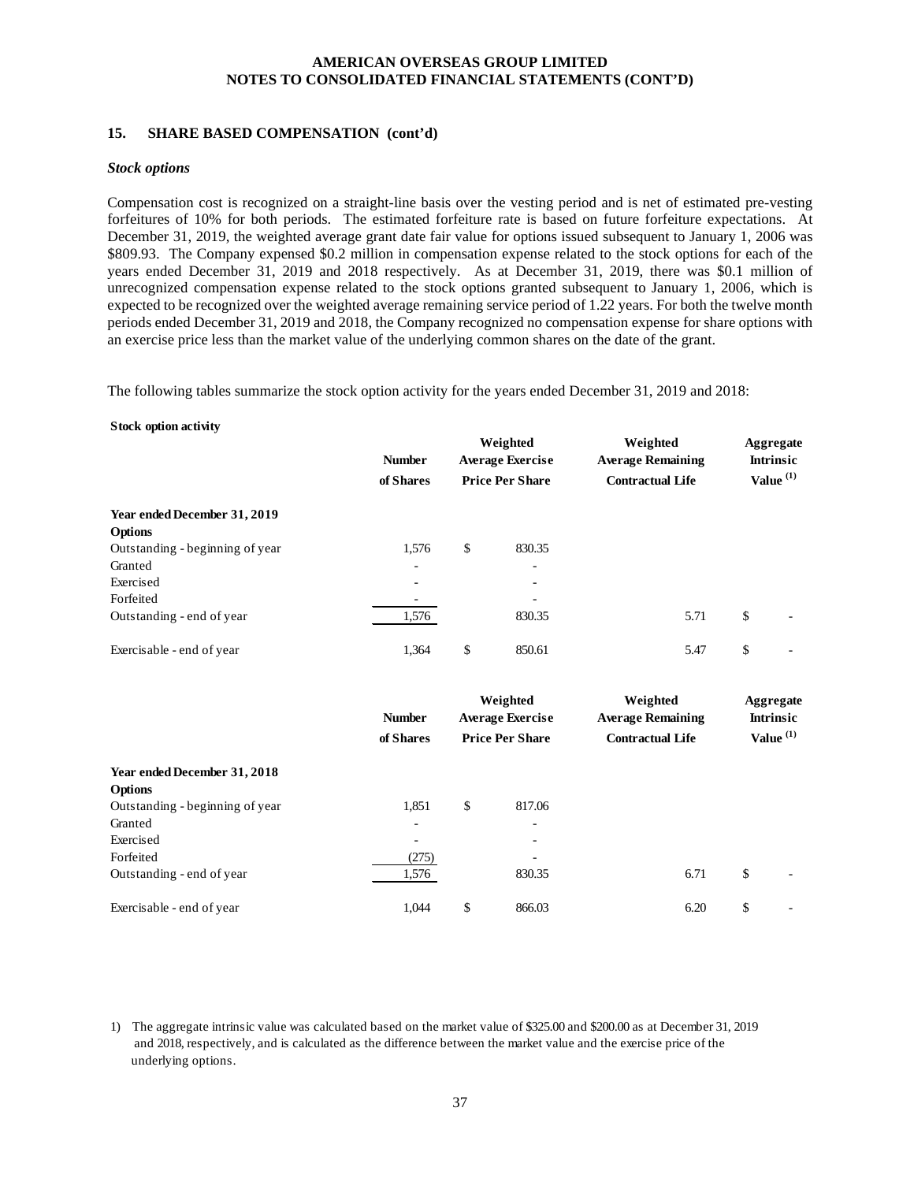## 15. SHARE BASED COMPENSATION (cont'd)

### *Stock options*

Compensation cost is recognized on a straight-line basis over the vesting period and is net of estimated pre-vesting forfeitures of 10% for both periods. The estimated forfeiture rate is based on future forfeiture expectations. At December 31, 2019, the weighted average grant date fair value for options issued subsequent to January 1, 2006 was $809.93. The Company expensed $0.2 million in compensation expense related to the stock options for each of the years ended December 31, 2019 and 2018 respectively. As at December 31, 2019, there was $0.1 million of unrecognized compensation expense related to the stock options granted subsequent to January 1, 2006, which is expected to be recognized over the weighted average remaining service period of 1.22 years. For both the twelve month periods ended December 31, 2019 and 2018, the Company recognized no compensation expense for share options with an exercise price less than the market value of the underlying common shares on the date of the grant.

The following tables summarize the stock option activity for the years ended December 31, 2019 and 2018:

**Stock option activity**

| | Number of Shares | Weighted Average Exercise Price Per Share | Weighted Average Remaining Contractual Life | Aggregate Intrinsic Value [(1)] |
|---|---|---|---|---|
| **Year ended December 31, 2019** | | | | |
| **Options** | | | | |
| Outstanding - beginning of year | 1,576 | $ 830.35 | | |
| Granted | - | - | | |
| Exercised | - | - | | |
| Forfeited | - | - | | |
| Outstanding - end of year | 1,576 | 830.35 | 5.71 | $ - |
| Exercisable - end of year | 1,364 | $ 850.61 | 5.47 | $ - |

| | Number of Shares | Weighted Average Exercise Price Per Share | Weighted Average Remaining Contractual Life | Aggregate Intrinsic Value [(1)] |
|---|---|---|---|---|
| **Year ended December 31, 2018** | | | | |
| **Options** | | | | |
| Outstanding - beginning of year | 1,851 | $ 817.06 | | |
| Granted | - | - | | |
| Exercised | - | - | | |
| Forfeited | (275) | - | | |
| Outstanding - end of year | 1,576 | 830.35 | 6.71 | $ - |
| Exercisable - end of year | 1,044 | $ 866.03 | 6.20 | $ - |

1) The aggregate intrinsic value was calculated based on the market value of $325.00 and $200.00 as at December 31, 2019 and 2018, respectively, and is calculated as the difference between the market value and the exercise price of the underlying options.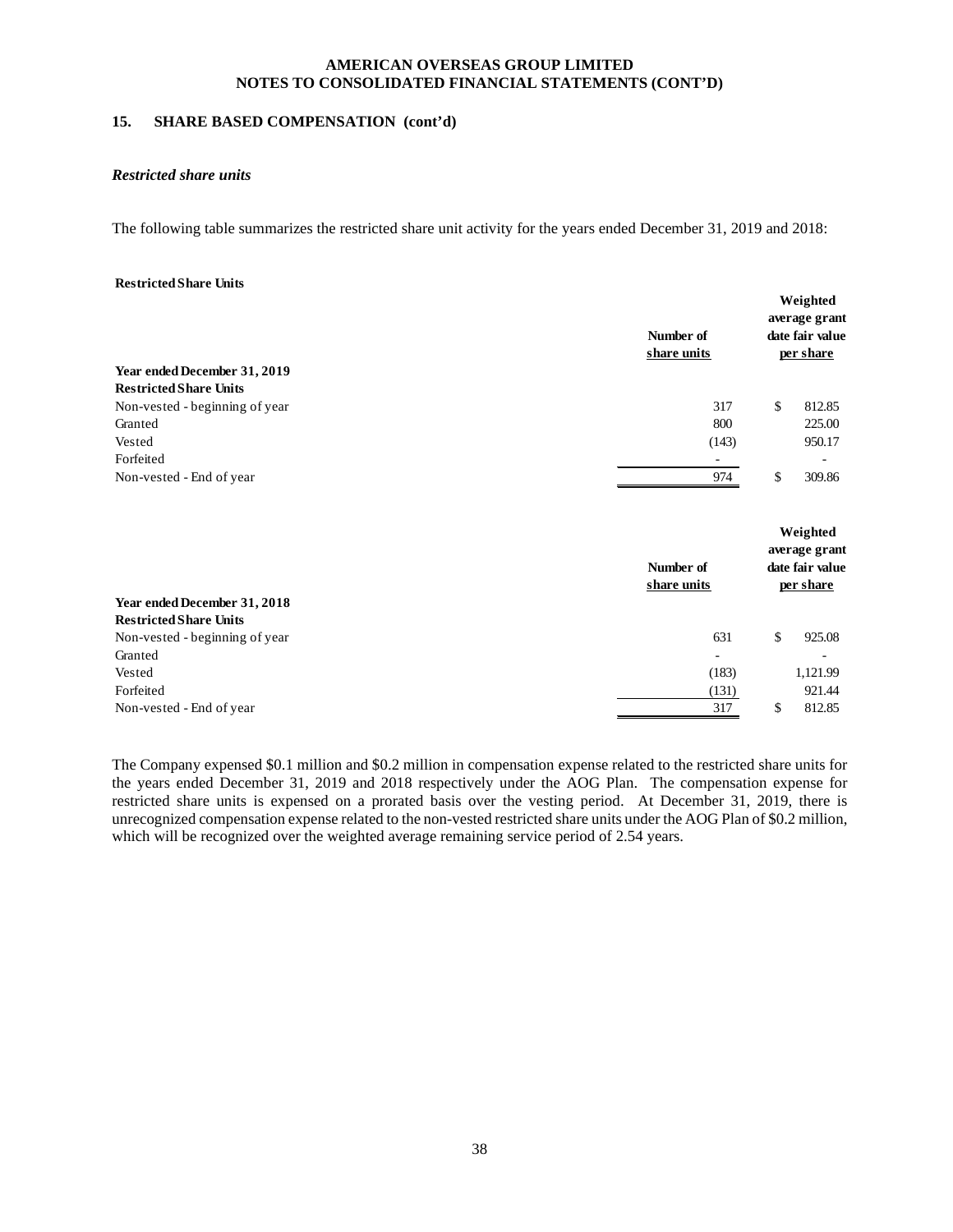AMERICAN OVERSEAS GROUP LIMITED
NOTES TO CONSOLIDATED FINANCIAL STATEMENTS (CONT'D)

## 15. SHARE BASED COMPENSATION (cont'd)

### *Restricted share units*

The following table summarizes the restricted share unit activity for the years ended December 31, 2019 and 2018:

**Restricted Share Units**

| | Number of share units | Weighted average grant date fair value per share |
|---|---|---|
| **Year ended December 31, 2019** | | |
| **Restricted Share Units** | | |
| Non-vested - beginning of year | 317 | $ 812.85 |
| Granted | 800 | 225.00 |
| Vested | (143) | 950.17 |
| Forfeited | - | - |
| Non-vested - End of year | 974 | $ 309.86 |

| | Number of share units | Weighted average grant date fair value per share |
|---|---|---|
| **Year ended December 31, 2018** | | |
| **Restricted Share Units** | | |
| Non-vested - beginning of year | 631 | $ 925.08 |
| Granted | - | - |
| Vested | (183) | 1,121.99 |
| Forfeited | (131) | 921.44 |
| Non-vested - End of year | 317 | $ 812.85 |

The Company expensed $0.1 million and $0.2 million in compensation expense related to the restricted share units for the years ended December 31, 2019 and 2018 respectively under the AOG Plan. The compensation expense for restricted share units is expensed on a prorated basis over the vesting period. At December 31, 2019, there is unrecognized compensation expense related to the non-vested restricted share units under the AOG Plan of $0.2 million, which will be recognized over the weighted average remaining service period of 2.54 years.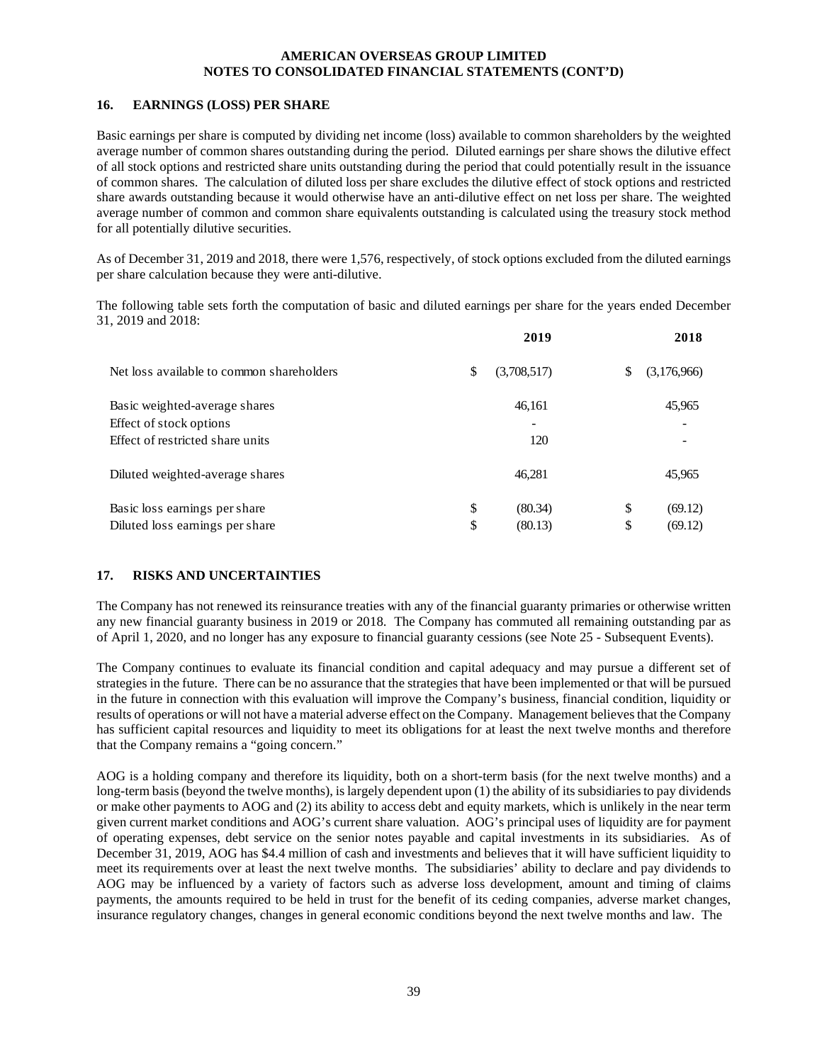## 16. EARNINGS (LOSS) PER SHARE

Basic earnings per share is computed by dividing net income (loss) available to common shareholders by the weighted average number of common shares outstanding during the period. Diluted earnings per share shows the dilutive effect of all stock options and restricted share units outstanding during the period that could potentially result in the issuance of common shares. The calculation of diluted loss per share excludes the dilutive effect of stock options and restricted share awards outstanding because it would otherwise have an anti-dilutive effect on net loss per share. The weighted average number of common and common share equivalents outstanding is calculated using the treasury stock method for all potentially dilutive securities.

As of December 31, 2019 and 2018, there were 1,576, respectively, of stock options excluded from the diluted earnings per share calculation because they were anti-dilutive.

The following table sets forth the computation of basic and diluted earnings per share for the years ended December 31, 2019 and 2018:

| | 2019 | 2018 |
|---|---|---|
| Net loss available to common shareholders | $ (3,708,517) | $ (3,176,966) |
| Basic weighted-average shares | 46,161 | 45,965 |
| Effect of stock options | - | - |
| Effect of restricted share units | 120 | - |
| Diluted weighted-average shares | 46,281 | 45,965 |
| Basic loss earnings per share | $ (80.34) | $ (69.12) |
| Diluted loss earnings per share | $ (80.13) | $ (69.12) |

## 17. RISKS AND UNCERTAINTIES

The Company has not renewed its reinsurance treaties with any of the financial guaranty primaries or otherwise written any new financial guaranty business in 2019 or 2018. The Company has commuted all remaining outstanding par as of April 1, 2020, and no longer has any exposure to financial guaranty cessions (see Note 25 - Subsequent Events).

The Company continues to evaluate its financial condition and capital adequacy and may pursue a different set of strategies in the future. There can be no assurance that the strategies that have been implemented or that will be pursued in the future in connection with this evaluation will improve the Company's business, financial condition, liquidity or results of operations or will not have a material adverse effect on the Company. Management believes that the Company has sufficient capital resources and liquidity to meet its obligations for at least the next twelve months and therefore that the Company remains a "going concern."

AOG is a holding company and therefore its liquidity, both on a short-term basis (for the next twelve months) and a long-term basis (beyond the twelve months), is largely dependent upon (1) the ability of its subsidiaries to pay dividends or make other payments to AOG and (2) its ability to access debt and equity markets, which is unlikely in the near term given current market conditions and AOG's current share valuation. AOG's principal uses of liquidity are for payment of operating expenses, debt service on the senior notes payable and capital investments in its subsidiaries. As of December 31, 2019, AOG has $4.4 million of cash and investments and believes that it will have sufficient liquidity to meet its requirements over at least the next twelve months. The subsidiaries' ability to declare and pay dividends to AOG may be influenced by a variety of factors such as adverse loss development, amount and timing of claims payments, the amounts required to be held in trust for the benefit of its ceding companies, adverse market changes, insurance regulatory changes, changes in general economic conditions beyond the next twelve months and law. The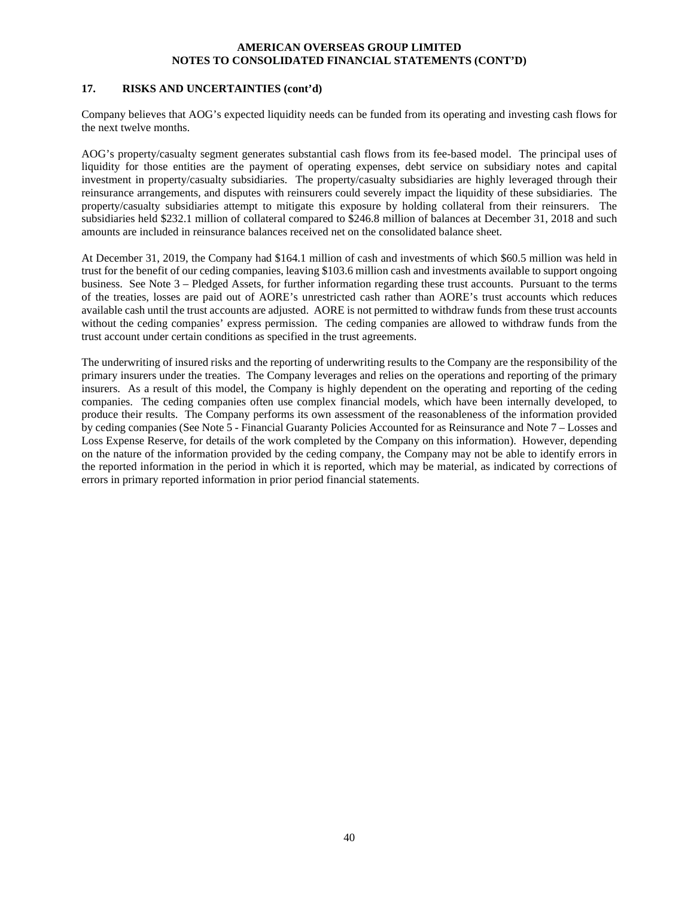## 17. RISKS AND UNCERTAINTIES (cont'd)

Company believes that AOG's expected liquidity needs can be funded from its operating and investing cash flows for the next twelve months.

AOG's property/casualty segment generates substantial cash flows from its fee-based model. The principal uses of liquidity for those entities are the payment of operating expenses, debt service on subsidiary notes and capital investment in property/casualty subsidiaries. The property/casualty subsidiaries are highly leveraged through their reinsurance arrangements, and disputes with reinsurers could severely impact the liquidity of these subsidiaries. The property/casualty subsidiaries attempt to mitigate this exposure by holding collateral from their reinsurers. The subsidiaries held $232.1 million of collateral compared to $246.8 million of balances at December 31, 2018 and such amounts are included in reinsurance balances received net on the consolidated balance sheet.

At December 31, 2019, the Company had $164.1 million of cash and investments of which $60.5 million was held in trust for the benefit of our ceding companies, leaving $103.6 million cash and investments available to support ongoing business. See Note 3 – Pledged Assets, for further information regarding these trust accounts. Pursuant to the terms of the treaties, losses are paid out of AORE's unrestricted cash rather than AORE's trust accounts which reduces available cash until the trust accounts are adjusted. AORE is not permitted to withdraw funds from these trust accounts without the ceding companies' express permission. The ceding companies are allowed to withdraw funds from the trust account under certain conditions as specified in the trust agreements.

The underwriting of insured risks and the reporting of underwriting results to the Company are the responsibility of the primary insurers under the treaties. The Company leverages and relies on the operations and reporting of the primary insurers. As a result of this model, the Company is highly dependent on the operating and reporting of the ceding companies. The ceding companies often use complex financial models, which have been internally developed, to produce their results. The Company performs its own assessment of the reasonableness of the information provided by ceding companies (See Note 5 - Financial Guaranty Policies Accounted for as Reinsurance and Note 7 – Losses and Loss Expense Reserve, for details of the work completed by the Company on this information). However, depending on the nature of the information provided by the ceding company, the Company may not be able to identify errors in the reported information in the period in which it is reported, which may be material, as indicated by corrections of errors in primary reported information in prior period financial statements.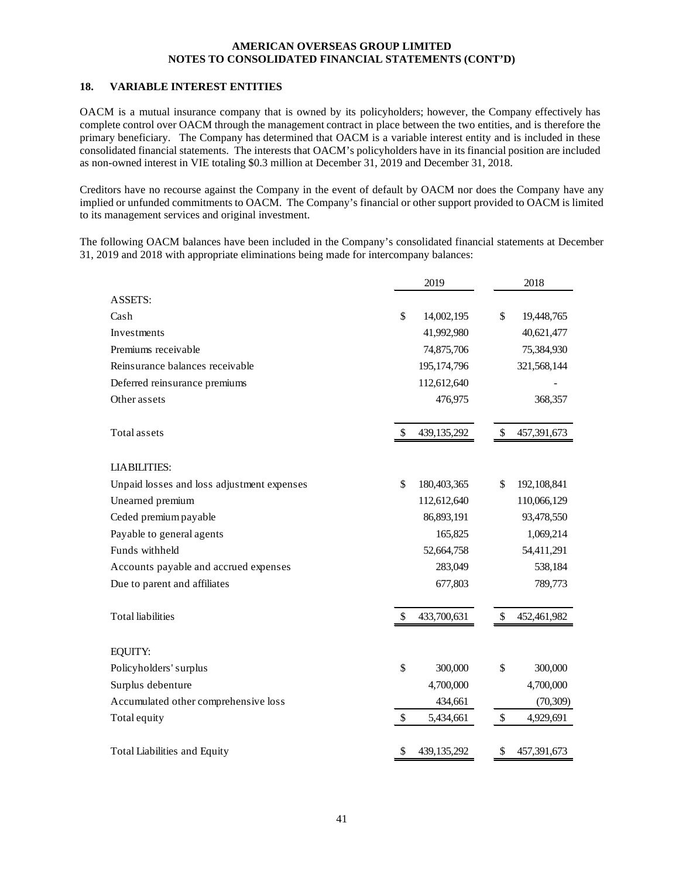## 18. VARIABLE INTEREST ENTITIES

OACM is a mutual insurance company that is owned by its policyholders; however, the Company effectively has complete control over OACM through the management contract in place between the two entities, and is therefore the primary beneficiary. The Company has determined that OACM is a variable interest entity and is included in these consolidated financial statements. The interests that OACM's policyholders have in its financial position are included as non-owned interest in VIE totaling $0.3 million at December 31, 2019 and December 31, 2018.

Creditors have no recourse against the Company in the event of default by OACM nor does the Company have any implied or unfunded commitments to OACM. The Company's financial or other support provided to OACM is limited to its management services and original investment.

The following OACM balances have been included in the Company's consolidated financial statements at December 31, 2019 and 2018 with appropriate eliminations being made for intercompany balances:

| | 2019 | 2018 |
|---|---|---|
| ASSETS: | | |
| Cash | $ 14,002,195 | $ 19,448,765 |
| Investments | 41,992,980 | 40,621,477 |
| Premiums receivable | 74,875,706 | 75,384,930 |
| Reinsurance balances receivable | 195,174,796 | 321,568,144 |
| Deferred reinsurance premiums | 112,612,640 | - |
| Other assets | 476,975 | 368,357 |
| Total assets | $ 439,135,292 | $ 457,391,673 |
| LIABILITIES: | | |
| Unpaid losses and loss adjustment expenses | $ 180,403,365 | $ 192,108,841 |
| Unearned premium | 112,612,640 | 110,066,129 |
| Ceded premium payable | 86,893,191 | 93,478,550 |
| Payable to general agents | 165,825 | 1,069,214 |
| Funds withheld | 52,664,758 | 54,411,291 |
| Accounts payable and accrued expenses | 283,049 | 538,184 |
| Due to parent and affiliates | 677,803 | 789,773 |
| Total liabilities | $ 433,700,631 | $ 452,461,982 |
| EQUITY: | | |
| Policyholders' surplus | $ 300,000 | $ 300,000 |
| Surplus debenture | 4,700,000 | 4,700,000 |
| Accumulated other comprehensive loss | 434,661 | (70,309) |
| Total equity | $ 5,434,661 | $ 4,929,691 |
| Total Liabilities and Equity | $ 439,135,292 | $ 457,391,673 |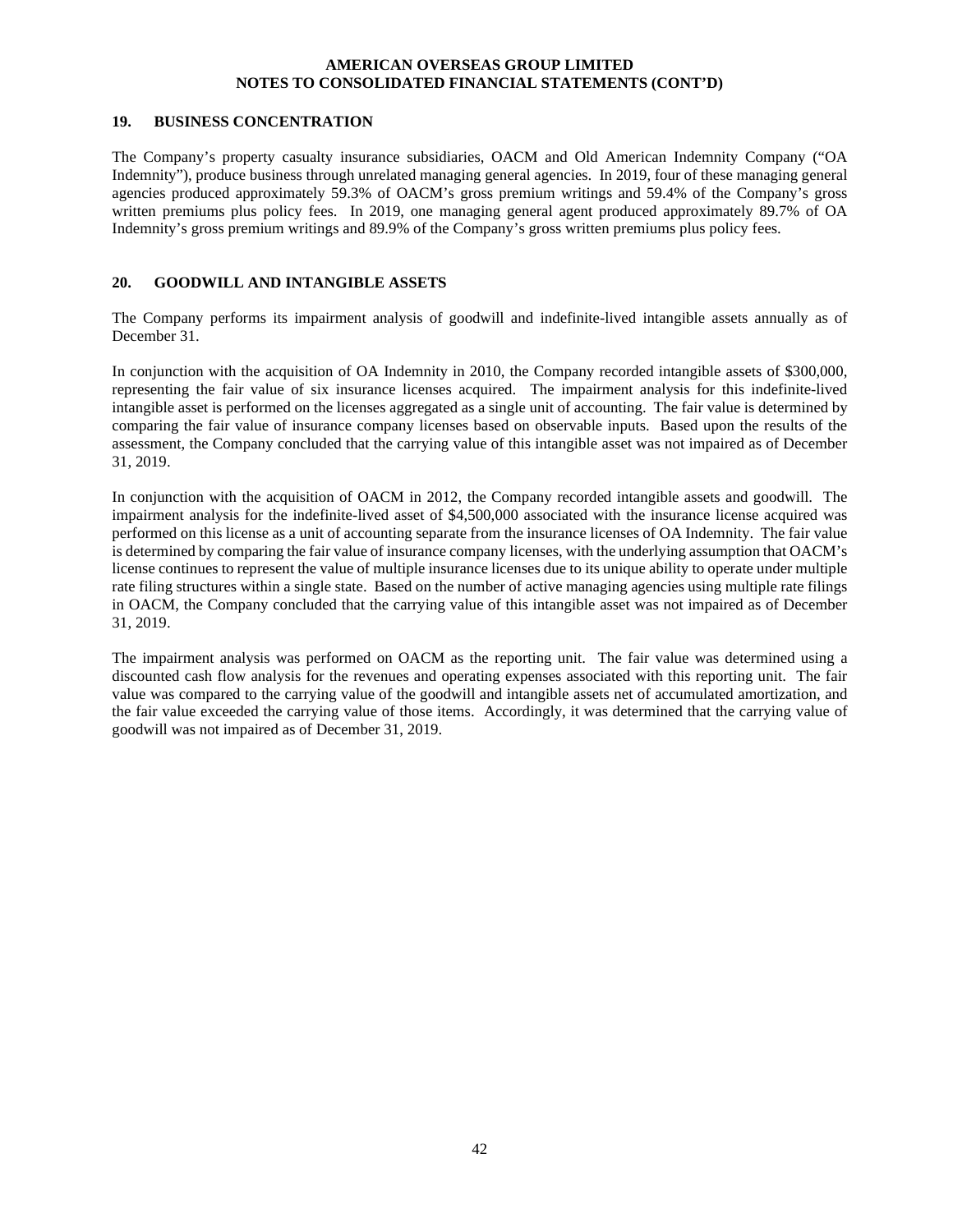## 19. BUSINESS CONCENTRATION

The Company's property casualty insurance subsidiaries, OACM and Old American Indemnity Company ("OA Indemnity"), produce business through unrelated managing general agencies. In 2019, four of these managing general agencies produced approximately 59.3% of OACM's gross premium writings and 59.4% of the Company's gross written premiums plus policy fees. In 2019, one managing general agent produced approximately 89.7% of OA Indemnity's gross premium writings and 89.9% of the Company's gross written premiums plus policy fees.

## 20. GOODWILL AND INTANGIBLE ASSETS

The Company performs its impairment analysis of goodwill and indefinite-lived intangible assets annually as of December 31.

In conjunction with the acquisition of OA Indemnity in 2010, the Company recorded intangible assets of $300,000, representing the fair value of six insurance licenses acquired. The impairment analysis for this indefinite-lived intangible asset is performed on the licenses aggregated as a single unit of accounting. The fair value is determined by comparing the fair value of insurance company licenses based on observable inputs. Based upon the results of the assessment, the Company concluded that the carrying value of this intangible asset was not impaired as of December 31, 2019.

In conjunction with the acquisition of OACM in 2012, the Company recorded intangible assets and goodwill. The impairment analysis for the indefinite-lived asset of $4,500,000 associated with the insurance license acquired was performed on this license as a unit of accounting separate from the insurance licenses of OA Indemnity. The fair value is determined by comparing the fair value of insurance company licenses, with the underlying assumption that OACM's license continues to represent the value of multiple insurance licenses due to its unique ability to operate under multiple rate filing structures within a single state. Based on the number of active managing agencies using multiple rate filings in OACM, the Company concluded that the carrying value of this intangible asset was not impaired as of December 31, 2019.

The impairment analysis was performed on OACM as the reporting unit. The fair value was determined using a discounted cash flow analysis for the revenues and operating expenses associated with this reporting unit. The fair value was compared to the carrying value of the goodwill and intangible assets net of accumulated amortization, and the fair value exceeded the carrying value of those items. Accordingly, it was determined that the carrying value of goodwill was not impaired as of December 31, 2019.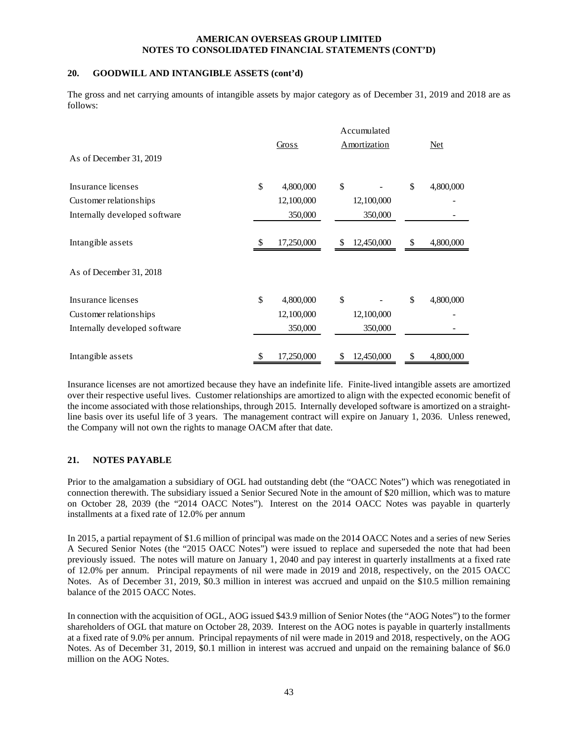## 20. GOODWILL AND INTANGIBLE ASSETS (cont'd)

The gross and net carrying amounts of intangible assets by major category as of December 31, 2019 and 2018 are as follows:

| | Gross | Accumulated Amortization | Net |
|---|---|---|---|
| As of December 31, 2019 | | | |
| Insurance licenses | $ 4,800,000 | $ - | $ 4,800,000 |
| Customer relationships | 12,100,000 | 12,100,000 | - |
| Internally developed software | 350,000 | 350,000 | - |
| Intangible assets | $ 17,250,000 | $ 12,450,000 | $ 4,800,000 |
| As of December 31, 2018 | | | |
| Insurance licenses | $ 4,800,000 | $ - | $ 4,800,000 |
| Customer relationships | 12,100,000 | 12,100,000 | - |
| Internally developed software | 350,000 | 350,000 | - |
| Intangible assets | $ 17,250,000 | $ 12,450,000 | $ 4,800,000 |

Insurance licenses are not amortized because they have an indefinite life. Finite-lived intangible assets are amortized over their respective useful lives. Customer relationships are amortized to align with the expected economic benefit of the income associated with those relationships, through 2015. Internally developed software is amortized on a straight-line basis over its useful life of 3 years. The management contract will expire on January 1, 2036. Unless renewed, the Company will not own the rights to manage OACM after that date.

## 21. NOTES PAYABLE

Prior to the amalgamation a subsidiary of OGL had outstanding debt (the "OACC Notes") which was renegotiated in connection therewith. The subsidiary issued a Senior Secured Note in the amount of $20 million, which was to mature on October 28, 2039 (the "2014 OACC Notes"). Interest on the 2014 OACC Notes was payable in quarterly installments at a fixed rate of 12.0% per annum

In 2015, a partial repayment of $1.6 million of principal was made on the 2014 OACC Notes and a series of new Series A Secured Senior Notes (the "2015 OACC Notes") were issued to replace and superseded the note that had been previously issued. The notes will mature on January 1, 2040 and pay interest in quarterly installments at a fixed rate of 12.0% per annum. Principal repayments of nil were made in 2019 and 2018, respectively, on the 2015 OACC Notes. As of December 31, 2019, $0.3 million in interest was accrued and unpaid on the $10.5 million remaining balance of the 2015 OACC Notes.

In connection with the acquisition of OGL, AOG issued $43.9 million of Senior Notes (the "AOG Notes") to the former shareholders of OGL that mature on October 28, 2039. Interest on the AOG notes is payable in quarterly installments at a fixed rate of 9.0% per annum. Principal repayments of nil were made in 2019 and 2018, respectively, on the AOG Notes. As of December 31, 2019, $0.1 million in interest was accrued and unpaid on the remaining balance of $6.0 million on the AOG Notes.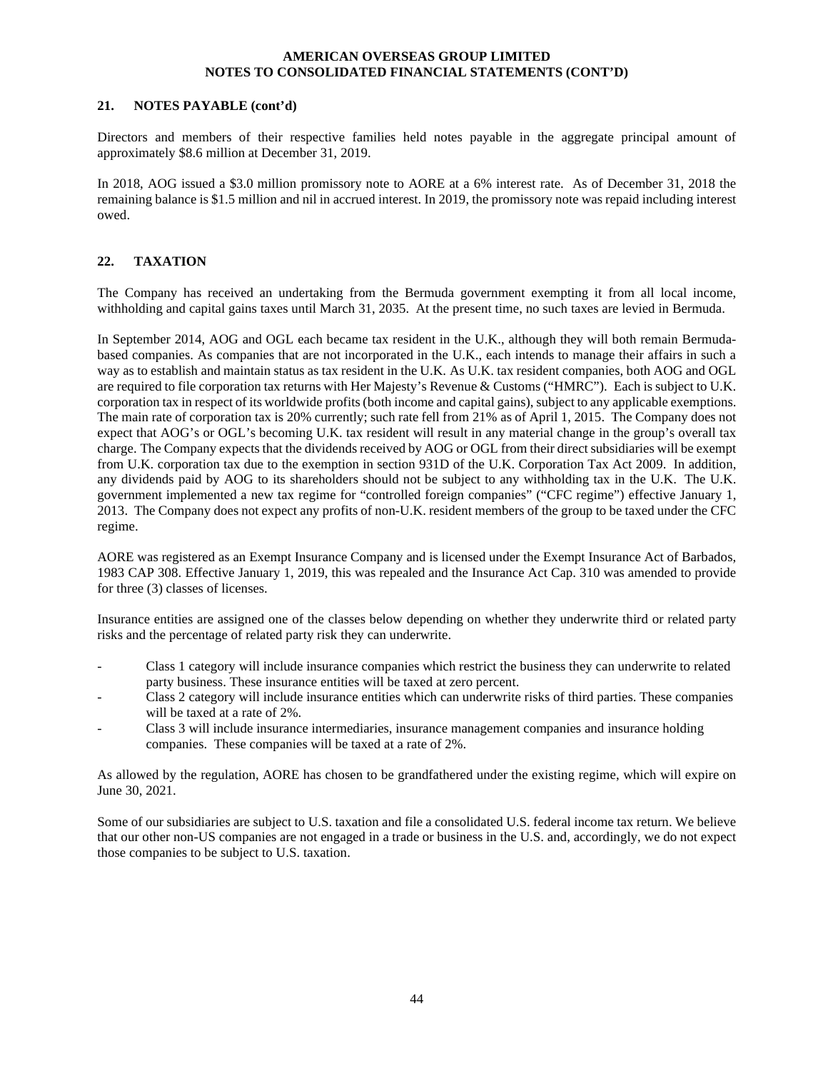## 21. NOTES PAYABLE (cont'd)

Directors and members of their respective families held notes payable in the aggregate principal amount of approximately $8.6 million at December 31, 2019.

In 2018, AOG issued a $3.0 million promissory note to AORE at a 6% interest rate. As of December 31, 2018 the remaining balance is $1.5 million and nil in accrued interest. In 2019, the promissory note was repaid including interest owed.

## 22. TAXATION

The Company has received an undertaking from the Bermuda government exempting it from all local income, withholding and capital gains taxes until March 31, 2035. At the present time, no such taxes are levied in Bermuda.

In September 2014, AOG and OGL each became tax resident in the U.K., although they will both remain Bermuda-based companies. As companies that are not incorporated in the U.K., each intends to manage their affairs in such a way as to establish and maintain status as tax resident in the U.K. As U.K. tax resident companies, both AOG and OGL are required to file corporation tax returns with Her Majesty's Revenue & Customs ("HMRC"). Each is subject to U.K. corporation tax in respect of its worldwide profits (both income and capital gains), subject to any applicable exemptions. The main rate of corporation tax is 20% currently; such rate fell from 21% as of April 1, 2015. The Company does not expect that AOG's or OGL's becoming U.K. tax resident will result in any material change in the group's overall tax charge. The Company expects that the dividends received by AOG or OGL from their direct subsidiaries will be exempt from U.K. corporation tax due to the exemption in section 931D of the U.K. Corporation Tax Act 2009. In addition, any dividends paid by AOG to its shareholders should not be subject to any withholding tax in the U.K. The U.K. government implemented a new tax regime for "controlled foreign companies" ("CFC regime") effective January 1, 2013. The Company does not expect any profits of non-U.K. resident members of the group to be taxed under the CFC regime.

AORE was registered as an Exempt Insurance Company and is licensed under the Exempt Insurance Act of Barbados, 1983 CAP 308. Effective January 1, 2019, this was repealed and the Insurance Act Cap. 310 was amended to provide for three (3) classes of licenses.

Insurance entities are assigned one of the classes below depending on whether they underwrite third or related party risks and the percentage of related party risk they can underwrite.

- Class 1 category will include insurance companies which restrict the business they can underwrite to related party business. These insurance entities will be taxed at zero percent.
- Class 2 category will include insurance entities which can underwrite risks of third parties. These companies will be taxed at a rate of 2%.
- Class 3 will include insurance intermediaries, insurance management companies and insurance holding companies. These companies will be taxed at a rate of 2%.

As allowed by the regulation, AORE has chosen to be grandfathered under the existing regime, which will expire on June 30, 2021.

Some of our subsidiaries are subject to U.S. taxation and file a consolidated U.S. federal income tax return. We believe that our other non-US companies are not engaged in a trade or business in the U.S. and, accordingly, we do not expect those companies to be subject to U.S. taxation.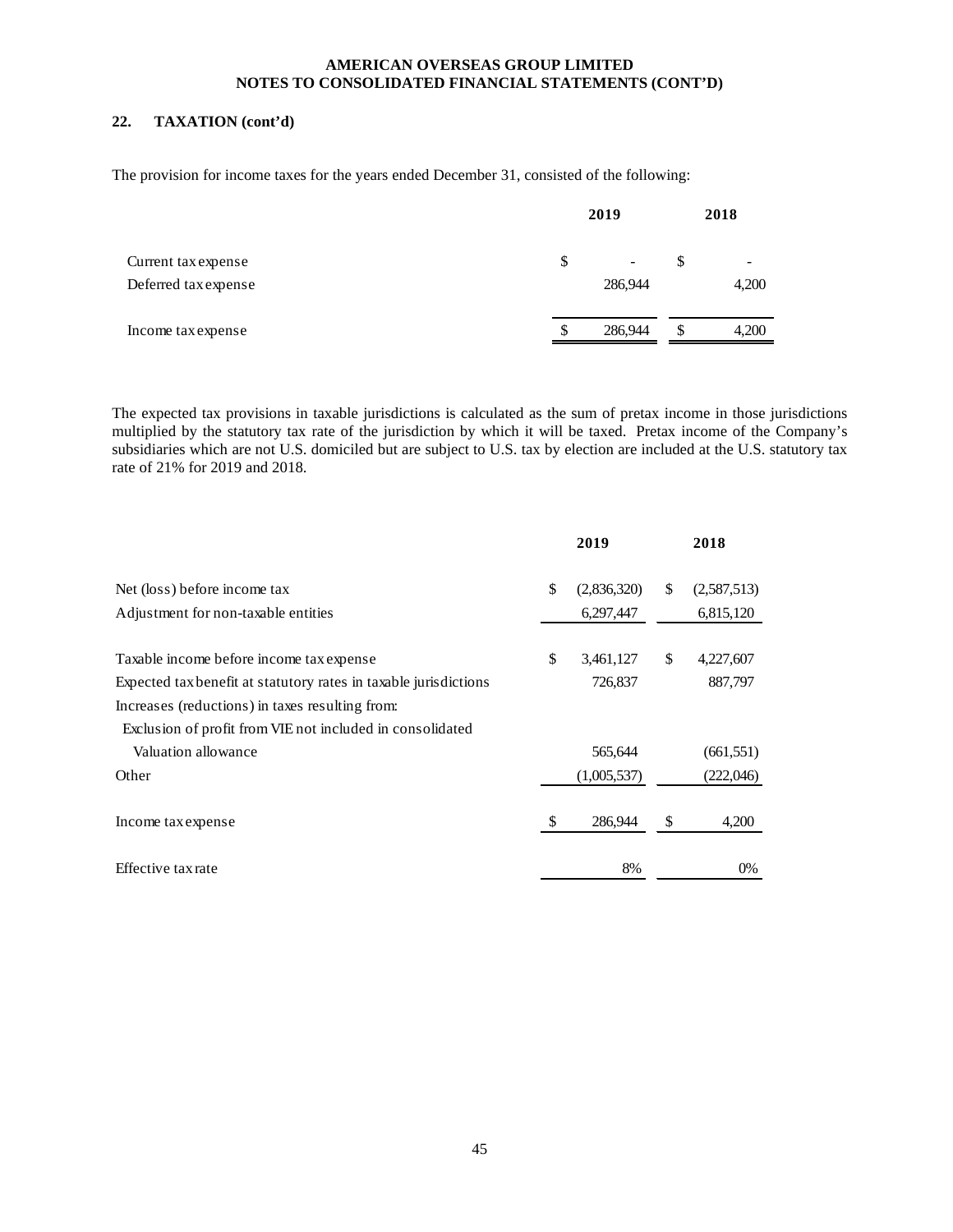**AMERICAN OVERSEAS GROUP LIMITED**
**NOTES TO CONSOLIDATED FINANCIAL STATEMENTS (CONT'D)**

## 22. TAXATION (cont'd)

The provision for income taxes for the years ended December 31, consisted of the following:

| | 2019 | 2018 |
|---|---|---|
| Current tax expense | $ - | $ - |
| Deferred tax expense | 286,944 | 4,200 |
| Income tax expense | $ 286,944 | $ 4,200 |

The expected tax provisions in taxable jurisdictions is calculated as the sum of pretax income in those jurisdictions multiplied by the statutory tax rate of the jurisdiction by which it will be taxed. Pretax income of the Company's subsidiaries which are not U.S. domiciled but are subject to U.S. tax by election are included at the U.S. statutory tax rate of 21% for 2019 and 2018.

| | 2019 | 2018 |
|---|---|---|
| Net (loss) before income tax | $ (2,836,320) | $ (2,587,513) |
| Adjustment for non-taxable entities | 6,297,447 | 6,815,120 |
| Taxable income before income tax expense | $ 3,461,127 | $ 4,227,607 |
| Expected tax benefit at statutory rates in taxable jurisdictions | 726,837 | 887,797 |
| Increases (reductions) in taxes resulting from: | | |
| Exclusion of profit from VIE not included in consolidated | | |
| Valuation allowance | 565,644 | (661,551) |
| Other | (1,005,537) | (222,046) |
| Income tax expense | $ 286,944 | $ 4,200 |
| Effective tax rate | 8% | 0% |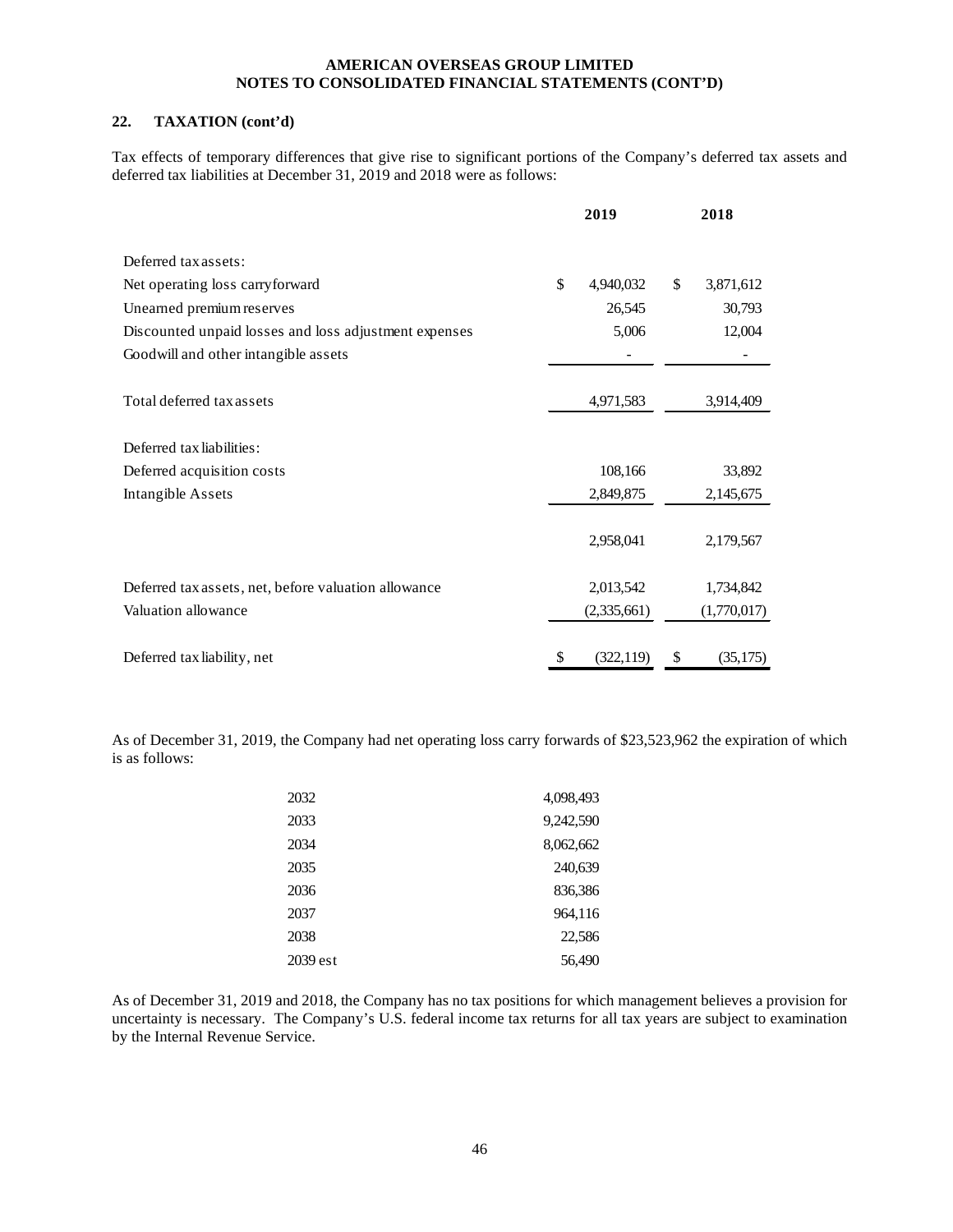## 22. TAXATION (cont'd)

Tax effects of temporary differences that give rise to significant portions of the Company's deferred tax assets and deferred tax liabilities at December 31, 2019 and 2018 were as follows:

| | 2019 | 2018 |
|---|---|---|
| Deferred tax assets: | | |
| Net operating loss carryforward | $ 4,940,032 | $ 3,871,612 |
| Unearned premium reserves | 26,545 | 30,793 |
| Discounted unpaid losses and loss adjustment expenses | 5,006 | 12,004 |
| Goodwill and other intangible assets | - | - |
| Total deferred tax assets | 4,971,583 | 3,914,409 |
| Deferred tax liabilities: | | |
| Deferred acquisition costs | 108,166 | 33,892 |
| Intangible Assets | 2,849,875 | 2,145,675 |
| | 2,958,041 | 2,179,567 |
| Deferred tax assets, net, before valuation allowance | 2,013,542 | 1,734,842 |
| Valuation allowance | (2,335,661) | (1,770,017) |
| Deferred tax liability, net | $ (322,119) | $ (35,175) |

As of December 31, 2019, the Company had net operating loss carry forwards of $23,523,962 the expiration of which is as follows:

| | |
|---|---|
| 2032 | 4,098,493 |
| 2033 | 9,242,590 |
| 2034 | 8,062,662 |
| 2035 | 240,639 |
| 2036 | 836,386 |
| 2037 | 964,116 |
| 2038 | 22,586 |
| 2039 est | 56,490 |

As of December 31, 2019 and 2018, the Company has no tax positions for which management believes a provision for uncertainty is necessary. The Company's U.S. federal income tax returns for all tax years are subject to examination by the Internal Revenue Service.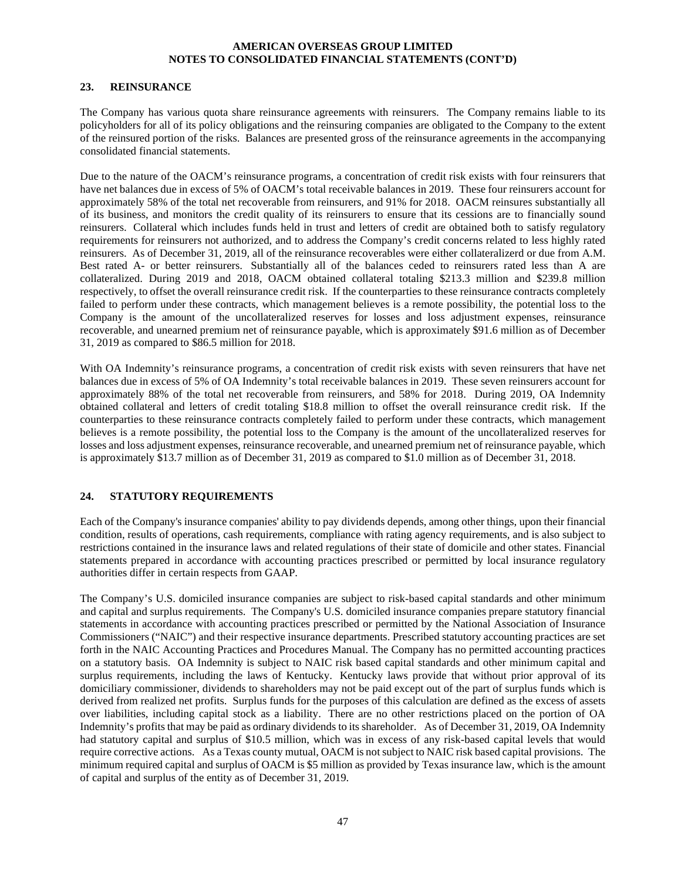## 23. REINSURANCE

The Company has various quota share reinsurance agreements with reinsurers. The Company remains liable to its policyholders for all of its policy obligations and the reinsuring companies are obligated to the Company to the extent of the reinsured portion of the risks. Balances are presented gross of the reinsurance agreements in the accompanying consolidated financial statements.

Due to the nature of the OACM's reinsurance programs, a concentration of credit risk exists with four reinsurers that have net balances due in excess of 5% of OACM's total receivable balances in 2019. These four reinsurers account for approximately 58% of the total net recoverable from reinsurers, and 91% for 2018. OACM reinsures substantially all of its business, and monitors the credit quality of its reinsurers to ensure that its cessions are to financially sound reinsurers. Collateral which includes funds held in trust and letters of credit are obtained both to satisfy regulatory requirements for reinsurers not authorized, and to address the Company's credit concerns related to less highly rated reinsurers. As of December 31, 2019, all of the reinsurance recoverables were either collateralizerd or due from A.M. Best rated A- or better reinsurers. Substantially all of the balances ceded to reinsurers rated less than A are collateralized. During 2019 and 2018, OACM obtained collateral totaling \$213.3 million and \$239.8 million respectively, to offset the overall reinsurance credit risk. If the counterparties to these reinsurance contracts completely failed to perform under these contracts, which management believes is a remote possibility, the potential loss to the Company is the amount of the uncollateralized reserves for losses and loss adjustment expenses, reinsurance recoverable, and unearned premium net of reinsurance payable, which is approximately \$91.6 million as of December 31, 2019 as compared to \$86.5 million for 2018.

With OA Indemnity's reinsurance programs, a concentration of credit risk exists with seven reinsurers that have net balances due in excess of 5% of OA Indemnity's total receivable balances in 2019. These seven reinsurers account for approximately 88% of the total net recoverable from reinsurers, and 58% for 2018. During 2019, OA Indemnity obtained collateral and letters of credit totaling \$18.8 million to offset the overall reinsurance credit risk. If the counterparties to these reinsurance contracts completely failed to perform under these contracts, which management believes is a remote possibility, the potential loss to the Company is the amount of the uncollateralized reserves for losses and loss adjustment expenses, reinsurance recoverable, and unearned premium net of reinsurance payable, which is approximately \$13.7 million as of December 31, 2019 as compared to \$1.0 million as of December 31, 2018.

## 24. STATUTORY REQUIREMENTS

Each of the Company's insurance companies' ability to pay dividends depends, among other things, upon their financial condition, results of operations, cash requirements, compliance with rating agency requirements, and is also subject to restrictions contained in the insurance laws and related regulations of their state of domicile and other states. Financial statements prepared in accordance with accounting practices prescribed or permitted by local insurance regulatory authorities differ in certain respects from GAAP.

The Company's U.S. domiciled insurance companies are subject to risk-based capital standards and other minimum and capital and surplus requirements. The Company's U.S. domiciled insurance companies prepare statutory financial statements in accordance with accounting practices prescribed or permitted by the National Association of Insurance Commissioners ("NAIC") and their respective insurance departments. Prescribed statutory accounting practices are set forth in the NAIC Accounting Practices and Procedures Manual. The Company has no permitted accounting practices on a statutory basis. OA Indemnity is subject to NAIC risk based capital standards and other minimum capital and surplus requirements, including the laws of Kentucky. Kentucky laws provide that without prior approval of its domiciliary commissioner, dividends to shareholders may not be paid except out of the part of surplus funds which is derived from realized net profits. Surplus funds for the purposes of this calculation are defined as the excess of assets over liabilities, including capital stock as a liability. There are no other restrictions placed on the portion of OA Indemnity's profits that may be paid as ordinary dividends to its shareholder. As of December 31, 2019, OA Indemnity had statutory capital and surplus of \$10.5 million, which was in excess of any risk-based capital levels that would require corrective actions. As a Texas county mutual, OACM is not subject to NAIC risk based capital provisions. The minimum required capital and surplus of OACM is \$5 million as provided by Texas insurance law, which is the amount of capital and surplus of the entity as of December 31, 2019.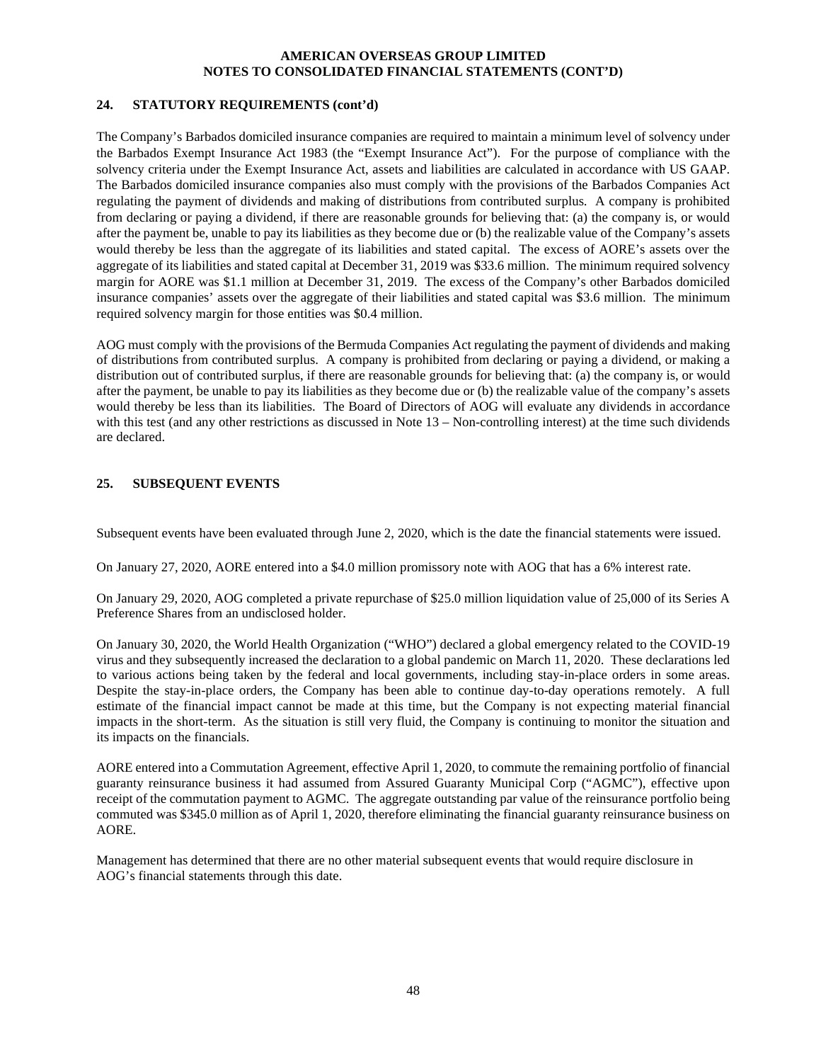## 24. STATUTORY REQUIREMENTS (cont'd)

The Company's Barbados domiciled insurance companies are required to maintain a minimum level of solvency under the Barbados Exempt Insurance Act 1983 (the "Exempt Insurance Act"). For the purpose of compliance with the solvency criteria under the Exempt Insurance Act, assets and liabilities are calculated in accordance with US GAAP. The Barbados domiciled insurance companies also must comply with the provisions of the Barbados Companies Act regulating the payment of dividends and making of distributions from contributed surplus. A company is prohibited from declaring or paying a dividend, if there are reasonable grounds for believing that: (a) the company is, or would after the payment be, unable to pay its liabilities as they become due or (b) the realizable value of the Company's assets would thereby be less than the aggregate of its liabilities and stated capital. The excess of AORE's assets over the aggregate of its liabilities and stated capital at December 31, 2019 was $33.6 million. The minimum required solvency margin for AORE was $1.1 million at December 31, 2019. The excess of the Company's other Barbados domiciled insurance companies' assets over the aggregate of their liabilities and stated capital was $3.6 million. The minimum required solvency margin for those entities was $0.4 million.

AOG must comply with the provisions of the Bermuda Companies Act regulating the payment of dividends and making of distributions from contributed surplus. A company is prohibited from declaring or paying a dividend, or making a distribution out of contributed surplus, if there are reasonable grounds for believing that: (a) the company is, or would after the payment, be unable to pay its liabilities as they become due or (b) the realizable value of the company's assets would thereby be less than its liabilities. The Board of Directors of AOG will evaluate any dividends in accordance with this test (and any other restrictions as discussed in Note 13 – Non-controlling interest) at the time such dividends are declared.

## 25. SUBSEQUENT EVENTS

Subsequent events have been evaluated through June 2, 2020, which is the date the financial statements were issued.

On January 27, 2020, AORE entered into a $4.0 million promissory note with AOG that has a 6% interest rate.

On January 29, 2020, AOG completed a private repurchase of $25.0 million liquidation value of 25,000 of its Series A Preference Shares from an undisclosed holder.

On January 30, 2020, the World Health Organization ("WHO") declared a global emergency related to the COVID-19 virus and they subsequently increased the declaration to a global pandemic on March 11, 2020. These declarations led to various actions being taken by the federal and local governments, including stay-in-place orders in some areas. Despite the stay-in-place orders, the Company has been able to continue day-to-day operations remotely. A full estimate of the financial impact cannot be made at this time, but the Company is not expecting material financial impacts in the short-term. As the situation is still very fluid, the Company is continuing to monitor the situation and its impacts on the financials.

AORE entered into a Commutation Agreement, effective April 1, 2020, to commute the remaining portfolio of financial guaranty reinsurance business it had assumed from Assured Guaranty Municipal Corp ("AGMC"), effective upon receipt of the commutation payment to AGMC. The aggregate outstanding par value of the reinsurance portfolio being commuted was $345.0 million as of April 1, 2020, therefore eliminating the financial guaranty reinsurance business on AORE.

Management has determined that there are no other material subsequent events that would require disclosure in AOG's financial statements through this date.